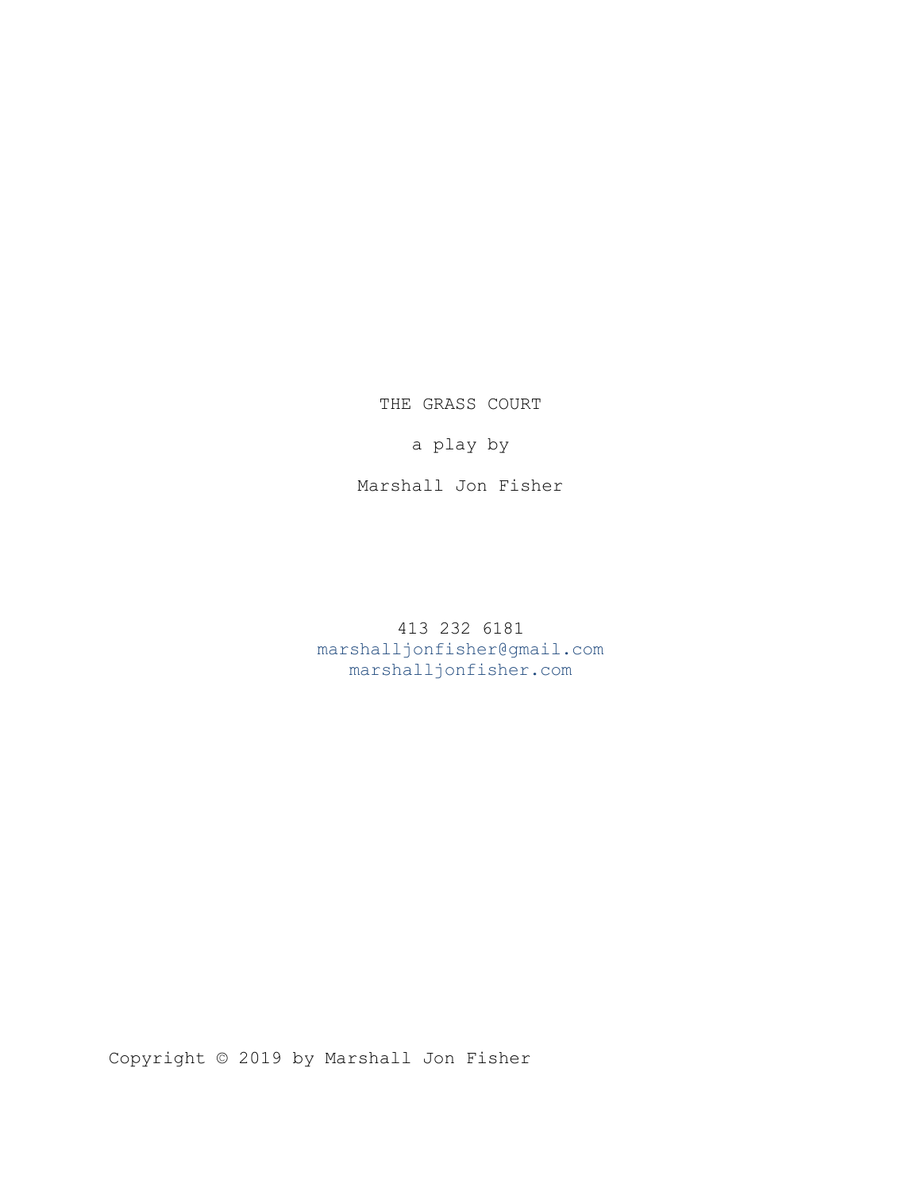# THE GRASS COURT

a play by

Marshall Jon Fisher

413 232 6181
marshalljonfisher@gmail.com
marshalljonfisher.com

Copyright © 2019 by Marshall Jon Fisher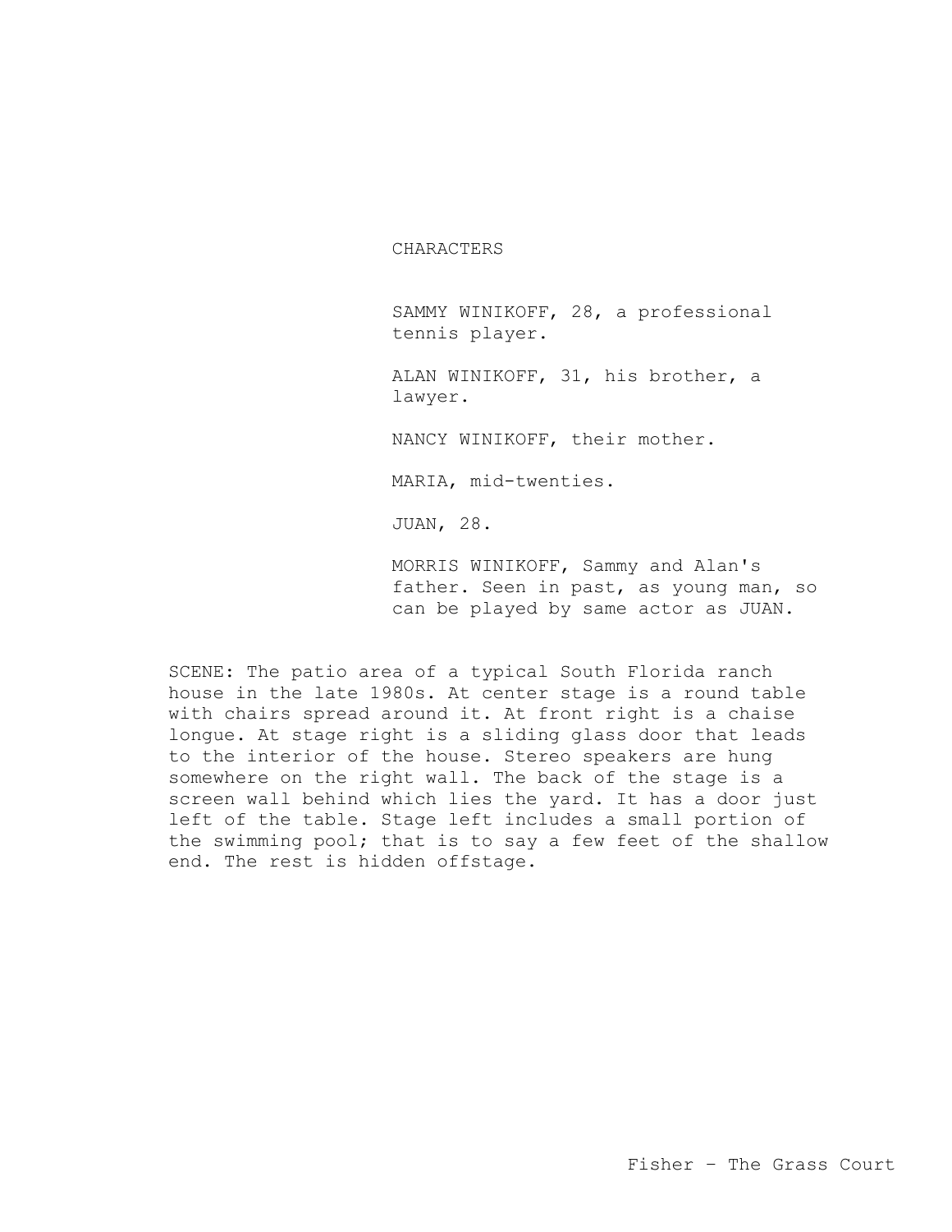CHARACTERS

SAMMY WINIKOFF, 28, a professional tennis player.

ALAN WINIKOFF, 31, his brother, a lawyer.

NANCY WINIKOFF, their mother.

MARIA, mid-twenties.

JUAN, 28.

MORRIS WINIKOFF, Sammy and Alan's father. Seen in past, as young man, so can be played by same actor as JUAN.

SCENE: The patio area of a typical South Florida ranch house in the late 1980s. At center stage is a round table with chairs spread around it. At front right is a chaise longue. At stage right is a sliding glass door that leads to the interior of the house. Stereo speakers are hung somewhere on the right wall. The back of the stage is a screen wall behind which lies the yard. It has a door just left of the table. Stage left includes a small portion of the swimming pool; that is to say a few feet of the shallow end. The rest is hidden offstage.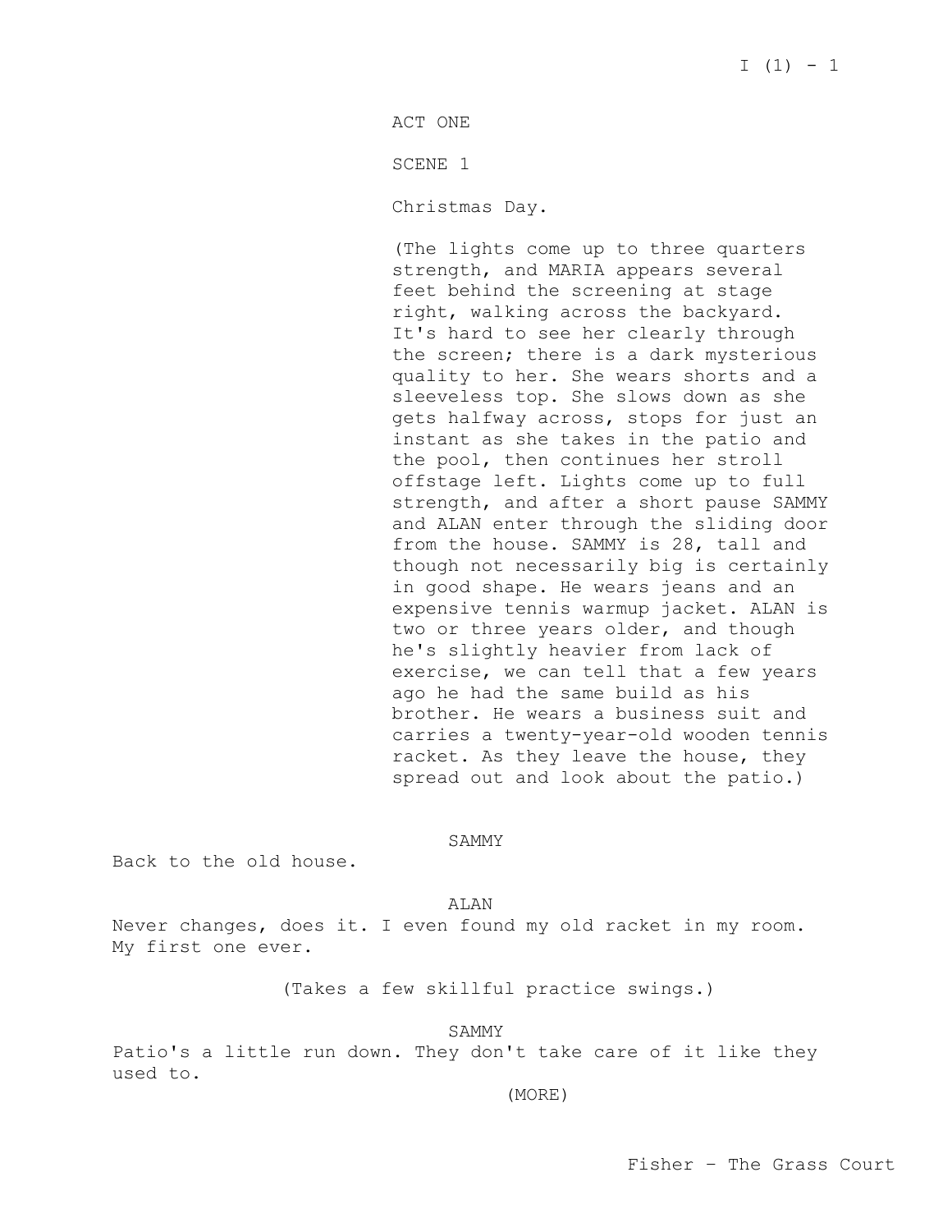ACT ONE

SCENE 1

Christmas Day.

(The lights come up to three quarters strength, and MARIA appears several feet behind the screening at stage right, walking across the backyard. It's hard to see her clearly through the screen; there is a dark mysterious quality to her. She wears shorts and a sleeveless top. She slows down as she gets halfway across, stops for just an instant as she takes in the patio and the pool, then continues her stroll offstage left. Lights come up to full strength, and after a short pause SAMMY and ALAN enter through the sliding door from the house. SAMMY is 28, tall and though not necessarily big is certainly in good shape. He wears jeans and an expensive tennis warmup jacket. ALAN is two or three years older, and though he's slightly heavier from lack of exercise, we can tell that a few years ago he had the same build as his brother. He wears a business suit and carries a twenty-year-old wooden tennis racket. As they leave the house, they spread out and look about the patio.)

SAMMY

Back to the old house.

ALAN

Never changes, does it. I even found my old racket in my room. My first one ever.

(Takes a few skillful practice swings.)

SAMMY

Patio's a little run down. They don't take care of it like they used to.

(MORE)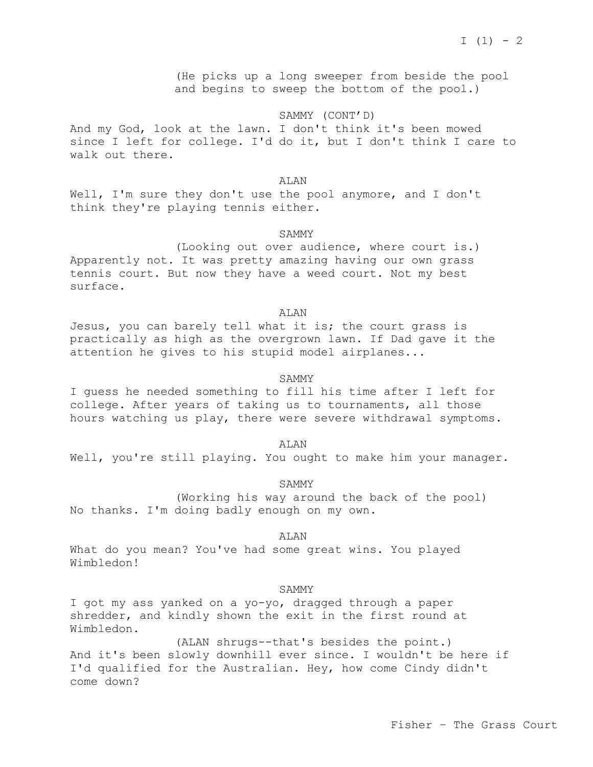(He picks up a long sweeper from beside the pool and begins to sweep the bottom of the pool.)

SAMMY (CONT'D)

And my God, look at the lawn. I don't think it's been mowed since I left for college. I'd do it, but I don't think I care to walk out there.

ALAN

Well, I'm sure they don't use the pool anymore, and I don't think they're playing tennis either.

SAMMY

(Looking out over audience, where court is.)

Apparently not. It was pretty amazing having our own grass tennis court. But now they have a weed court. Not my best surface.

ALAN

Jesus, you can barely tell what it is; the court grass is practically as high as the overgrown lawn. If Dad gave it the attention he gives to his stupid model airplanes...

SAMMY

I guess he needed something to fill his time after I left for college. After years of taking us to tournaments, all those hours watching us play, there were severe withdrawal symptoms.

ALAN

Well, you're still playing. You ought to make him your manager.

SAMMY

(Working his way around the back of the pool)

No thanks. I'm doing badly enough on my own.

ALAN

What do you mean? You've had some great wins. You played Wimbledon!

SAMMY

I got my ass yanked on a yo-yo, dragged through a paper shredder, and kindly shown the exit in the first round at Wimbledon.

(ALAN shrugs--that's besides the point.)

And it's been slowly downhill ever since. I wouldn't be here if I'd qualified for the Australian. Hey, how come Cindy didn't come down?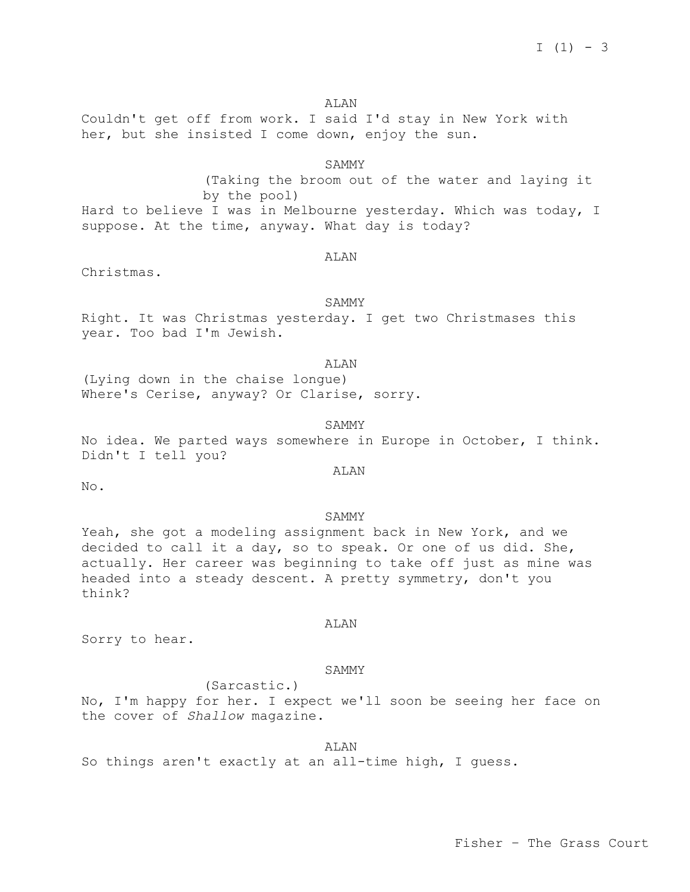ALAN

Couldn't get off from work. I said I'd stay in New York with her, but she insisted I come down, enjoy the sun.

SAMMY

(Taking the broom out of the water and laying it by the pool)

Hard to believe I was in Melbourne yesterday. Which was today, I suppose. At the time, anyway. What day is today?

ALAN

Christmas.

SAMMY

Right. It was Christmas yesterday. I get two Christmases this year. Too bad I'm Jewish.

ALAN

(Lying down in the chaise longue)

Where's Cerise, anyway? Or Clarise, sorry.

SAMMY

No idea. We parted ways somewhere in Europe in October, I think. Didn't I tell you?

ALAN

No.

SAMMY

Yeah, she got a modeling assignment back in New York, and we decided to call it a day, so to speak. Or one of us did. She, actually. Her career was beginning to take off just as mine was headed into a steady descent. A pretty symmetry, don't you think?

ALAN

Sorry to hear.

SAMMY

(Sarcastic.)

No, I'm happy for her. I expect we'll soon be seeing her face on the cover of *Shallow* magazine.

ALAN

So things aren't exactly at an all-time high, I guess.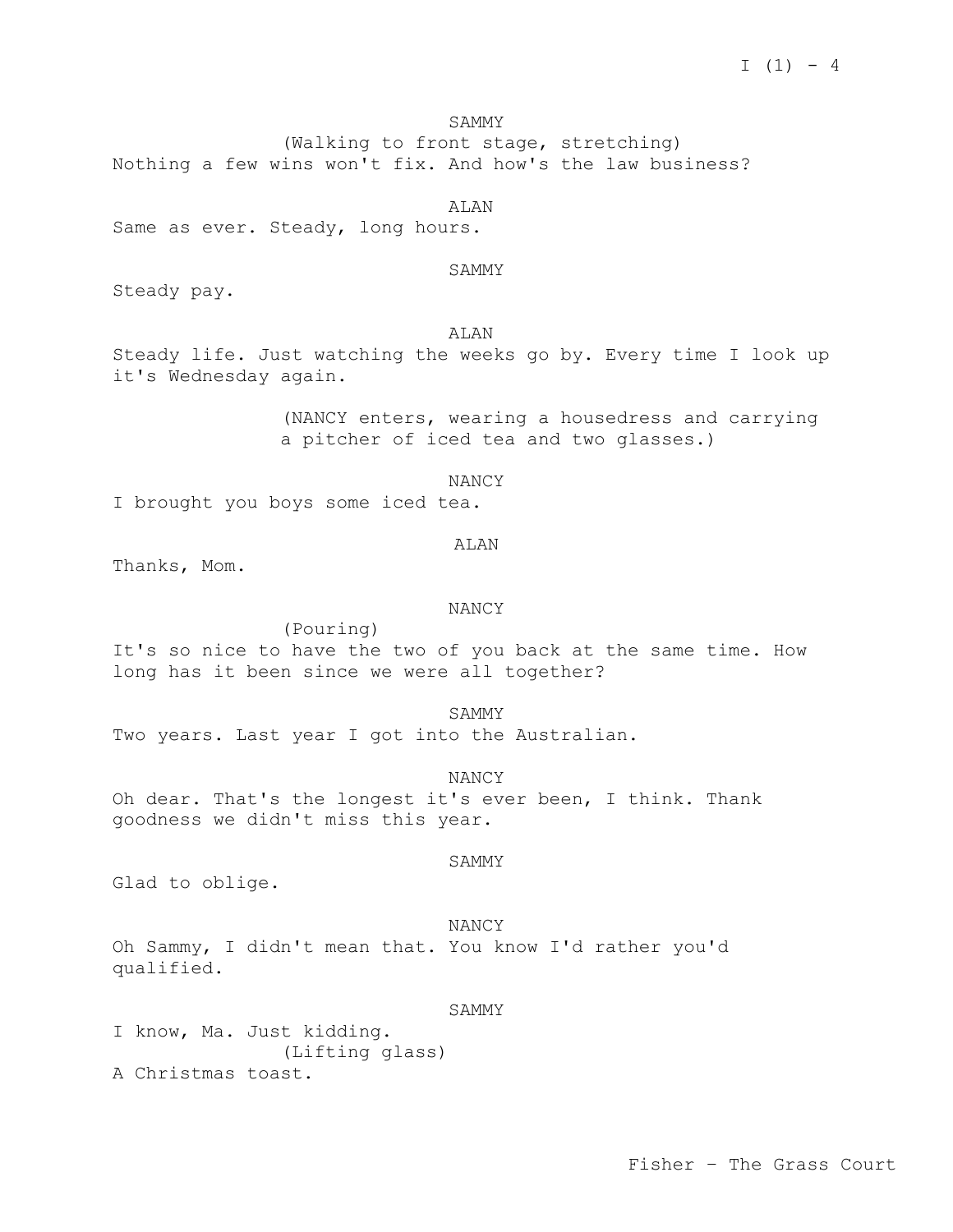SAMMY

(Walking to front stage, stretching)

Nothing a few wins won't fix. And how's the law business?

ALAN

Same as ever. Steady, long hours.

SAMMY

Steady pay.

ALAN

Steady life. Just watching the weeks go by. Every time I look up it's Wednesday again.

(NANCY enters, wearing a housedress and carrying a pitcher of iced tea and two glasses.)

NANCY

I brought you boys some iced tea.

ALAN

Thanks, Mom.

NANCY

(Pouring)

It's so nice to have the two of you back at the same time. How long has it been since we were all together?

SAMMY

Two years. Last year I got into the Australian.

NANCY

Oh dear. That's the longest it's ever been, I think. Thank goodness we didn't miss this year.

SAMMY

Glad to oblige.

NANCY

Oh Sammy, I didn't mean that. You know I'd rather you'd qualified.

SAMMY

I know, Ma. Just kidding.

(Lifting glass)

A Christmas toast.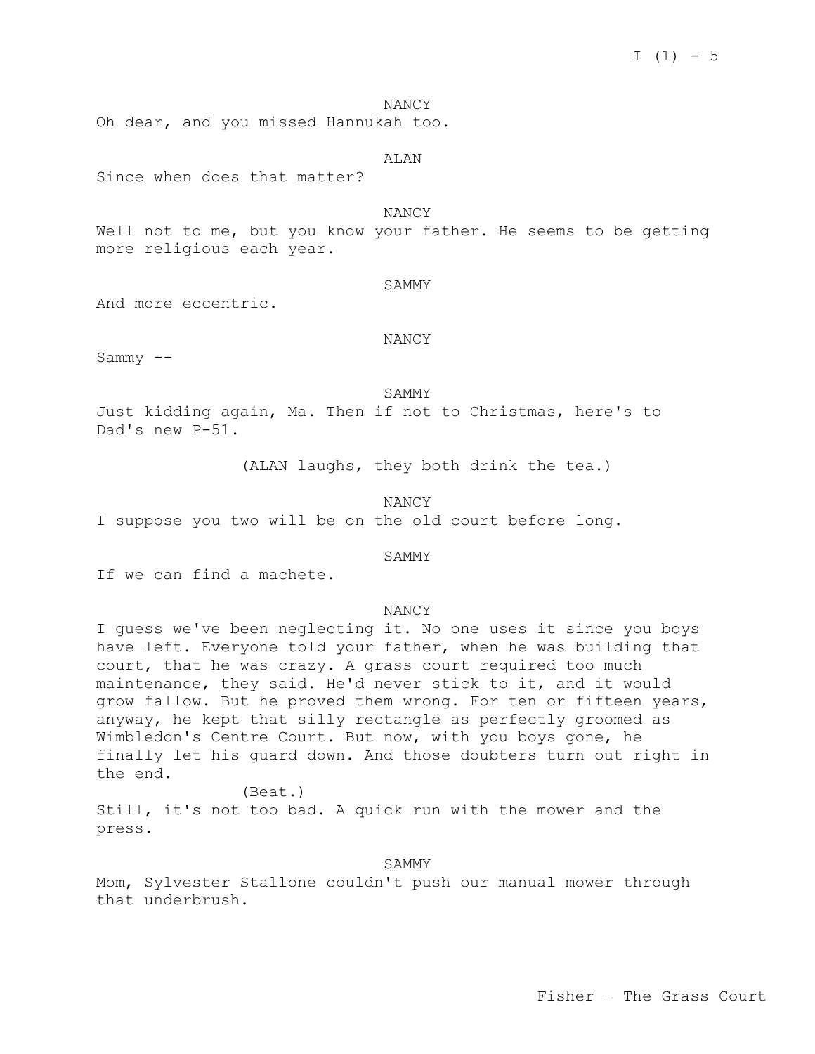NANCY

Oh dear, and you missed Hannukah too.

ALAN

Since when does that matter?

NANCY

Well not to me, but you know your father. He seems to be getting more religious each year.

SAMMY

And more eccentric.

NANCY

Sammy --

SAMMY

Just kidding again, Ma. Then if not to Christmas, here's to Dad's new P-51.

(ALAN laughs, they both drink the tea.)

NANCY

I suppose you two will be on the old court before long.

SAMMY

If we can find a machete.

NANCY

I guess we've been neglecting it. No one uses it since you boys have left. Everyone told your father, when he was building that court, that he was crazy. A grass court required too much maintenance, they said. He'd never stick to it, and it would grow fallow. But he proved them wrong. For ten or fifteen years, anyway, he kept that silly rectangle as perfectly groomed as Wimbledon's Centre Court. But now, with you boys gone, he finally let his guard down. And those doubters turn out right in the end.

(Beat.)

Still, it's not too bad. A quick run with the mower and the press.

SAMMY

Mom, Sylvester Stallone couldn't push our manual mower through that underbrush.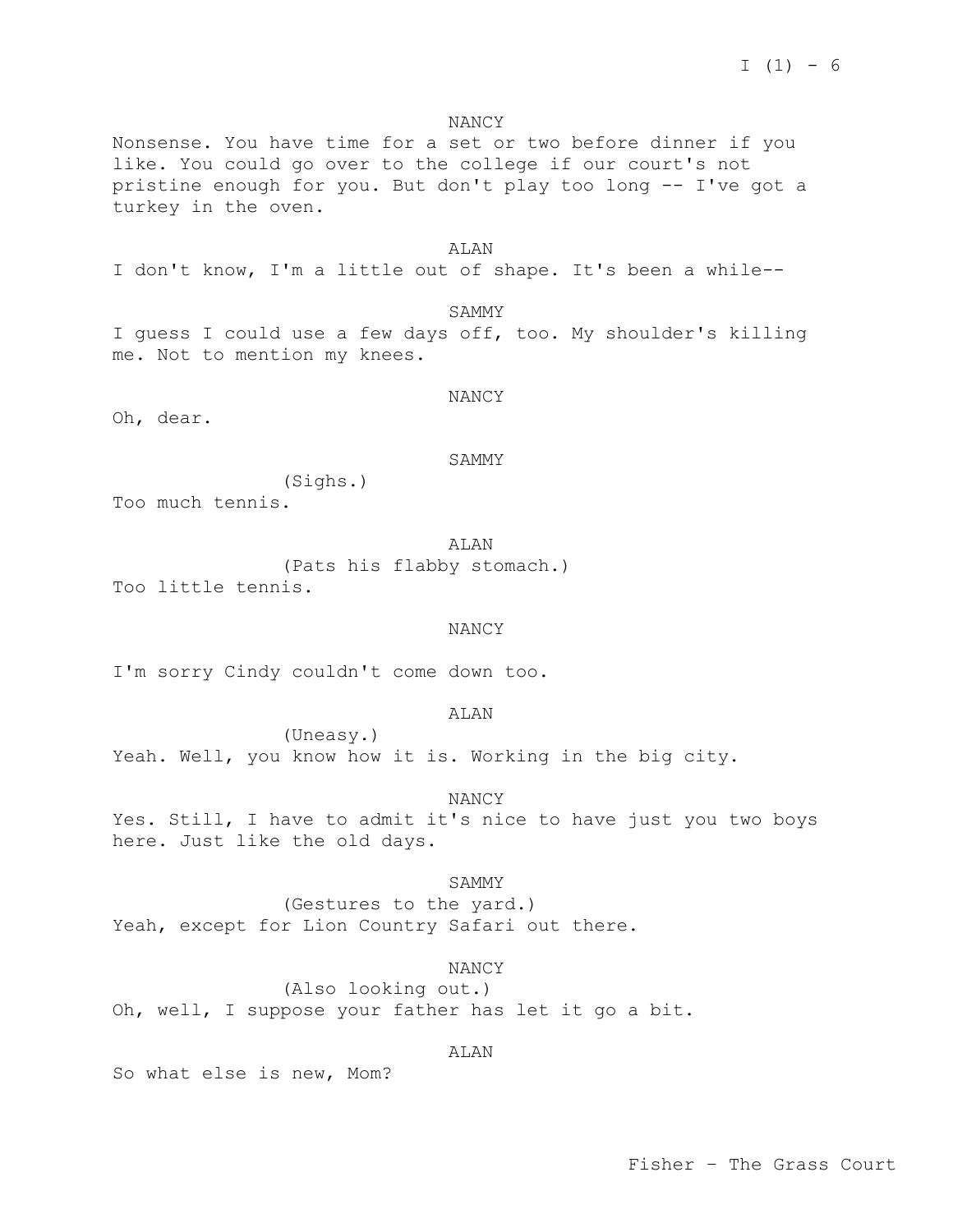NANCY

Nonsense. You have time for a set or two before dinner if you like. You could go over to the college if our court's not pristine enough for you. But don't play too long -- I've got a turkey in the oven.

ALAN

I don't know, I'm a little out of shape. It's been a while--

SAMMY

I guess I could use a few days off, too. My shoulder's killing me. Not to mention my knees.

NANCY

Oh, dear.

SAMMY

(Sighs.)

Too much tennis.

ALAN

(Pats his flabby stomach.)

Too little tennis.

NANCY

I'm sorry Cindy couldn't come down too.

ALAN

(Uneasy.)

Yeah. Well, you know how it is. Working in the big city.

NANCY

Yes. Still, I have to admit it's nice to have just you two boys here. Just like the old days.

SAMMY

(Gestures to the yard.)

Yeah, except for Lion Country Safari out there.

NANCY

(Also looking out.)

Oh, well, I suppose your father has let it go a bit.

ALAN

So what else is new, Mom?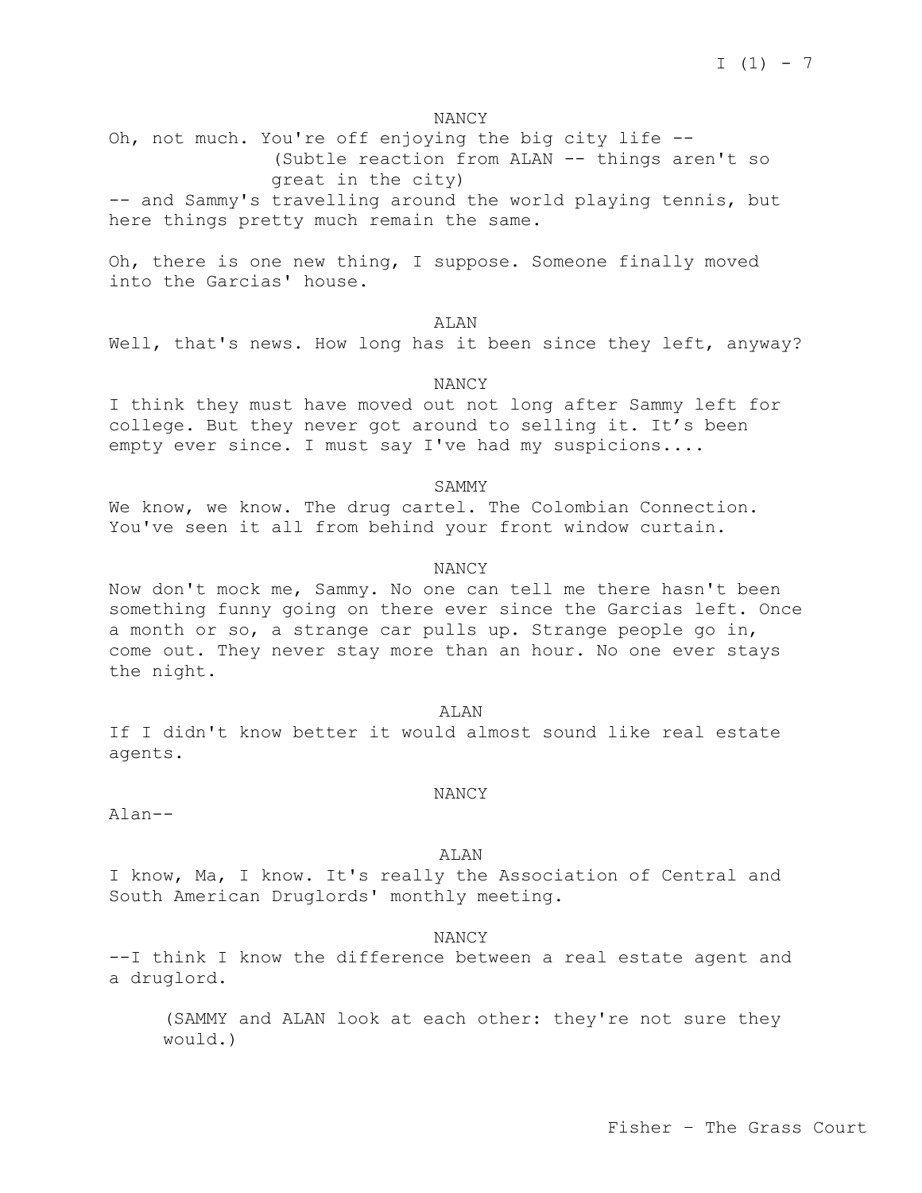NANCY

Oh, not much. You're off enjoying the big city life --

(Subtle reaction from ALAN -- things aren't so great in the city)

-- and Sammy's travelling around the world playing tennis, but here things pretty much remain the same.

Oh, there is one new thing, I suppose. Someone finally moved into the Garcias' house.

ALAN

Well, that's news. How long has it been since they left, anyway?

NANCY

I think they must have moved out not long after Sammy left for college. But they never got around to selling it. It's been empty ever since. I must say I've had my suspicions....

SAMMY

We know, we know. The drug cartel. The Colombian Connection. You've seen it all from behind your front window curtain.

NANCY

Now don't mock me, Sammy. No one can tell me there hasn't been something funny going on there ever since the Garcias left. Once a month or so, a strange car pulls up. Strange people go in, come out. They never stay more than an hour. No one ever stays the night.

ALAN

If I didn't know better it would almost sound like real estate agents.

NANCY

Alan--

ALAN

I know, Ma, I know. It's really the Association of Central and South American Druglords' monthly meeting.

NANCY

--I think I know the difference between a real estate agent and a druglord.

(SAMMY and ALAN look at each other: they're not sure they would.)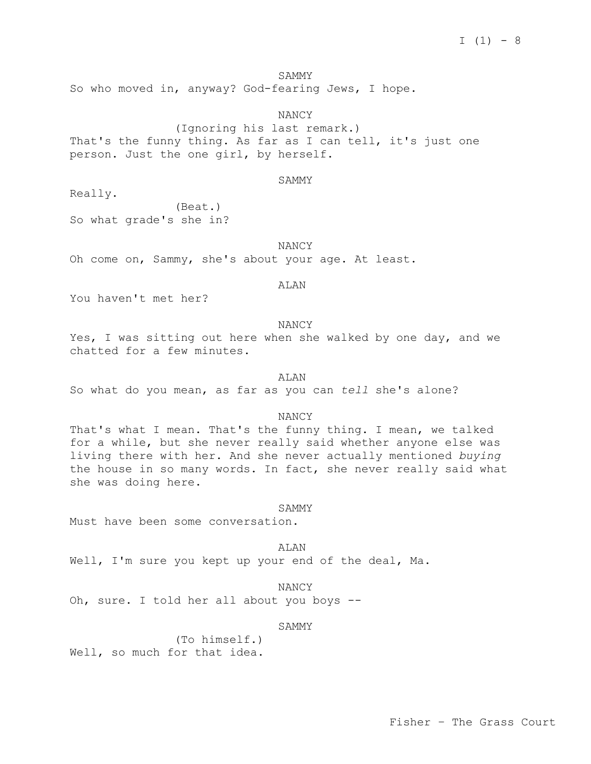SAMMY

So who moved in, anyway? God-fearing Jews, I hope.

NANCY

(Ignoring his last remark.)

That's the funny thing. As far as I can tell, it's just one person. Just the one girl, by herself.

SAMMY

Really.

(Beat.)

So what grade's she in?

NANCY

Oh come on, Sammy, she's about your age. At least.

ALAN

You haven't met her?

NANCY

Yes, I was sitting out here when she walked by one day, and we chatted for a few minutes.

ALAN

So what do you mean, as far as you can *tell* she's alone?

NANCY

That's what I mean. That's the funny thing. I mean, we talked for a while, but she never really said whether anyone else was living there with her. And she never actually mentioned *buying* the house in so many words. In fact, she never really said what she was doing here.

SAMMY

Must have been some conversation.

ALAN

Well, I'm sure you kept up your end of the deal, Ma.

NANCY

Oh, sure. I told her all about you boys --

SAMMY

(To himself.)

Well, so much for that idea.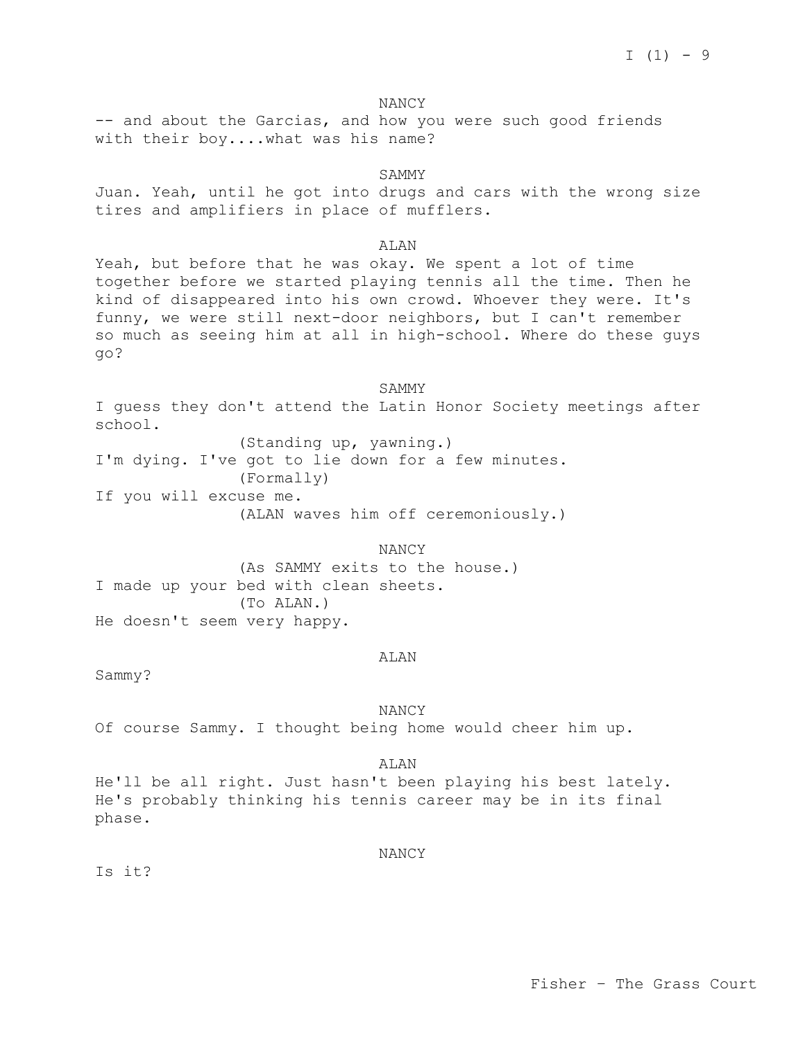NANCY

-- and about the Garcias, and how you were such good friends with their boy....what was his name?

SAMMY

Juan. Yeah, until he got into drugs and cars with the wrong size tires and amplifiers in place of mufflers.

ALAN

Yeah, but before that he was okay. We spent a lot of time together before we started playing tennis all the time. Then he kind of disappeared into his own crowd. Whoever they were. It's funny, we were still next-door neighbors, but I can't remember so much as seeing him at all in high-school. Where do these guys go?

SAMMY

I guess they don't attend the Latin Honor Society meetings after school.

(Standing up, yawning.)

I'm dying. I've got to lie down for a few minutes.

(Formally)

If you will excuse me.

(ALAN waves him off ceremoniously.)

NANCY

(As SAMMY exits to the house.)

I made up your bed with clean sheets.

(To ALAN.)

He doesn't seem very happy.

ALAN

Sammy?

NANCY

Of course Sammy. I thought being home would cheer him up.

ALAN

He'll be all right. Just hasn't been playing his best lately. He's probably thinking his tennis career may be in its final phase.

NANCY

Is it?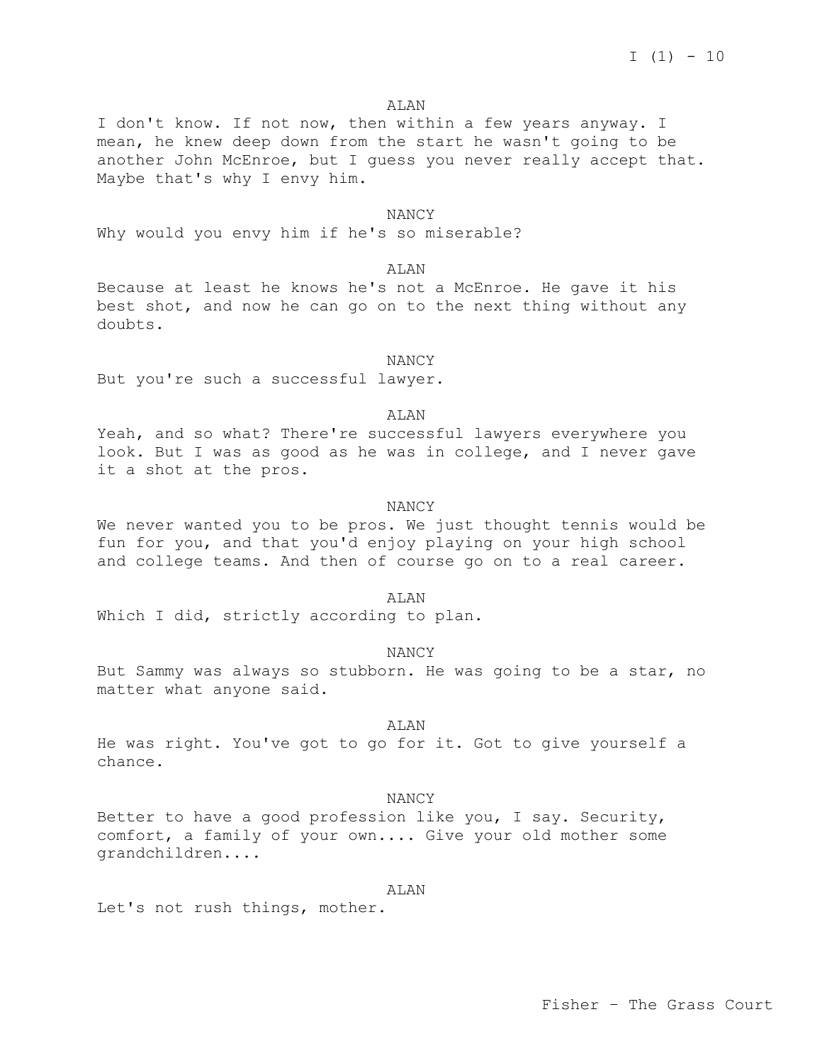ALAN

I don't know. If not now, then within a few years anyway. I mean, he knew deep down from the start he wasn't going to be another John McEnroe, but I guess you never really accept that. Maybe that's why I envy him.

NANCY

Why would you envy him if he's so miserable?

ALAN

Because at least he knows he's not a McEnroe. He gave it his best shot, and now he can go on to the next thing without any doubts.

NANCY

But you're such a successful lawyer.

ALAN

Yeah, and so what? There're successful lawyers everywhere you look. But I was as good as he was in college, and I never gave it a shot at the pros.

NANCY

We never wanted you to be pros. We just thought tennis would be fun for you, and that you'd enjoy playing on your high school and college teams. And then of course go on to a real career.

ALAN

Which I did, strictly according to plan.

NANCY

But Sammy was always so stubborn. He was going to be a star, no matter what anyone said.

ALAN

He was right. You've got to go for it. Got to give yourself a chance.

NANCY

Better to have a good profession like you, I say. Security, comfort, a family of your own.... Give your old mother some grandchildren....

ALAN

Let's not rush things, mother.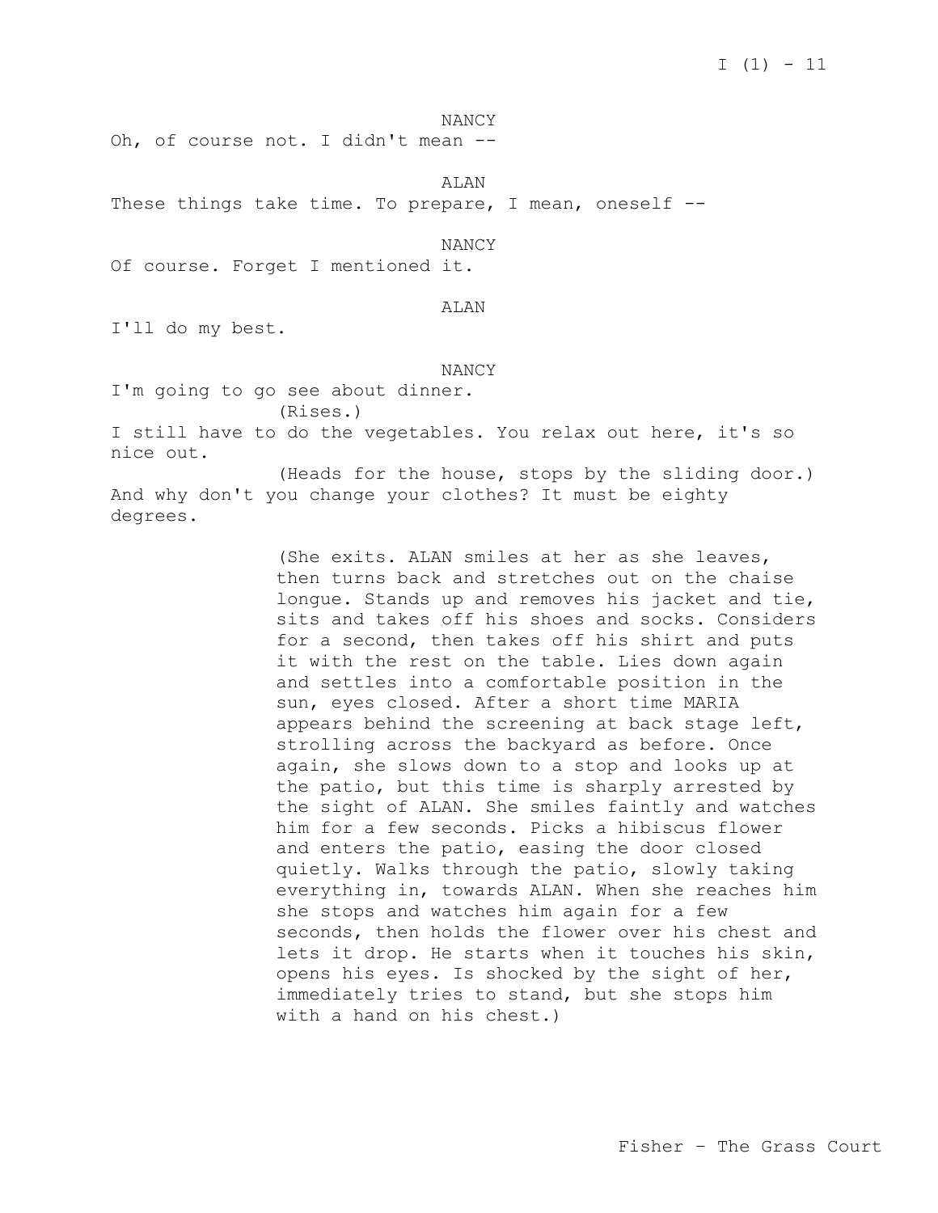NANCY

Oh, of course not. I didn't mean --

ALAN

These things take time. To prepare, I mean, oneself --

NANCY

Of course. Forget I mentioned it.

ALAN

I'll do my best.

NANCY

I'm going to go see about dinner.

(Rises.)

I still have to do the vegetables. You relax out here, it's so nice out.

(Heads for the house, stops by the sliding door.)

And why don't you change your clothes? It must be eighty degrees.

(She exits. ALAN smiles at her as she leaves, then turns back and stretches out on the chaise longue. Stands up and removes his jacket and tie, sits and takes off his shoes and socks. Considers for a second, then takes off his shirt and puts it with the rest on the table. Lies down again and settles into a comfortable position in the sun, eyes closed. After a short time MARIA appears behind the screening at back stage left, strolling across the backyard as before. Once again, she slows down to a stop and looks up at the patio, but this time is sharply arrested by the sight of ALAN. She smiles faintly and watches him for a few seconds. Picks a hibiscus flower and enters the patio, easing the door closed quietly. Walks through the patio, slowly taking everything in, towards ALAN. When she reaches him she stops and watches him again for a few seconds, then holds the flower over his chest and lets it drop. He starts when it touches his skin, opens his eyes. Is shocked by the sight of her, immediately tries to stand, but she stops him with a hand on his chest.)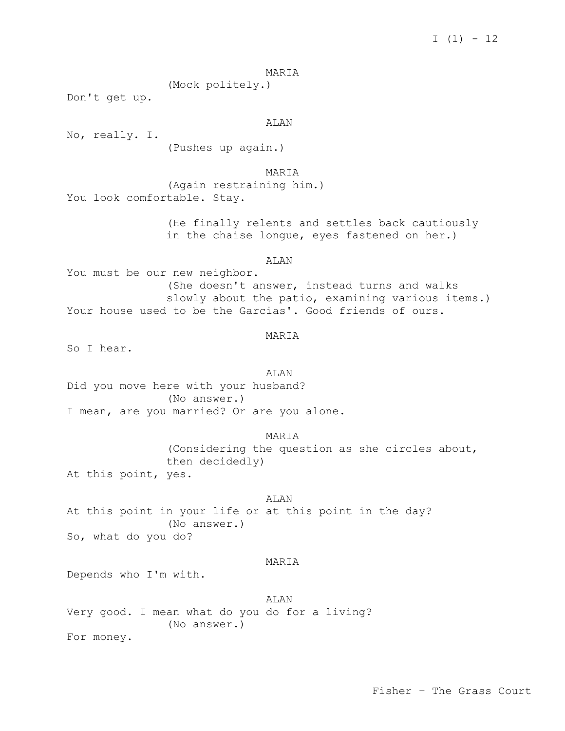MARIA
(Mock politely.)
Don't get up.

ALAN
No, really. I.
(Pushes up again.)

MARIA
(Again restraining him.)
You look comfortable. Stay.

(He finally relents and settles back cautiously in the chaise longue, eyes fastened on her.)

ALAN
You must be our new neighbor.
(She doesn't answer, instead turns and walks slowly about the patio, examining various items.)
Your house used to be the Garcias'. Good friends of ours.

MARIA
So I hear.

ALAN
Did you move here with your husband?
(No answer.)
I mean, are you married? Or are you alone.

MARIA
(Considering the question as she circles about, then decidedly)
At this point, yes.

ALAN
At this point in your life or at this point in the day?
(No answer.)
So, what do you do?

MARIA
Depends who I'm with.

ALAN
Very good. I mean what do you do for a living?
(No answer.)
For money.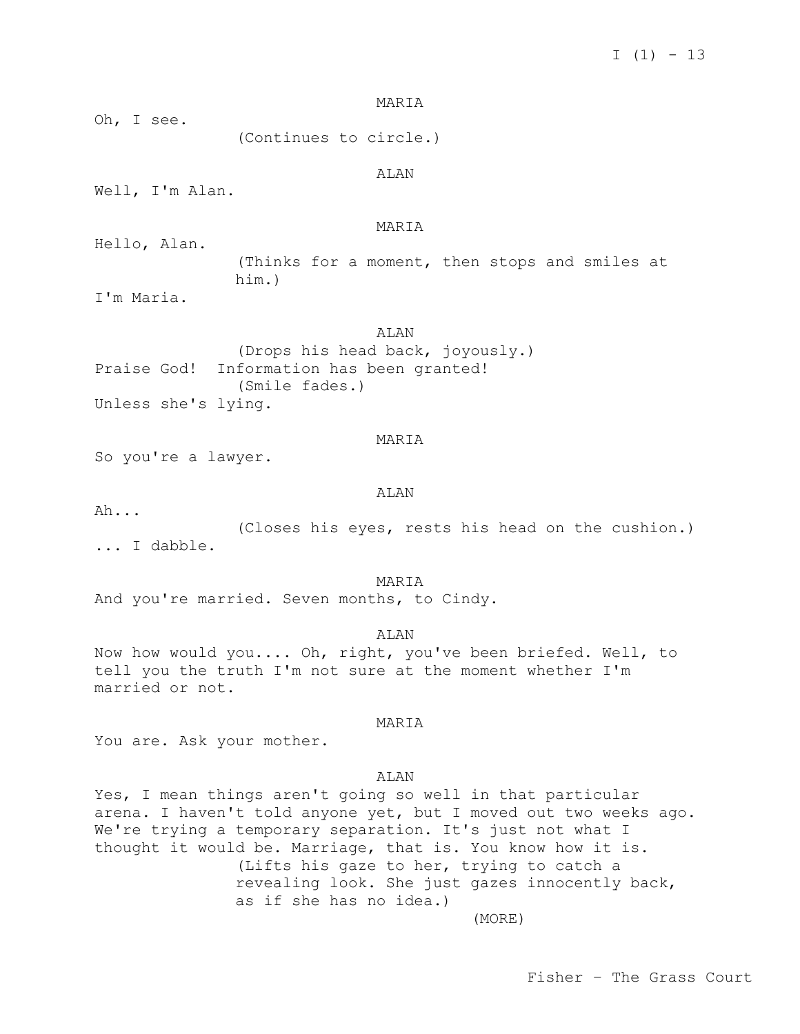MARIA

Oh, I see.

(Continues to circle.)

ALAN

Well, I'm Alan.

MARIA

Hello, Alan.

(Thinks for a moment, then stops and smiles at him.)

I'm Maria.

ALAN

(Drops his head back, joyously.)

Praise God! Information has been granted!

(Smile fades.)

Unless she's lying.

MARIA

So you're a lawyer.

ALAN

Ah...

(Closes his eyes, rests his head on the cushion.)

... I dabble.

MARIA

And you're married. Seven months, to Cindy.

ALAN

Now how would you.... Oh, right, you've been briefed. Well, to tell you the truth I'm not sure at the moment whether I'm married or not.

MARIA

You are. Ask your mother.

ALAN

Yes, I mean things aren't going so well in that particular arena. I haven't told anyone yet, but I moved out two weeks ago. We're trying a temporary separation. It's just not what I thought it would be. Marriage, that is. You know how it is.

(Lifts his gaze to her, trying to catch a revealing look. She just gazes innocently back, as if she has no idea.)

(MORE)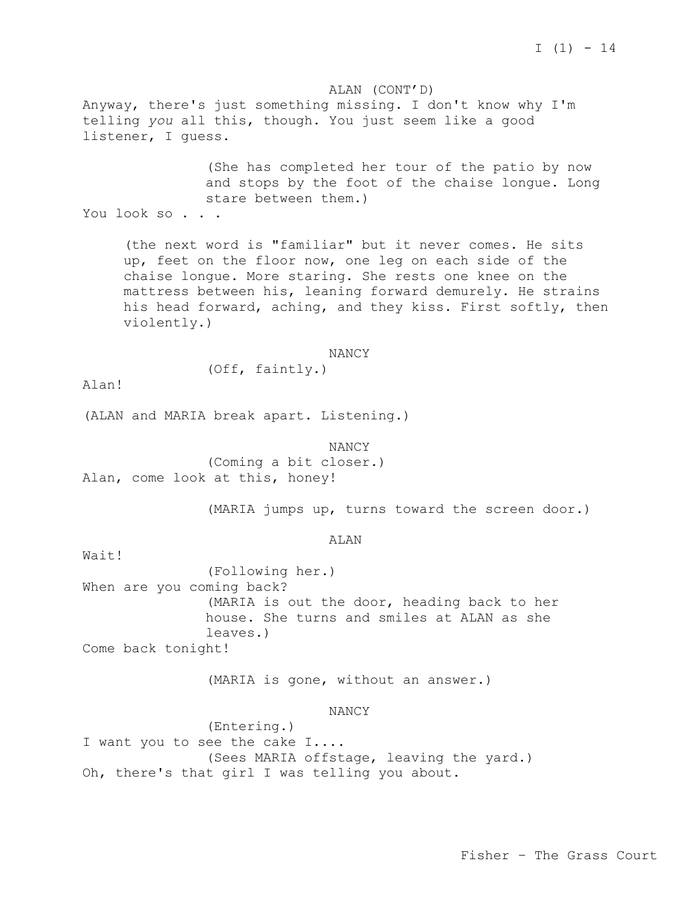ALAN (CONT'D)

Anyway, there's just something missing. I don't know why I'm telling *you* all this, though. You just seem like a good listener, I guess.

(She has completed her tour of the patio by now and stops by the foot of the chaise longue. Long stare between them.)

You look so . . .

(the next word is "familiar" but it never comes. He sits up, feet on the floor now, one leg on each side of the chaise longue. More staring. She rests one knee on the mattress between his, leaning forward demurely. He strains his head forward, aching, and they kiss. First softly, then violently.)

NANCY

(Off, faintly.)

Alan!

(ALAN and MARIA break apart. Listening.)

NANCY

(Coming a bit closer.)

Alan, come look at this, honey!

(MARIA jumps up, turns toward the screen door.)

ALAN

Wait!

(Following her.)

When are you coming back?

(MARIA is out the door, heading back to her house. She turns and smiles at ALAN as she leaves.)

Come back tonight!

(MARIA is gone, without an answer.)

NANCY

(Entering.)

I want you to see the cake I....

(Sees MARIA offstage, leaving the yard.)

Oh, there's that girl I was telling you about.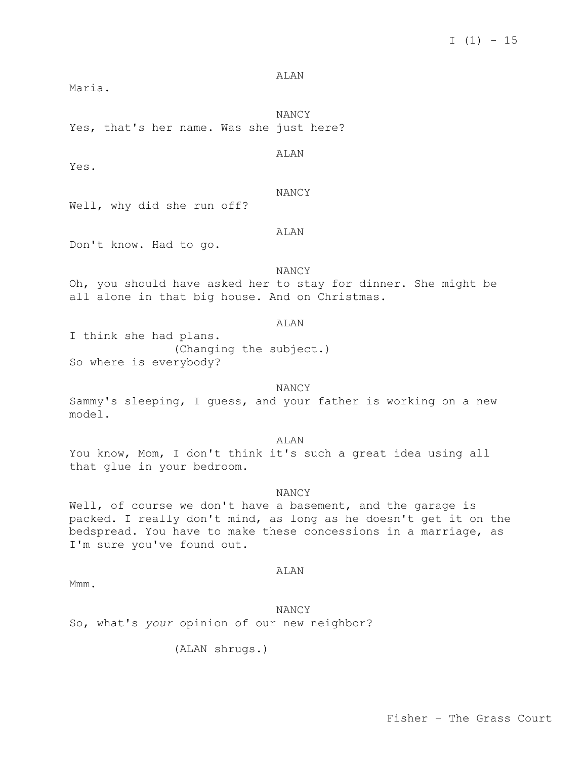ALAN

Maria.

NANCY

Yes, that's her name. Was she just here?

ALAN

Yes.

NANCY

Well, why did she run off?

ALAN

Don't know. Had to go.

NANCY

Oh, you should have asked her to stay for dinner. She might be all alone in that big house. And on Christmas.

ALAN

I think she had plans.

(Changing the subject.)

So where is everybody?

NANCY

Sammy's sleeping, I guess, and your father is working on a new model.

ALAN

You know, Mom, I don't think it's such a great idea using all that glue in your bedroom.

NANCY

Well, of course we don't have a basement, and the garage is packed. I really don't mind, as long as he doesn't get it on the bedspread. You have to make these concessions in a marriage, as I'm sure you've found out.

ALAN

Mmm.

NANCY

So, what's *your* opinion of our new neighbor?

(ALAN shrugs.)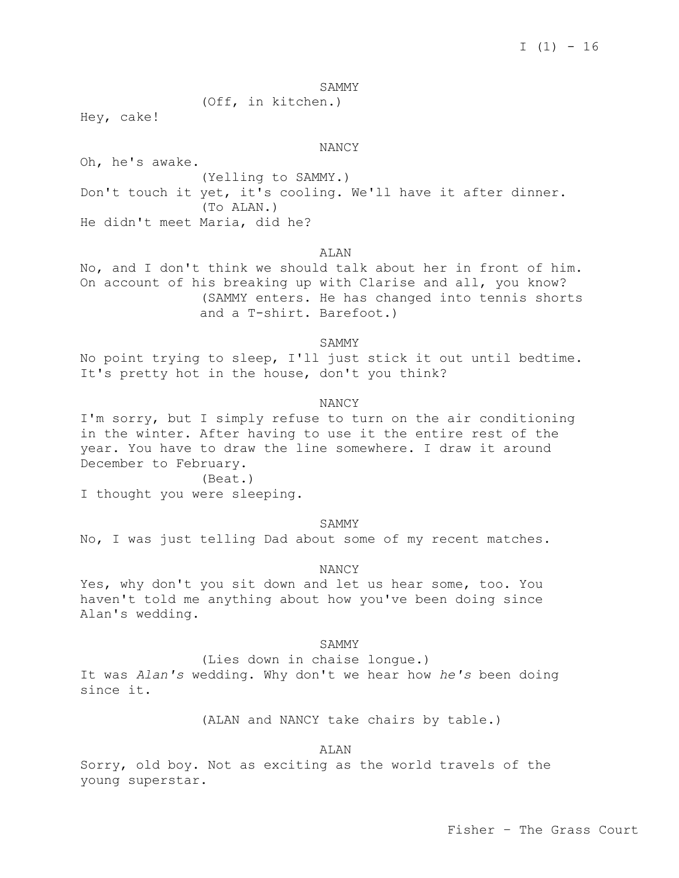SAMMY

(Off, in kitchen.)

Hey, cake!

NANCY

Oh, he's awake.

(Yelling to SAMMY.)

Don't touch it yet, it's cooling. We'll have it after dinner.

(To ALAN.)

He didn't meet Maria, did he?

ALAN

No, and I don't think we should talk about her in front of him. On account of his breaking up with Clarise and all, you know?

(SAMMY enters. He has changed into tennis shorts and a T-shirt. Barefoot.)

SAMMY

No point trying to sleep, I'll just stick it out until bedtime. It's pretty hot in the house, don't you think?

NANCY

I'm sorry, but I simply refuse to turn on the air conditioning in the winter. After having to use it the entire rest of the year. You have to draw the line somewhere. I draw it around December to February.

(Beat.)

I thought you were sleeping.

SAMMY

No, I was just telling Dad about some of my recent matches.

NANCY

Yes, why don't you sit down and let us hear some, too. You haven't told me anything about how you've been doing since Alan's wedding.

SAMMY

(Lies down in chaise longue.)

It was *Alan's* wedding. Why don't we hear how *he's* been doing since it.

(ALAN and NANCY take chairs by table.)

ALAN

Sorry, old boy. Not as exciting as the world travels of the young superstar.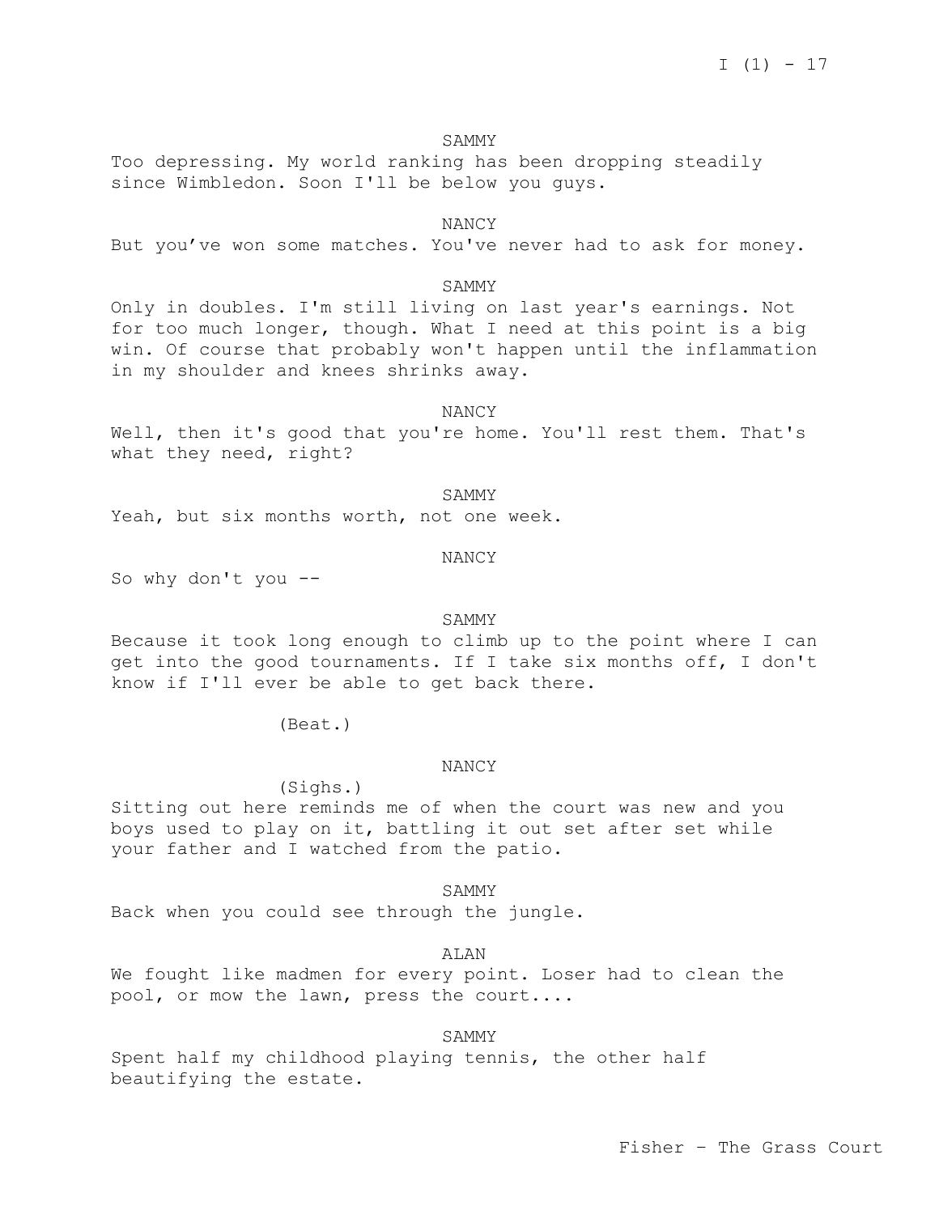SAMMY

Too depressing. My world ranking has been dropping steadily since Wimbledon. Soon I'll be below you guys.

NANCY

But you've won some matches. You've never had to ask for money.

SAMMY

Only in doubles. I'm still living on last year's earnings. Not for too much longer, though. What I need at this point is a big win. Of course that probably won't happen until the inflammation in my shoulder and knees shrinks away.

NANCY

Well, then it's good that you're home. You'll rest them. That's what they need, right?

SAMMY

Yeah, but six months worth, not one week.

NANCY

So why don't you --

SAMMY

Because it took long enough to climb up to the point where I can get into the good tournaments. If I take six months off, I don't know if I'll ever be able to get back there.

(Beat.)

NANCY

(Sighs.)

Sitting out here reminds me of when the court was new and you boys used to play on it, battling it out set after set while your father and I watched from the patio.

SAMMY

Back when you could see through the jungle.

ALAN

We fought like madmen for every point. Loser had to clean the pool, or mow the lawn, press the court....

SAMMY

Spent half my childhood playing tennis, the other half beautifying the estate.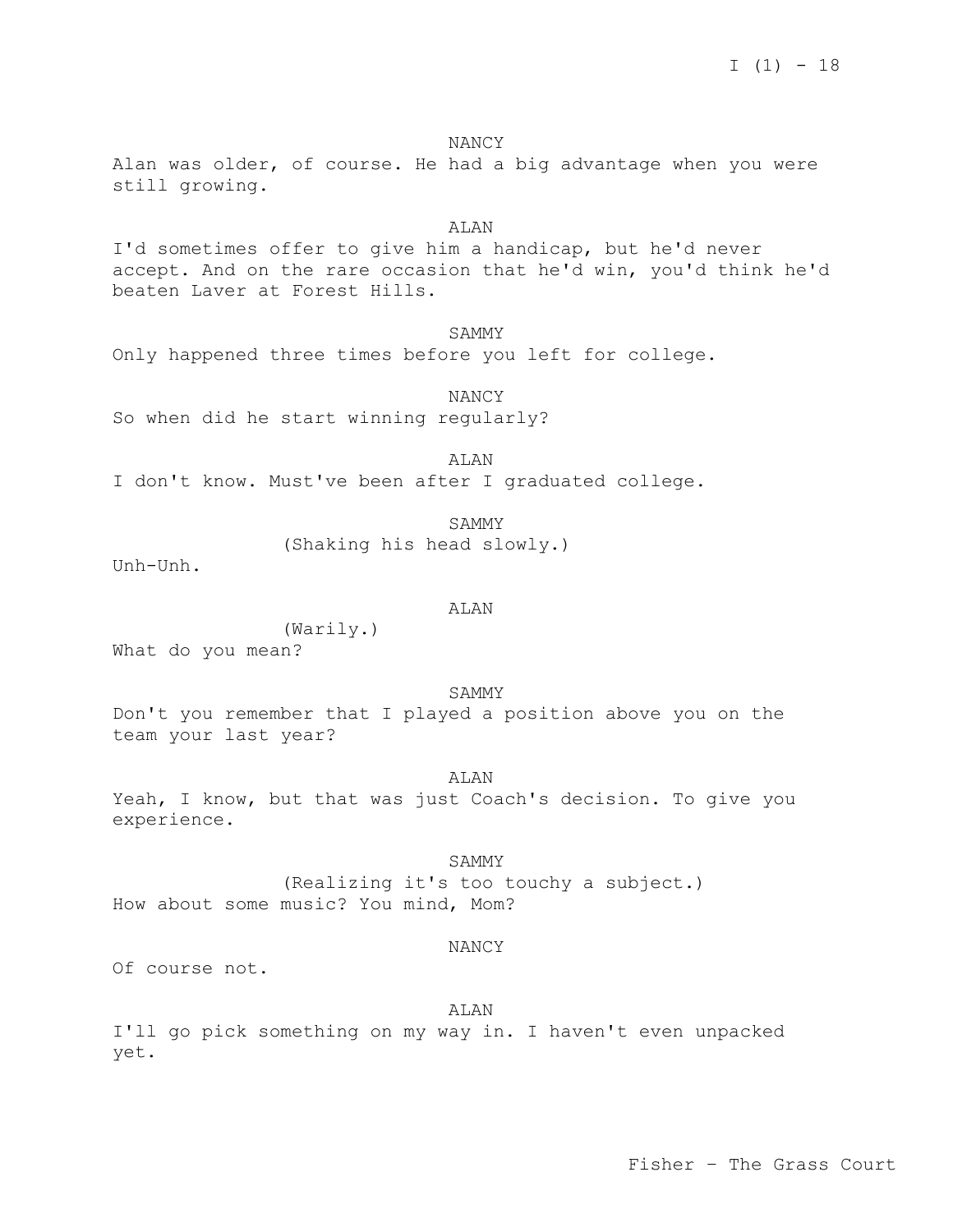NANCY

Alan was older, of course. He had a big advantage when you were still growing.

ALAN

I'd sometimes offer to give him a handicap, but he'd never accept. And on the rare occasion that he'd win, you'd think he'd beaten Laver at Forest Hills.

SAMMY

Only happened three times before you left for college.

NANCY

So when did he start winning regularly?

ALAN

I don't know. Must've been after I graduated college.

SAMMY

(Shaking his head slowly.)

Unh-Unh.

ALAN

(Warily.)

What do you mean?

SAMMY

Don't you remember that I played a position above you on the team your last year?

ALAN

Yeah, I know, but that was just Coach's decision. To give you experience.

SAMMY

(Realizing it's too touchy a subject.)

How about some music? You mind, Mom?

NANCY

Of course not.

ALAN

I'll go pick something on my way in. I haven't even unpacked yet.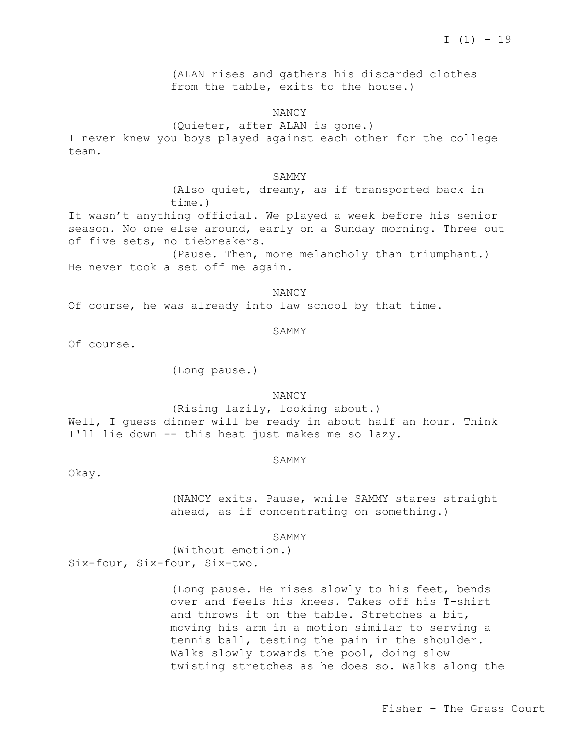(ALAN rises and gathers his discarded clothes from the table, exits to the house.)

NANCY

(Quieter, after ALAN is gone.)

I never knew you boys played against each other for the college team.

SAMMY

(Also quiet, dreamy, as if transported back in time.)

It wasn't anything official. We played a week before his senior season. No one else around, early on a Sunday morning. Three out of five sets, no tiebreakers.

(Pause. Then, more melancholy than triumphant.)

He never took a set off me again.

NANCY

Of course, he was already into law school by that time.

SAMMY

Of course.

(Long pause.)

NANCY

(Rising lazily, looking about.)

Well, I guess dinner will be ready in about half an hour. Think I'll lie down -- this heat just makes me so lazy.

SAMMY

Okay.

(NANCY exits. Pause, while SAMMY stares straight ahead, as if concentrating on something.)

SAMMY

(Without emotion.)

Six-four, Six-four, Six-two.

(Long pause. He rises slowly to his feet, bends over and feels his knees. Takes off his T-shirt and throws it on the table. Stretches a bit, moving his arm in a motion similar to serving a tennis ball, testing the pain in the shoulder. Walks slowly towards the pool, doing slow twisting stretches as he does so. Walks along the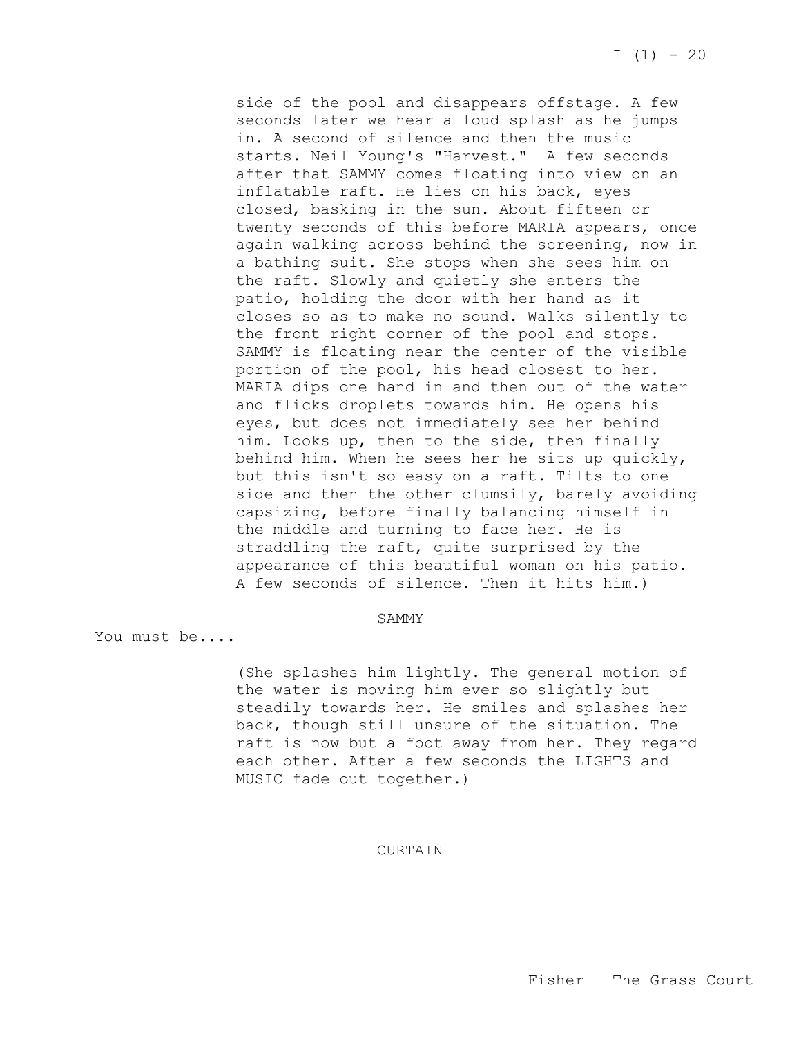side of the pool and disappears offstage. A few seconds later we hear a loud splash as he jumps in. A second of silence and then the music starts. Neil Young's "Harvest." A few seconds after that SAMMY comes floating into view on an inflatable raft. He lies on his back, eyes closed, basking in the sun. About fifteen or twenty seconds of this before MARIA appears, once again walking across behind the screening, now in a bathing suit. She stops when she sees him on the raft. Slowly and quietly she enters the patio, holding the door with her hand as it closes so as to make no sound. Walks silently to the front right corner of the pool and stops. SAMMY is floating near the center of the visible portion of the pool, his head closest to her. MARIA dips one hand in and then out of the water and flicks droplets towards him. He opens his eyes, but does not immediately see her behind him. Looks up, then to the side, then finally behind him. When he sees her he sits up quickly, but this isn't so easy on a raft. Tilts to one side and then the other clumsily, barely avoiding capsizing, before finally balancing himself in the middle and turning to face her. He is straddling the raft, quite surprised by the appearance of this beautiful woman on his patio. A few seconds of silence. Then it hits him.)

SAMMY

You must be....

(She splashes him lightly. The general motion of the water is moving him ever so slightly but steadily towards her. He smiles and splashes her back, though still unsure of the situation. The raft is now but a foot away from her. They regard each other. After a few seconds the LIGHTS and MUSIC fade out together.)

CURTAIN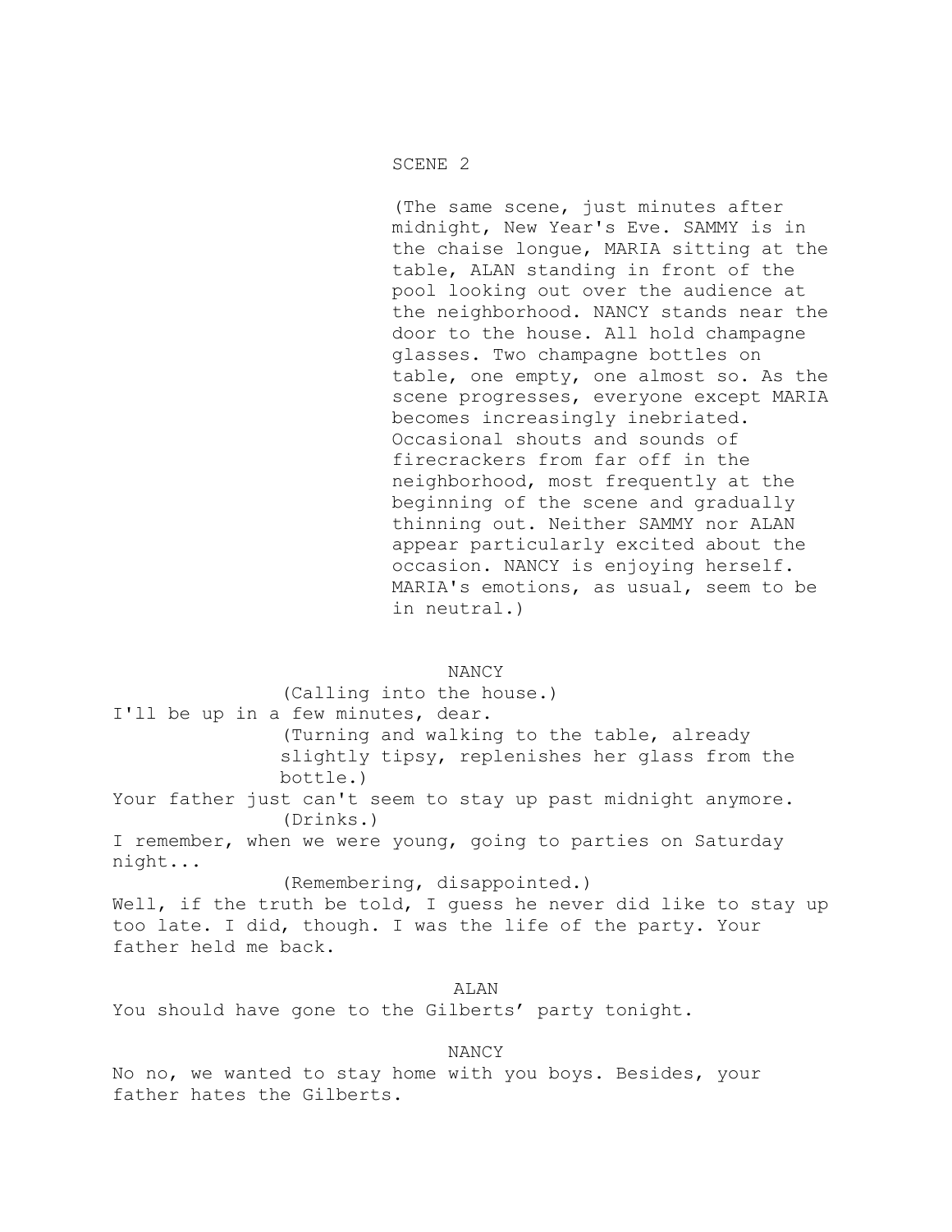SCENE 2

(The same scene, just minutes after midnight, New Year's Eve. SAMMY is in the chaise longue, MARIA sitting at the table, ALAN standing in front of the pool looking out over the audience at the neighborhood. NANCY stands near the door to the house. All hold champagne glasses. Two champagne bottles on table, one empty, one almost so. As the scene progresses, everyone except MARIA becomes increasingly inebriated. Occasional shouts and sounds of firecrackers from far off in the neighborhood, most frequently at the beginning of the scene and gradually thinning out. Neither SAMMY nor ALAN appear particularly excited about the occasion. NANCY is enjoying herself. MARIA's emotions, as usual, seem to be in neutral.)

NANCY

(Calling into the house.)

I'll be up in a few minutes, dear.

(Turning and walking to the table, already slightly tipsy, replenishes her glass from the bottle.)

Your father just can't seem to stay up past midnight anymore.

(Drinks.)

I remember, when we were young, going to parties on Saturday night...

(Remembering, disappointed.)

Well, if the truth be told, I guess he never did like to stay up too late. I did, though. I was the life of the party. Your father held me back.

ALAN

You should have gone to the Gilberts' party tonight.

NANCY

No no, we wanted to stay home with you boys. Besides, your father hates the Gilberts.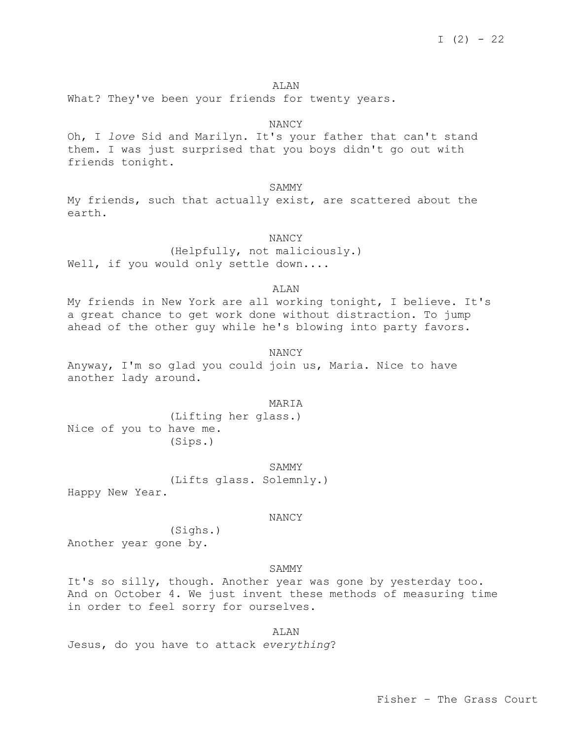ALAN

What? They've been your friends for twenty years.

NANCY

Oh, I *love* Sid and Marilyn. It's your father that can't stand them. I was just surprised that you boys didn't go out with friends tonight.

SAMMY

My friends, such that actually exist, are scattered about the earth.

NANCY

(Helpfully, not maliciously.)

Well, if you would only settle down....

ALAN

My friends in New York are all working tonight, I believe. It's a great chance to get work done without distraction. To jump ahead of the other guy while he's blowing into party favors.

NANCY

Anyway, I'm so glad you could join us, Maria. Nice to have another lady around.

MARIA

(Lifting her glass.)

Nice of you to have me.

(Sips.)

SAMMY

(Lifts glass. Solemnly.)

Happy New Year.

NANCY

(Sighs.)

Another year gone by.

SAMMY

It's so silly, though. Another year was gone by yesterday too. And on October 4. We just invent these methods of measuring time in order to feel sorry for ourselves.

ALAN

Jesus, do you have to attack *everything*?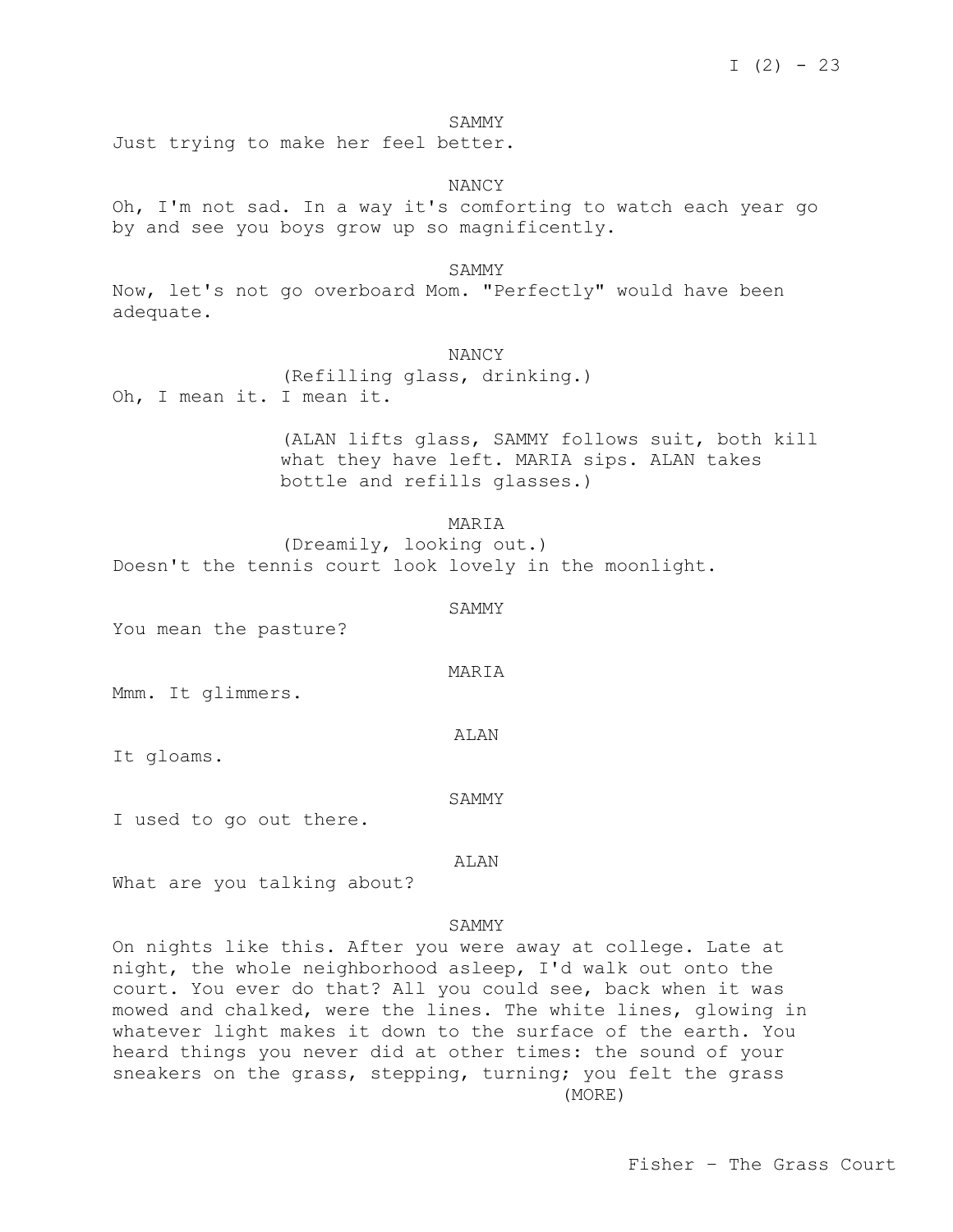SAMMY

Just trying to make her feel better.

NANCY

Oh, I'm not sad. In a way it's comforting to watch each year go by and see you boys grow up so magnificently.

SAMMY

Now, let's not go overboard Mom. "Perfectly" would have been adequate.

NANCY

(Refilling glass, drinking.)

Oh, I mean it. I mean it.

(ALAN lifts glass, SAMMY follows suit, both kill what they have left. MARIA sips. ALAN takes bottle and refills glasses.)

MARIA

(Dreamily, looking out.)

Doesn't the tennis court look lovely in the moonlight.

SAMMY

You mean the pasture?

MARIA

Mmm. It glimmers.

ALAN

It gloams.

SAMMY

I used to go out there.

ALAN

What are you talking about?

SAMMY

On nights like this. After you were away at college. Late at night, the whole neighborhood asleep, I'd walk out onto the court. You ever do that? All you could see, back when it was mowed and chalked, were the lines. The white lines, glowing in whatever light makes it down to the surface of the earth. You heard things you never did at other times: the sound of your sneakers on the grass, stepping, turning; you felt the grass

(MORE)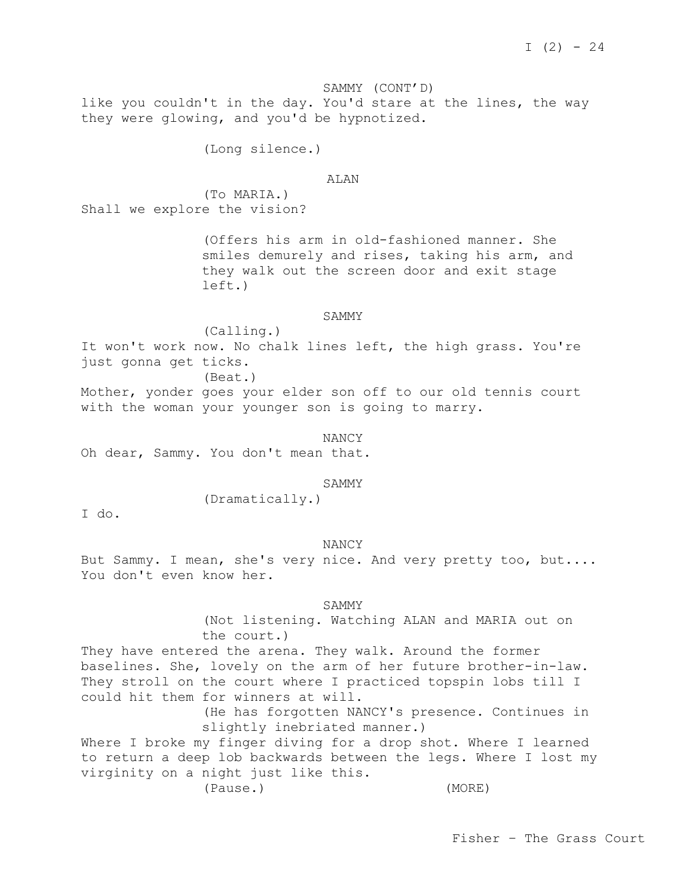SAMMY (CONT'D)

like you couldn't in the day. You'd stare at the lines, the way they were glowing, and you'd be hypnotized.

(Long silence.)

ALAN

(To MARIA.)

Shall we explore the vision?

(Offers his arm in old-fashioned manner. She smiles demurely and rises, taking his arm, and they walk out the screen door and exit stage left.)

SAMMY

(Calling.)

It won't work now. No chalk lines left, the high grass. You're just gonna get ticks.

(Beat.)

Mother, yonder goes your elder son off to our old tennis court with the woman your younger son is going to marry.

NANCY

Oh dear, Sammy. You don't mean that.

SAMMY

(Dramatically.)

I do.

NANCY

But Sammy. I mean, she's very nice. And very pretty too, but.... You don't even know her.

SAMMY

(Not listening. Watching ALAN and MARIA out on the court.)

They have entered the arena. They walk. Around the former baselines. She, lovely on the arm of her future brother-in-law. They stroll on the court where I practiced topspin lobs till I could hit them for winners at will.

(He has forgotten NANCY's presence. Continues in slightly inebriated manner.)

Where I broke my finger diving for a drop shot. Where I learned to return a deep lob backwards between the legs. Where I lost my virginity on a night just like this.

(Pause.) (MORE)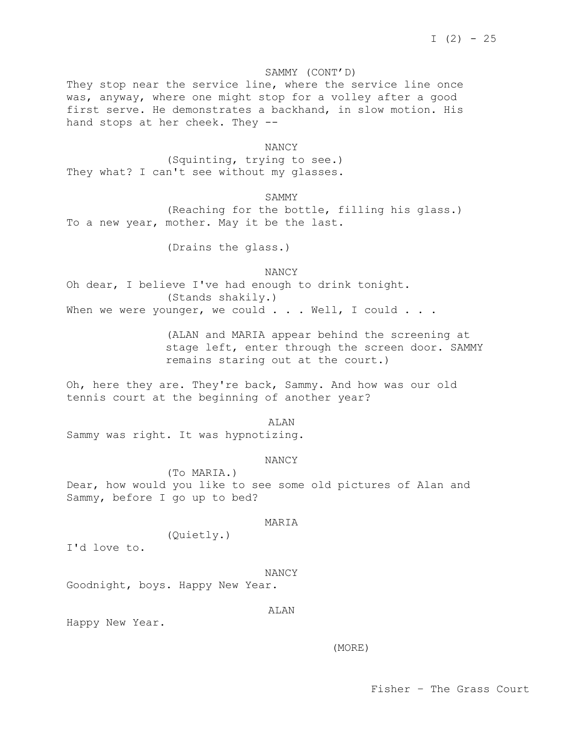SAMMY (CONT'D)

They stop near the service line, where the service line once was, anyway, where one might stop for a volley after a good first serve. He demonstrates a backhand, in slow motion. His hand stops at her cheek. They --

NANCY

(Squinting, trying to see.)

They what? I can't see without my glasses.

SAMMY

(Reaching for the bottle, filling his glass.)

To a new year, mother. May it be the last.

(Drains the glass.)

NANCY

Oh dear, I believe I've had enough to drink tonight.

(Stands shakily.)

When we were younger, we could . . . Well, I could . . .

(ALAN and MARIA appear behind the screening at stage left, enter through the screen door. SAMMY remains staring out at the court.)

Oh, here they are. They're back, Sammy. And how was our old tennis court at the beginning of another year?

ALAN

Sammy was right. It was hypnotizing.

NANCY

(To MARIA.)

Dear, how would you like to see some old pictures of Alan and Sammy, before I go up to bed?

MARIA

(Quietly.)

I'd love to.

NANCY

Goodnight, boys. Happy New Year.

ALAN

Happy New Year.

(MORE)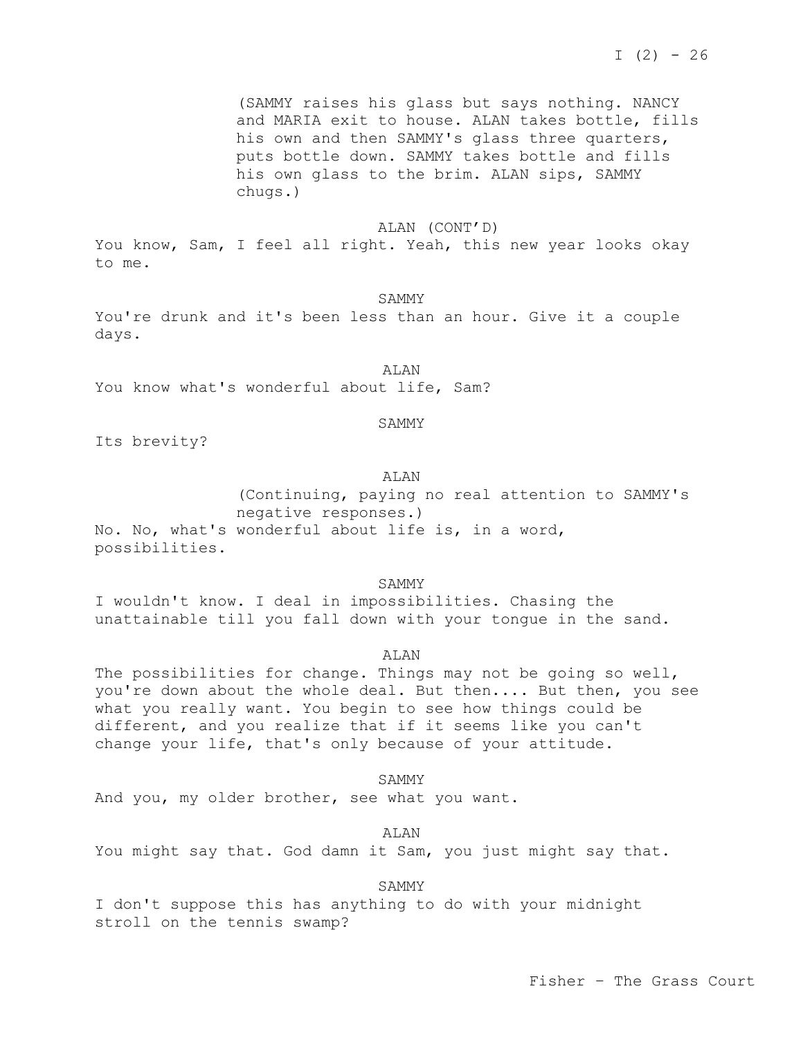(SAMMY raises his glass but says nothing. NANCY and MARIA exit to house. ALAN takes bottle, fills his own and then SAMMY's glass three quarters, puts bottle down. SAMMY takes bottle and fills his own glass to the brim. ALAN sips, SAMMY chugs.)

ALAN (CONT'D)

You know, Sam, I feel all right. Yeah, this new year looks okay to me.

SAMMY

You're drunk and it's been less than an hour. Give it a couple days.

ALAN

You know what's wonderful about life, Sam?

SAMMY

Its brevity?

ALAN

(Continuing, paying no real attention to SAMMY's negative responses.)

No. No, what's wonderful about life is, in a word, possibilities.

SAMMY

I wouldn't know. I deal in impossibilities. Chasing the unattainable till you fall down with your tongue in the sand.

ALAN

The possibilities for change. Things may not be going so well, you're down about the whole deal. But then.... But then, you see what you really want. You begin to see how things could be different, and you realize that if it seems like you can't change your life, that's only because of your attitude.

SAMMY

And you, my older brother, see what you want.

ALAN

You might say that. God damn it Sam, you just might say that.

SAMMY

I don't suppose this has anything to do with your midnight stroll on the tennis swamp?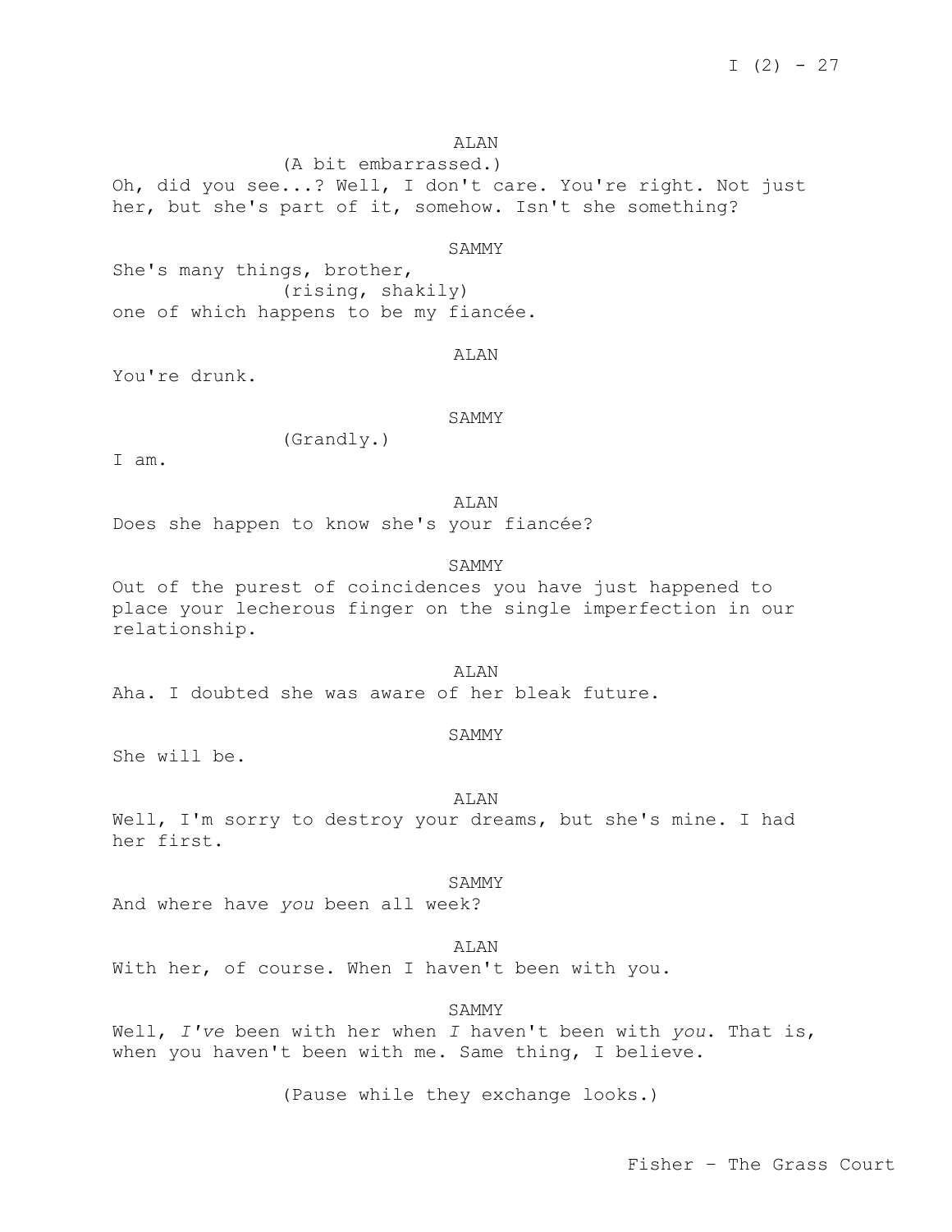ALAN

(A bit embarrassed.)

Oh, did you see...? Well, I don't care. You're right. Not just her, but she's part of it, somehow. Isn't she something?

SAMMY

She's many things, brother,

(rising, shakily)

one of which happens to be my fiancée.

ALAN

You're drunk.

SAMMY

(Grandly.)

I am.

ALAN

Does she happen to know she's your fiancée?

SAMMY

Out of the purest of coincidences you have just happened to place your lecherous finger on the single imperfection in our relationship.

ALAN

Aha. I doubted she was aware of her bleak future.

SAMMY

She will be.

ALAN

Well, I'm sorry to destroy your dreams, but she's mine. I had her first.

SAMMY

And where have *you* been all week?

ALAN

With her, of course. When I haven't been with you.

SAMMY

Well, *I've* been with her when *I* haven't been with *you*. That is, when you haven't been with me. Same thing, I believe.

(Pause while they exchange looks.)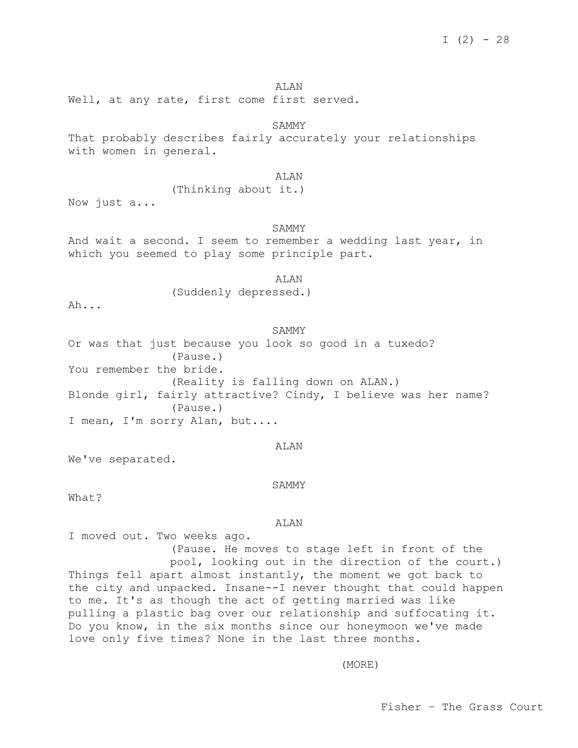ALAN

Well, at any rate, first come first served.

SAMMY

That probably describes fairly accurately your relationships with women in general.

ALAN

(Thinking about it.)

Now just a...

SAMMY

And wait a second. I seem to remember a wedding last year, in which you seemed to play some principle part.

ALAN

(Suddenly depressed.)

Ah...

SAMMY

Or was that just because you look so good in a tuxedo?

(Pause.)

You remember the bride.

(Reality is falling down on ALAN.)

Blonde girl, fairly attractive? Cindy, I believe was her name?

(Pause.)

I mean, I'm sorry Alan, but....

ALAN

We've separated.

SAMMY

What?

ALAN

I moved out. Two weeks ago.

(Pause. He moves to stage left in front of the pool, looking out in the direction of the court.)

Things fell apart almost instantly, the moment we got back to the city and unpacked. Insane--I never thought that could happen to me. It's as though the act of getting married was like pulling a plastic bag over our relationship and suffocating it. Do you know, in the six months since our honeymoon we've made love only five times? None in the last three months.

(MORE)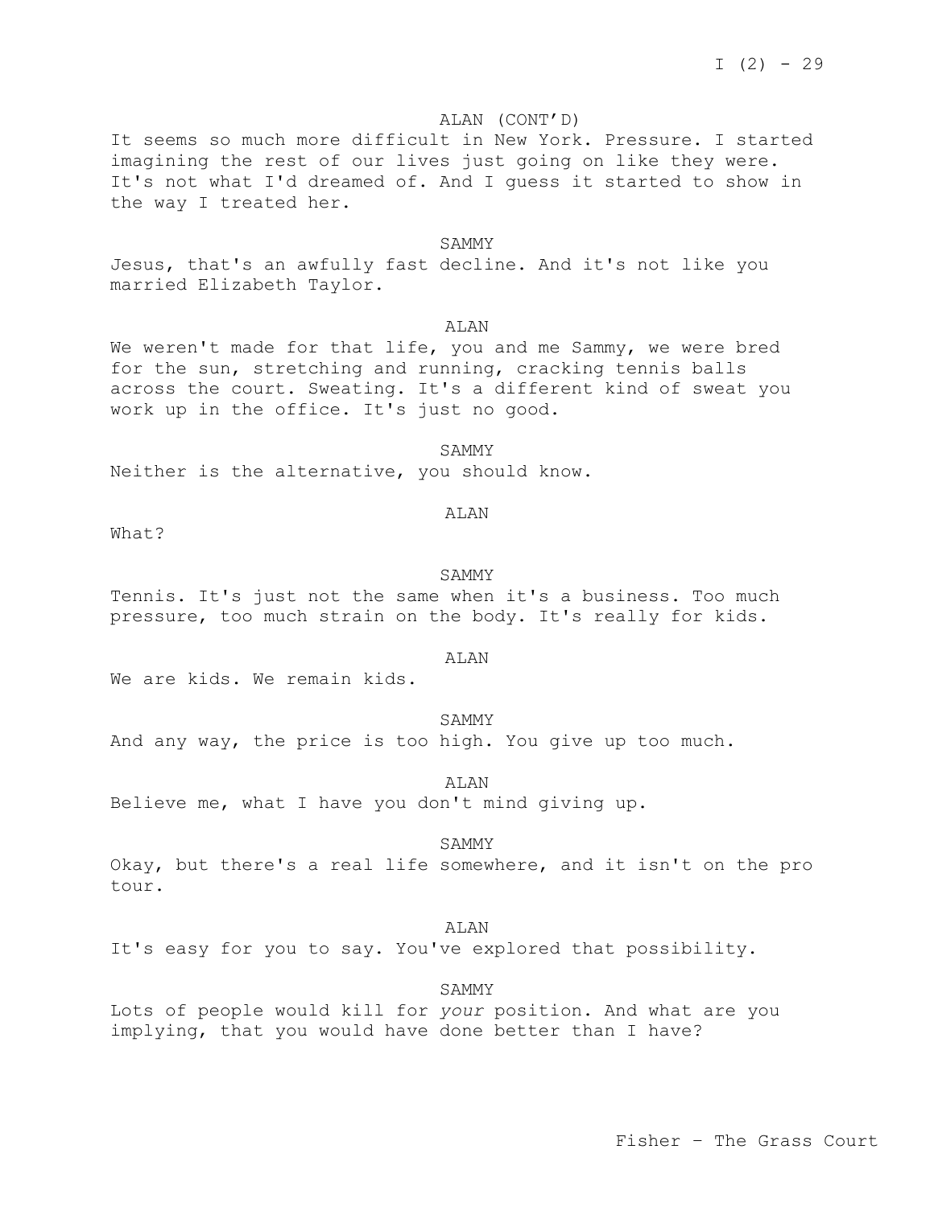ALAN (CONT'D)

It seems so much more difficult in New York. Pressure. I started imagining the rest of our lives just going on like they were. It's not what I'd dreamed of. And I guess it started to show in the way I treated her.

SAMMY

Jesus, that's an awfully fast decline. And it's not like you married Elizabeth Taylor.

ALAN

We weren't made for that life, you and me Sammy, we were bred for the sun, stretching and running, cracking tennis balls across the court. Sweating. It's a different kind of sweat you work up in the office. It's just no good.

SAMMY

Neither is the alternative, you should know.

ALAN

What?

SAMMY

Tennis. It's just not the same when it's a business. Too much pressure, too much strain on the body. It's really for kids.

ALAN

We are kids. We remain kids.

SAMMY

And any way, the price is too high. You give up too much.

ALAN

Believe me, what I have you don't mind giving up.

SAMMY

Okay, but there's a real life somewhere, and it isn't on the pro tour.

ALAN

It's easy for you to say. You've explored that possibility.

SAMMY

Lots of people would kill for *your* position. And what are you implying, that you would have done better than I have?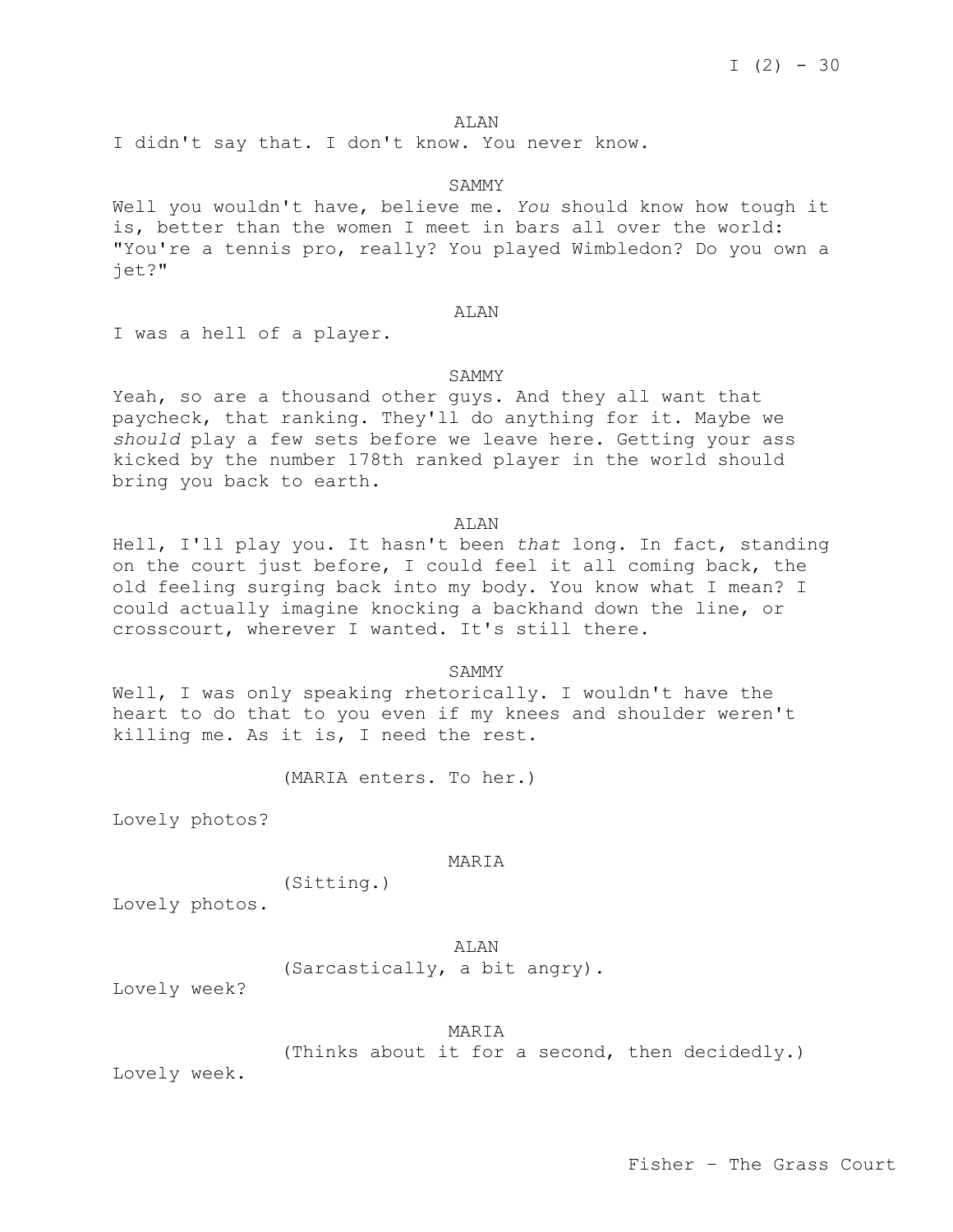ALAN

I didn't say that. I don't know. You never know.

SAMMY

Well you wouldn't have, believe me. *You* should know how tough it is, better than the women I meet in bars all over the world: "You're a tennis pro, really? You played Wimbledon? Do you own a jet?"

ALAN

I was a hell of a player.

SAMMY

Yeah, so are a thousand other guys. And they all want that paycheck, that ranking. They'll do anything for it. Maybe we *should* play a few sets before we leave here. Getting your ass kicked by the number 178th ranked player in the world should bring you back to earth.

ALAN

Hell, I'll play you. It hasn't been *that* long. In fact, standing on the court just before, I could feel it all coming back, the old feeling surging back into my body. You know what I mean? I could actually imagine knocking a backhand down the line, or crosscourt, wherever I wanted. It's still there.

SAMMY

Well, I was only speaking rhetorically. I wouldn't have the heart to do that to you even if my knees and shoulder weren't killing me. As it is, I need the rest.

(MARIA enters. To her.)

Lovely photos?

MARIA

(Sitting.)

Lovely photos.

ALAN

(Sarcastically, a bit angry).

Lovely week?

MARIA

(Thinks about it for a second, then decidedly.)

Lovely week.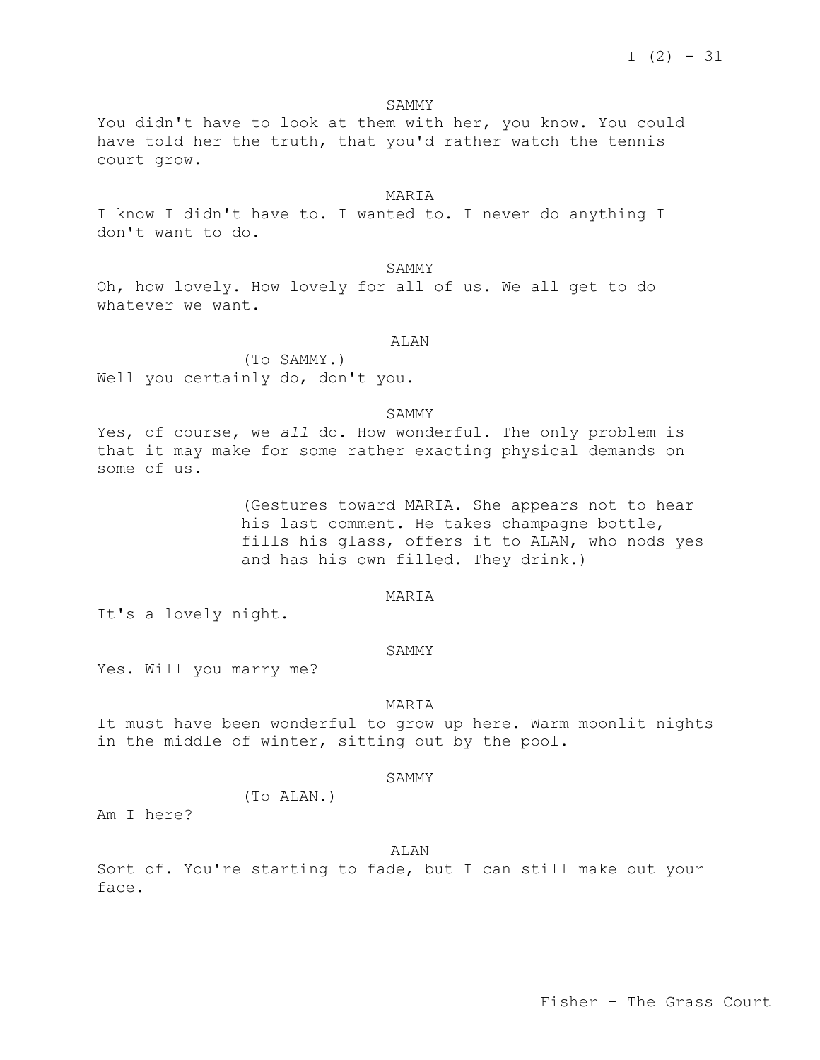SAMMY

You didn't have to look at them with her, you know. You could have told her the truth, that you'd rather watch the tennis court grow.

MARIA

I know I didn't have to. I wanted to. I never do anything I don't want to do.

SAMMY

Oh, how lovely. How lovely for all of us. We all get to do whatever we want.

ALAN

(To SAMMY.)

Well you certainly do, don't you.

SAMMY

Yes, of course, we *all* do. How wonderful. The only problem is that it may make for some rather exacting physical demands on some of us.

(Gestures toward MARIA. She appears not to hear his last comment. He takes champagne bottle, fills his glass, offers it to ALAN, who nods yes and has his own filled. They drink.)

MARIA

It's a lovely night.

SAMMY

Yes. Will you marry me?

MARIA

It must have been wonderful to grow up here. Warm moonlit nights in the middle of winter, sitting out by the pool.

SAMMY

(To ALAN.)

Am I here?

ALAN

Sort of. You're starting to fade, but I can still make out your face.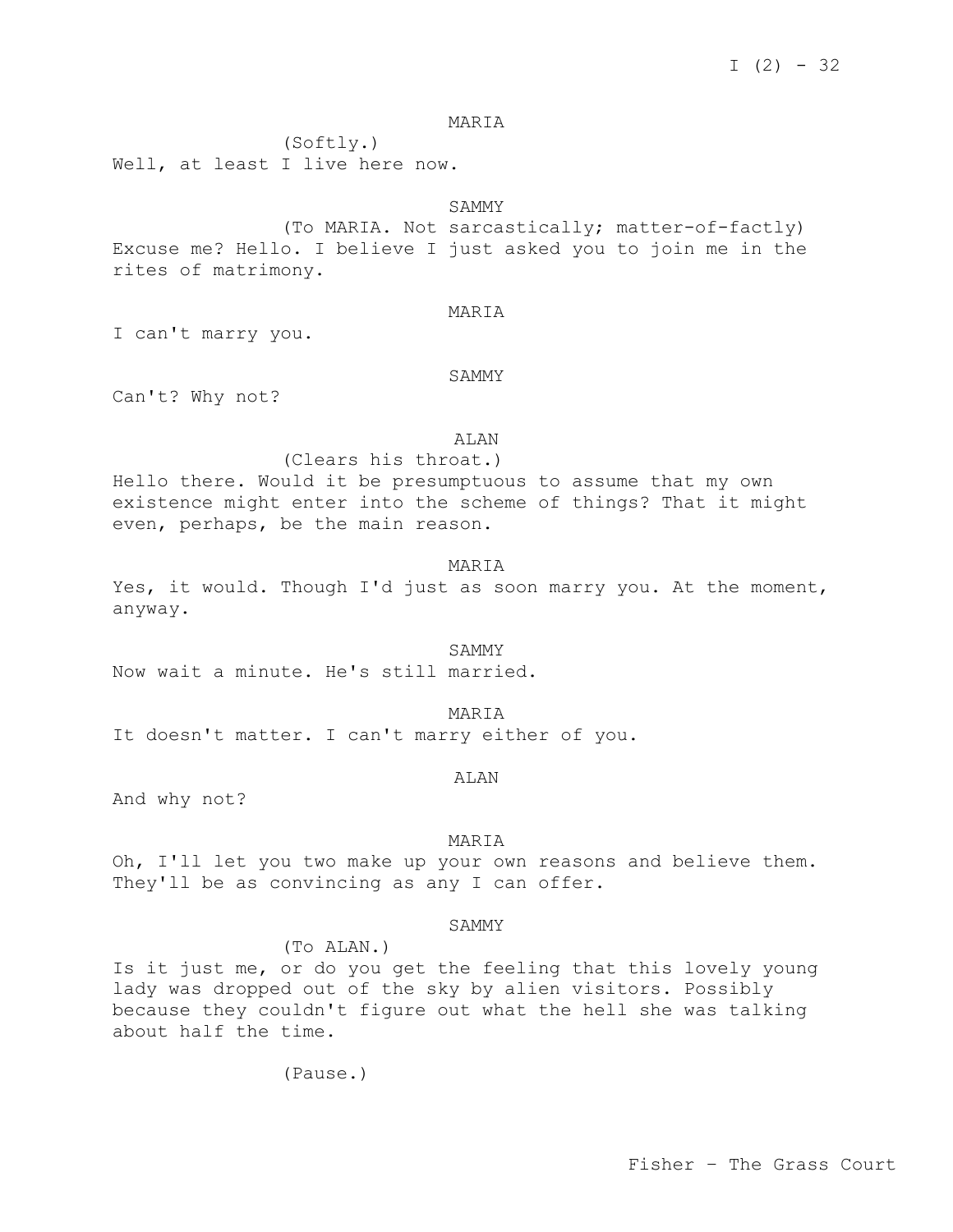MARIA

(Softly.)

Well, at least I live here now.

SAMMY

(To MARIA. Not sarcastically; matter-of-factly)

Excuse me? Hello. I believe I just asked you to join me in the rites of matrimony.

MARIA

I can't marry you.

SAMMY

Can't? Why not?

ALAN

(Clears his throat.)

Hello there. Would it be presumptuous to assume that my own existence might enter into the scheme of things? That it might even, perhaps, be the main reason.

MARIA

Yes, it would. Though I'd just as soon marry you. At the moment, anyway.

SAMMY

Now wait a minute. He's still married.

MARIA

It doesn't matter. I can't marry either of you.

ALAN

And why not?

MARIA

Oh, I'll let you two make up your own reasons and believe them. They'll be as convincing as any I can offer.

SAMMY

(To ALAN.)

Is it just me, or do you get the feeling that this lovely young lady was dropped out of the sky by alien visitors. Possibly because they couldn't figure out what the hell she was talking about half the time.

(Pause.)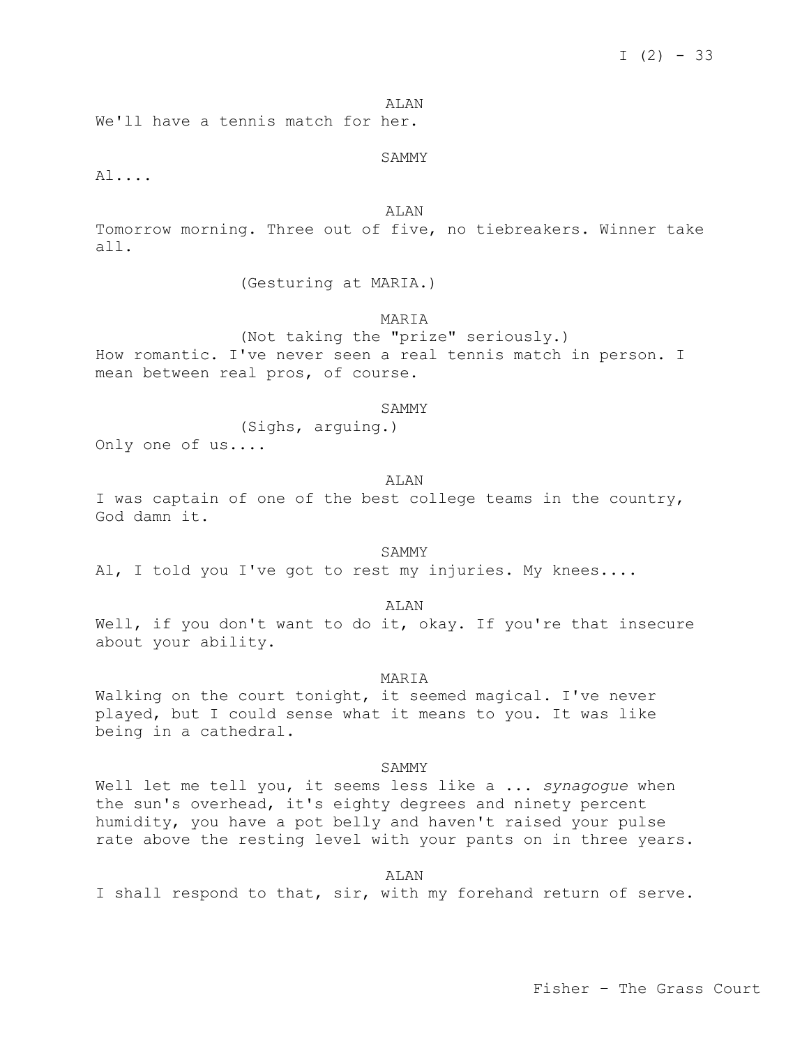ALAN

We'll have a tennis match for her.

SAMMY

Al....

ALAN

Tomorrow morning. Three out of five, no tiebreakers. Winner take all.

(Gesturing at MARIA.)

MARIA

(Not taking the "prize" seriously.)

How romantic. I've never seen a real tennis match in person. I mean between real pros, of course.

SAMMY

(Sighs, arguing.)

Only one of us....

ALAN

I was captain of one of the best college teams in the country, God damn it.

SAMMY

Al, I told you I've got to rest my injuries. My knees....

ALAN

Well, if you don't want to do it, okay. If you're that insecure about your ability.

MARIA

Walking on the court tonight, it seemed magical. I've never played, but I could sense what it means to you. It was like being in a cathedral.

SAMMY

Well let me tell you, it seems less like a ... *synagogue* when the sun's overhead, it's eighty degrees and ninety percent humidity, you have a pot belly and haven't raised your pulse rate above the resting level with your pants on in three years.

ALAN

I shall respond to that, sir, with my forehand return of serve.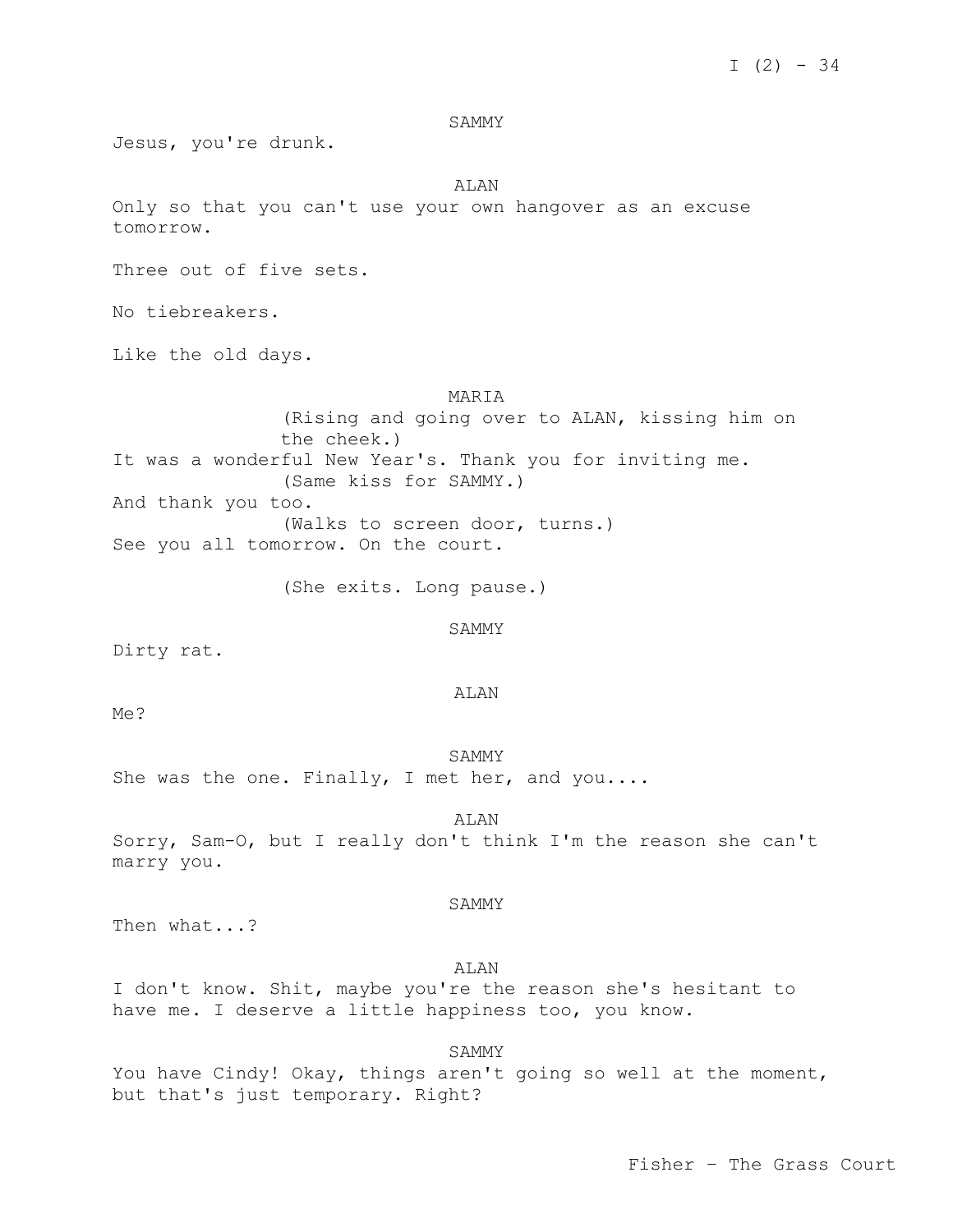SAMMY

Jesus, you're drunk.

ALAN

Only so that you can't use your own hangover as an excuse tomorrow.

Three out of five sets.

No tiebreakers.

Like the old days.

MARIA

(Rising and going over to ALAN, kissing him on the cheek.)

It was a wonderful New Year's. Thank you for inviting me.

(Same kiss for SAMMY.)

And thank you too.

(Walks to screen door, turns.)

See you all tomorrow. On the court.

(She exits. Long pause.)

SAMMY

Dirty rat.

ALAN

Me?

SAMMY

She was the one. Finally, I met her, and you....

ALAN

Sorry, Sam-O, but I really don't think I'm the reason she can't marry you.

SAMMY

Then what...?

ALAN

I don't know. Shit, maybe you're the reason she's hesitant to have me. I deserve a little happiness too, you know.

SAMMY

You have Cindy! Okay, things aren't going so well at the moment, but that's just temporary. Right?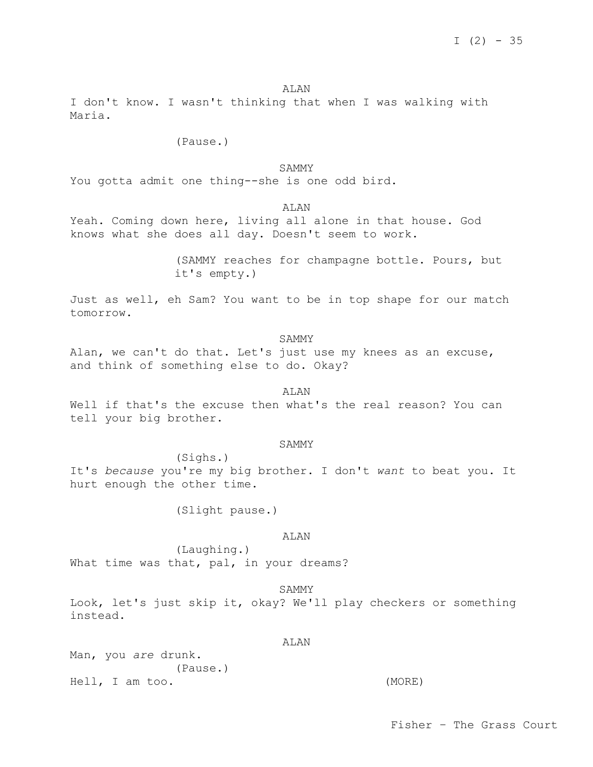ALAN

I don't know. I wasn't thinking that when I was walking with Maria.

(Pause.)

SAMMY

You gotta admit one thing--she is one odd bird.

ALAN

Yeah. Coming down here, living all alone in that house. God knows what she does all day. Doesn't seem to work.

(SAMMY reaches for champagne bottle. Pours, but it's empty.)

Just as well, eh Sam? You want to be in top shape for our match tomorrow.

SAMMY

Alan, we can't do that. Let's just use my knees as an excuse, and think of something else to do. Okay?

ALAN

Well if that's the excuse then what's the real reason? You can tell your big brother.

SAMMY

(Sighs.)

It's *because* you're my big brother. I don't *want* to beat you. It hurt enough the other time.

(Slight pause.)

ALAN

(Laughing.)

What time was that, pal, in your dreams?

SAMMY

Look, let's just skip it, okay? We'll play checkers or something instead.

ALAN

Man, you *are* drunk.

(Pause.)

Hell, I am too. (MORE)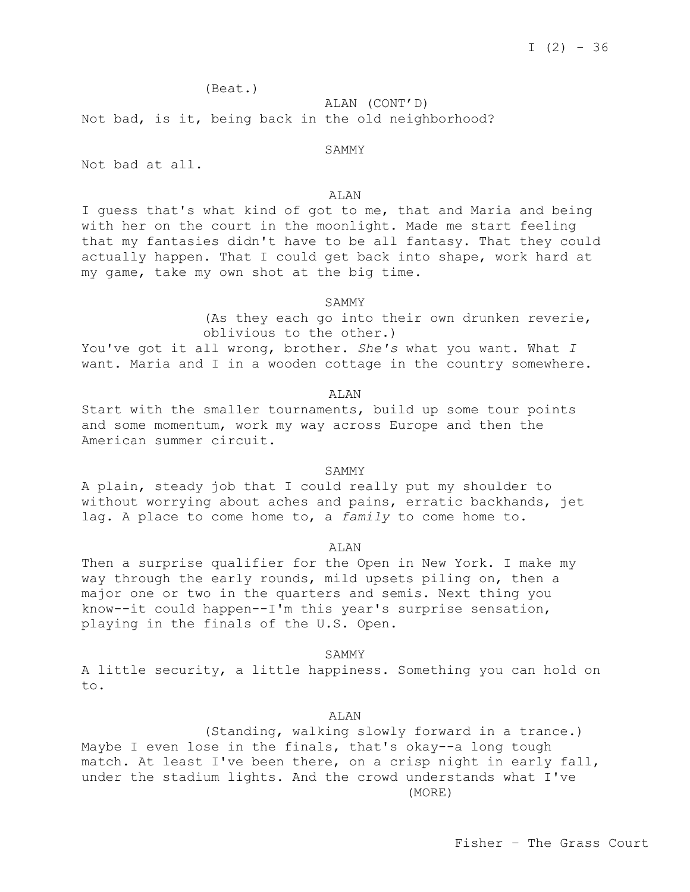(Beat.)

ALAN (CONT'D)

Not bad, is it, being back in the old neighborhood?

SAMMY

Not bad at all.

ALAN

I guess that's what kind of got to me, that and Maria and being with her on the court in the moonlight. Made me start feeling that my fantasies didn't have to be all fantasy. That they could actually happen. That I could get back into shape, work hard at my game, take my own shot at the big time.

SAMMY

(As they each go into their own drunken reverie, oblivious to the other.)

You've got it all wrong, brother. *She's* what you want. What *I* want. Maria and I in a wooden cottage in the country somewhere.

ALAN

Start with the smaller tournaments, build up some tour points and some momentum, work my way across Europe and then the American summer circuit.

SAMMY

A plain, steady job that I could really put my shoulder to without worrying about aches and pains, erratic backhands, jet lag. A place to come home to, a *family* to come home to.

ALAN

Then a surprise qualifier for the Open in New York. I make my way through the early rounds, mild upsets piling on, then a major one or two in the quarters and semis. Next thing you know--it could happen--I'm this year's surprise sensation, playing in the finals of the U.S. Open.

SAMMY

A little security, a little happiness. Something you can hold on to.

ALAN

(Standing, walking slowly forward in a trance.)

Maybe I even lose in the finals, that's okay--a long tough match. At least I've been there, on a crisp night in early fall, under the stadium lights. And the crowd understands what I've

(MORE)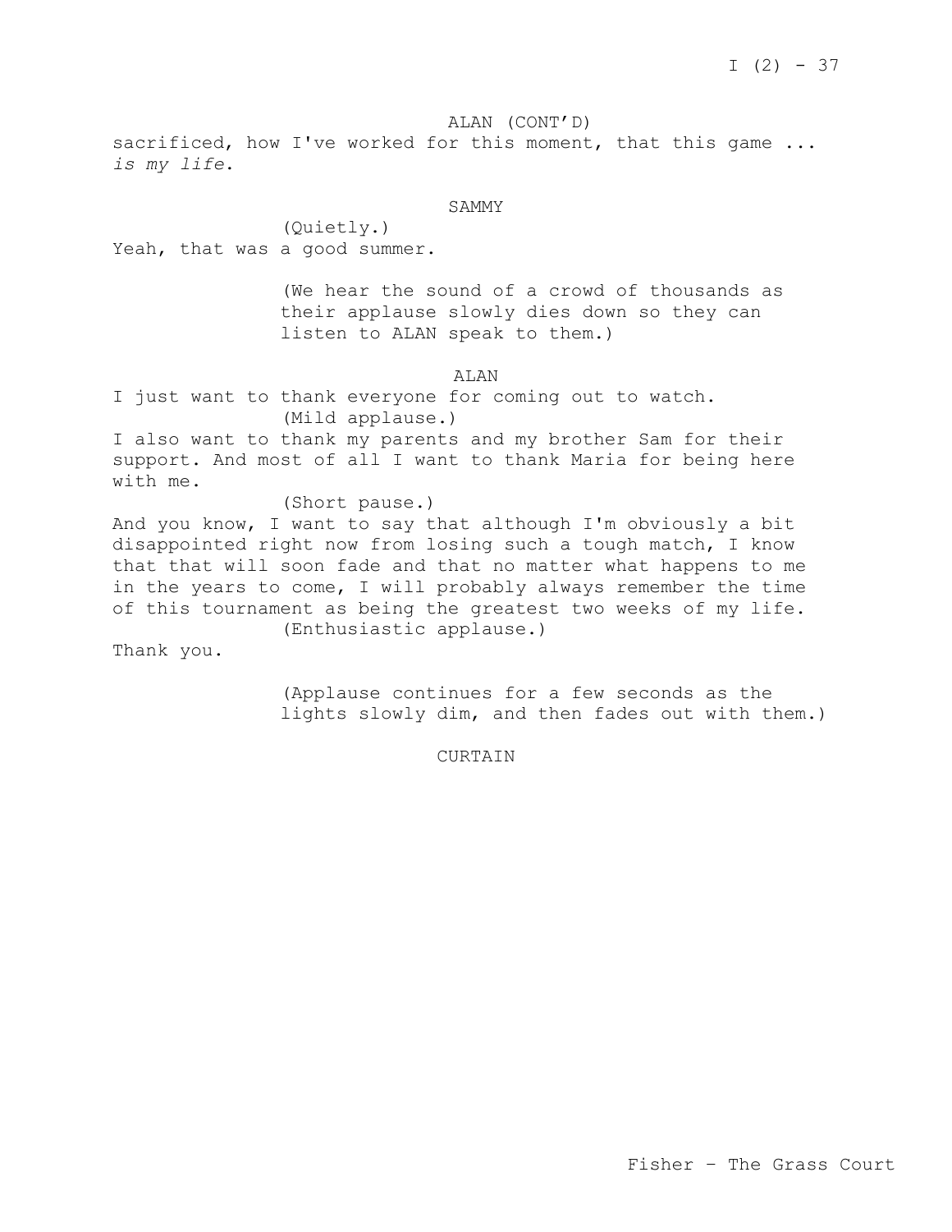ALAN (CONT'D)

sacrificed, how I've worked for this moment, that this game ... *is my life*.

SAMMY

(Quietly.)

Yeah, that was a good summer.

(We hear the sound of a crowd of thousands as their applause slowly dies down so they can listen to ALAN speak to them.)

ALAN

I just want to thank everyone for coming out to watch.

(Mild applause.)

I also want to thank my parents and my brother Sam for their support. And most of all I want to thank Maria for being here with me.

(Short pause.)

And you know, I want to say that although I'm obviously a bit disappointed right now from losing such a tough match, I know that that will soon fade and that no matter what happens to me in the years to come, I will probably always remember the time of this tournament as being the greatest two weeks of my life.

(Enthusiastic applause.)

Thank you.

(Applause continues for a few seconds as the lights slowly dim, and then fades out with them.)

CURTAIN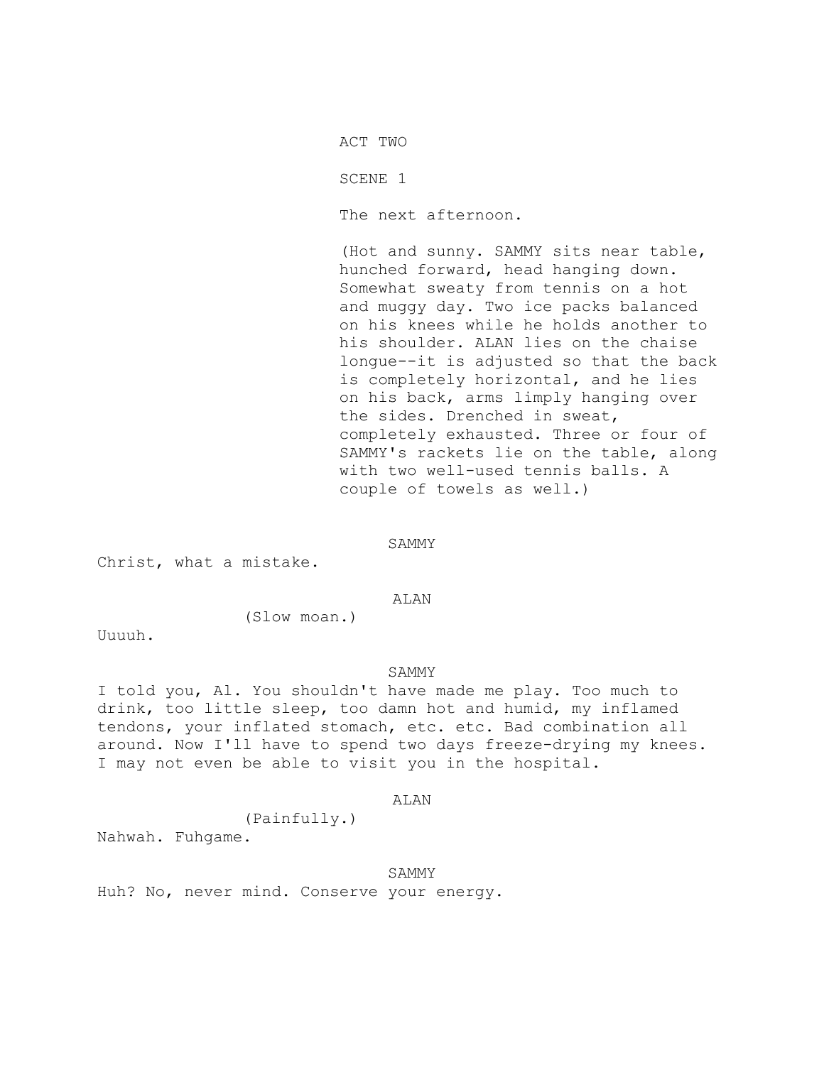ACT TWO

SCENE 1

The next afternoon.

(Hot and sunny. SAMMY sits near table, hunched forward, head hanging down. Somewhat sweaty from tennis on a hot and muggy day. Two ice packs balanced on his knees while he holds another to his shoulder. ALAN lies on the chaise longue--it is adjusted so that the back is completely horizontal, and he lies on his back, arms limply hanging over the sides. Drenched in sweat, completely exhausted. Three or four of SAMMY's rackets lie on the table, along with two well-used tennis balls. A couple of towels as well.)

SAMMY

Christ, what a mistake.

ALAN

(Slow moan.)

Uuuuh.

SAMMY

I told you, Al. You shouldn't have made me play. Too much to drink, too little sleep, too damn hot and humid, my inflamed tendons, your inflated stomach, etc. etc. Bad combination all around. Now I'll have to spend two days freeze-drying my knees. I may not even be able to visit you in the hospital.

ALAN

(Painfully.)

Nahwah. Fuhgame.

SAMMY

Huh? No, never mind. Conserve your energy.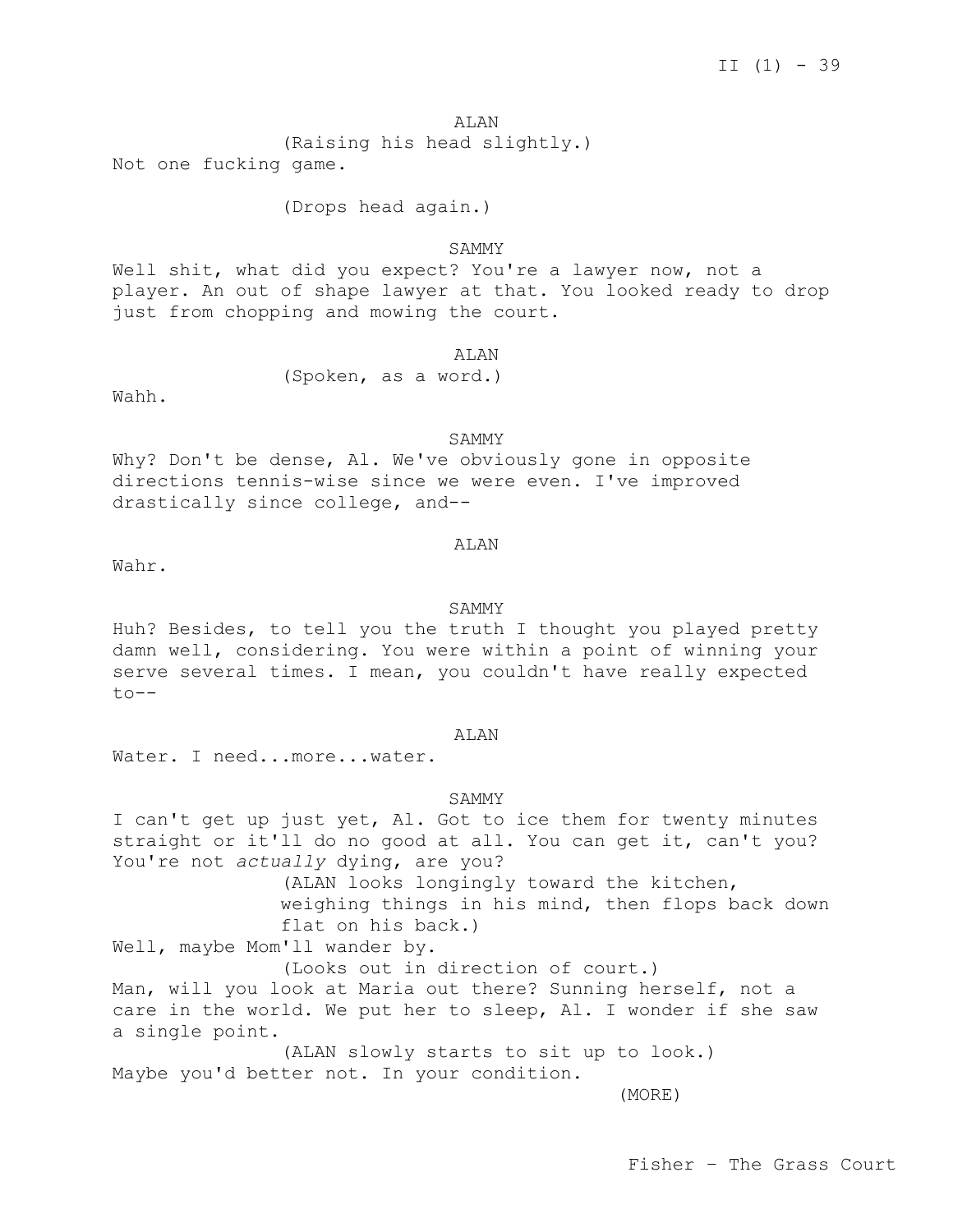ALAN

(Raising his head slightly.)

Not one fucking game.

(Drops head again.)

SAMMY

Well shit, what did you expect? You're a lawyer now, not a player. An out of shape lawyer at that. You looked ready to drop just from chopping and mowing the court.

ALAN

(Spoken, as a word.)

Wahh.

SAMMY

Why? Don't be dense, Al. We've obviously gone in opposite directions tennis-wise since we were even. I've improved drastically since college, and--

ALAN

Wahr.

SAMMY

Huh? Besides, to tell you the truth I thought you played pretty damn well, considering. You were within a point of winning your serve several times. I mean, you couldn't have really expected to--

ALAN

Water. I need...more...water.

SAMMY

I can't get up just yet, Al. Got to ice them for twenty minutes straight or it'll do no good at all. You can get it, can't you? You're not *actually* dying, are you?

(ALAN looks longingly toward the kitchen, weighing things in his mind, then flops back down flat on his back.)

Well, maybe Mom'll wander by.

(Looks out in direction of court.)

Man, will you look at Maria out there? Sunning herself, not a care in the world. We put her to sleep, Al. I wonder if she saw a single point.

(ALAN slowly starts to sit up to look.)

Maybe you'd better not. In your condition.

(MORE)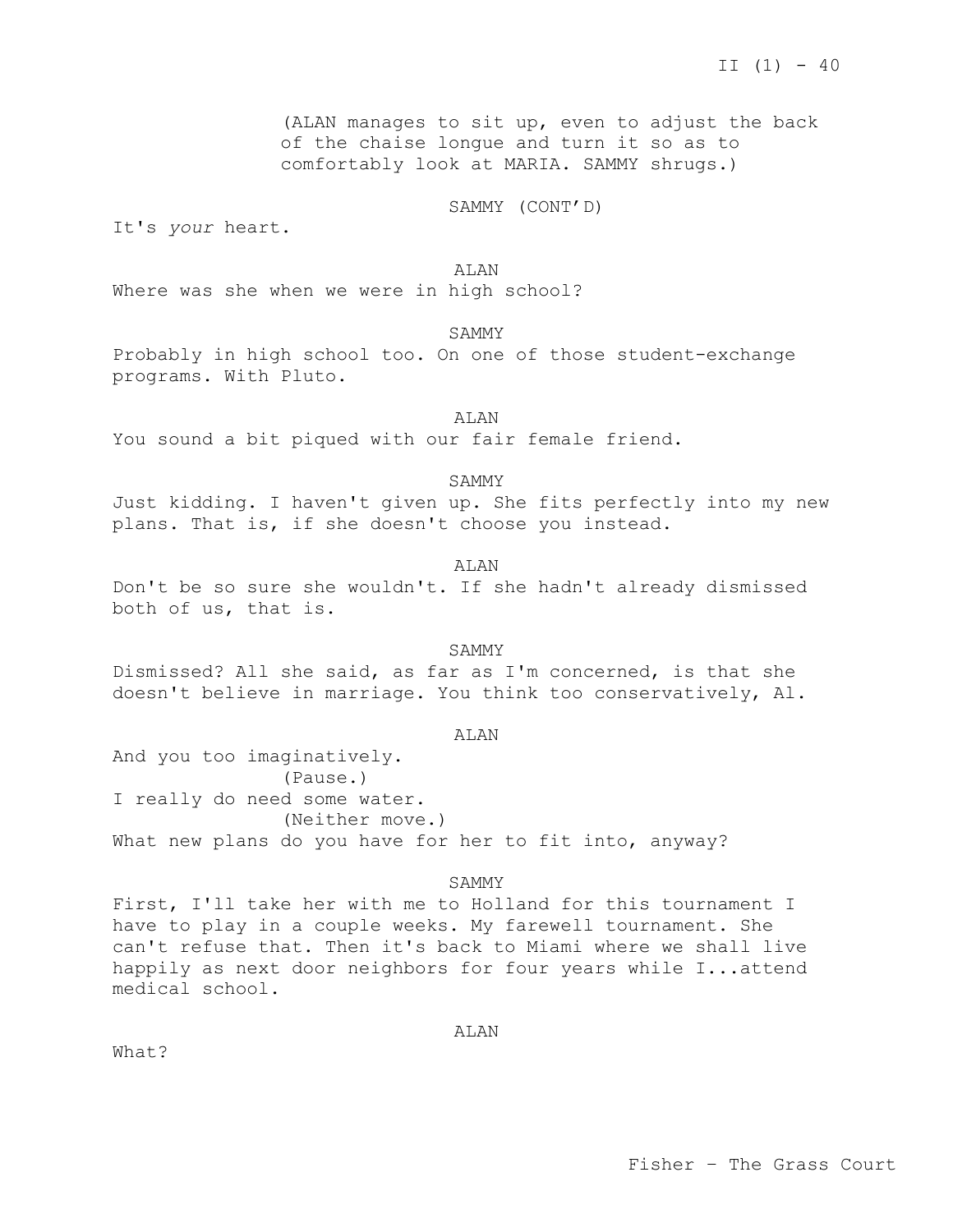(ALAN manages to sit up, even to adjust the back of the chaise longue and turn it so as to comfortably look at MARIA. SAMMY shrugs.)

SAMMY (CONT'D)

It's *your* heart.

ALAN

Where was she when we were in high school?

SAMMY

Probably in high school too. On one of those student-exchange programs. With Pluto.

ALAN

You sound a bit piqued with our fair female friend.

SAMMY

Just kidding. I haven't given up. She fits perfectly into my new plans. That is, if she doesn't choose you instead.

ALAN

Don't be so sure she wouldn't. If she hadn't already dismissed both of us, that is.

SAMMY

Dismissed? All she said, as far as I'm concerned, is that she doesn't believe in marriage. You think too conservatively, Al.

ALAN

And you too imaginatively.

(Pause.)

I really do need some water.

(Neither move.)

What new plans do you have for her to fit into, anyway?

SAMMY

First, I'll take her with me to Holland for this tournament I have to play in a couple weeks. My farewell tournament. She can't refuse that. Then it's back to Miami where we shall live happily as next door neighbors for four years while I...attend medical school.

ALAN

What?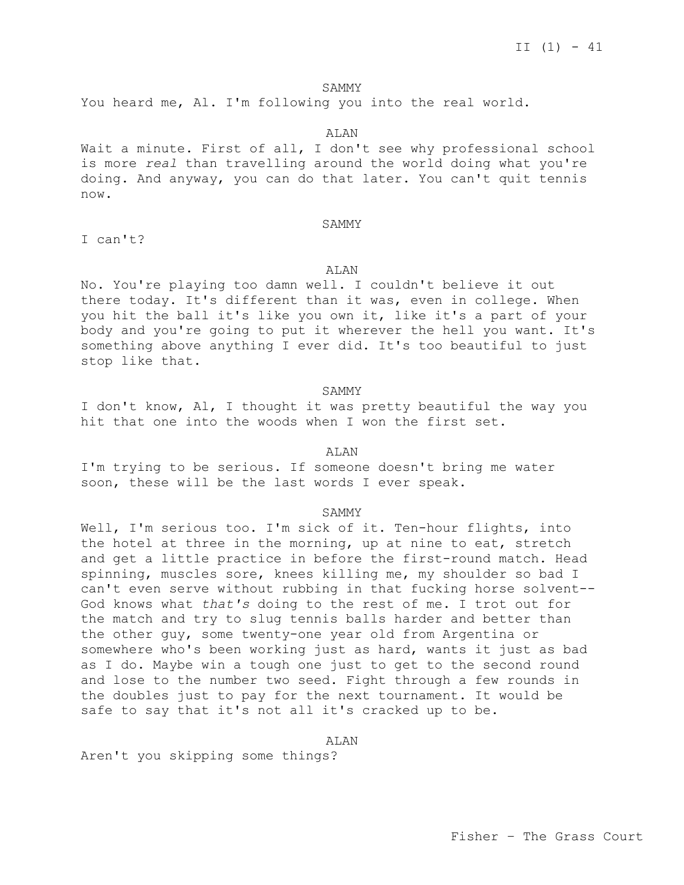SAMMY

You heard me, Al. I'm following you into the real world.

ALAN

Wait a minute. First of all, I don't see why professional school is more *real* than travelling around the world doing what you're doing. And anyway, you can do that later. You can't quit tennis now.

SAMMY

I can't?

ALAN

No. You're playing too damn well. I couldn't believe it out there today. It's different than it was, even in college. When you hit the ball it's like you own it, like it's a part of your body and you're going to put it wherever the hell you want. It's something above anything I ever did. It's too beautiful to just stop like that.

SAMMY

I don't know, Al, I thought it was pretty beautiful the way you hit that one into the woods when I won the first set.

ALAN

I'm trying to be serious. If someone doesn't bring me water soon, these will be the last words I ever speak.

SAMMY

Well, I'm serious too. I'm sick of it. Ten-hour flights, into the hotel at three in the morning, up at nine to eat, stretch and get a little practice in before the first-round match. Head spinning, muscles sore, knees killing me, my shoulder so bad I can't even serve without rubbing in that fucking horse solvent--God knows what *that's* doing to the rest of me. I trot out for the match and try to slug tennis balls harder and better than the other guy, some twenty-one year old from Argentina or somewhere who's been working just as hard, wants it just as bad as I do. Maybe win a tough one just to get to the second round and lose to the number two seed. Fight through a few rounds in the doubles just to pay for the next tournament. It would be safe to say that it's not all it's cracked up to be.

ALAN

Aren't you skipping some things?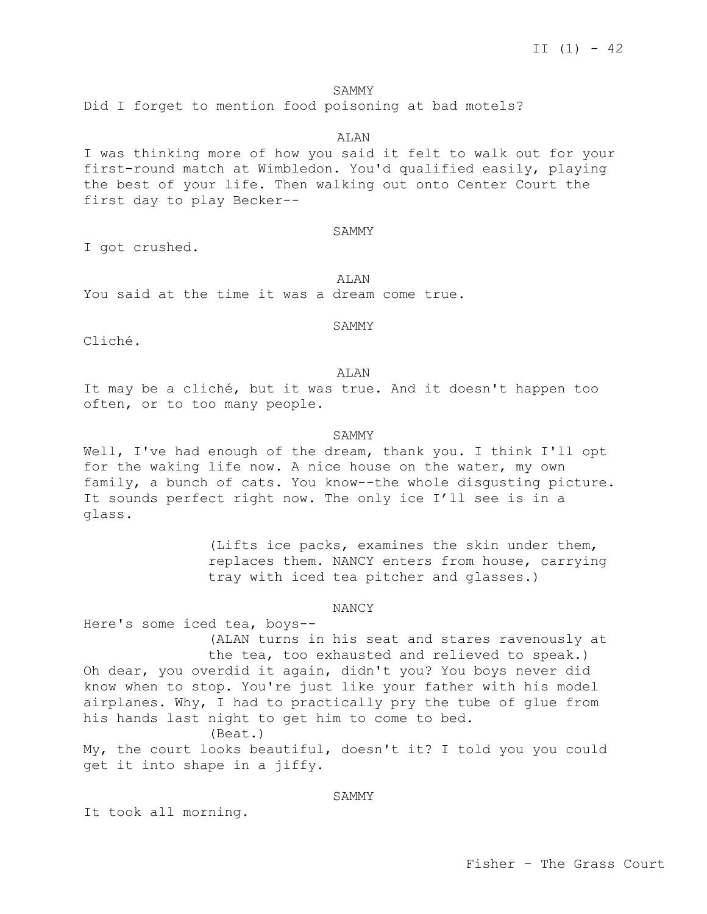SAMMY

Did I forget to mention food poisoning at bad motels?

ALAN

I was thinking more of how you said it felt to walk out for your first-round match at Wimbledon. You'd qualified easily, playing the best of your life. Then walking out onto Center Court the first day to play Becker--

SAMMY

I got crushed.

ALAN

You said at the time it was a dream come true.

SAMMY

Cliché.

ALAN

It may be a cliché, but it was true. And it doesn't happen too often, or to too many people.

SAMMY

Well, I've had enough of the dream, thank you. I think I'll opt for the waking life now. A nice house on the water, my own family, a bunch of cats. You know--the whole disgusting picture. It sounds perfect right now. The only ice I'll see is in a glass.

(Lifts ice packs, examines the skin under them, replaces them. NANCY enters from house, carrying tray with iced tea pitcher and glasses.)

NANCY

Here's some iced tea, boys--

(ALAN turns in his seat and stares ravenously at the tea, too exhausted and relieved to speak.)

Oh dear, you overdid it again, didn't you? You boys never did know when to stop. You're just like your father with his model airplanes. Why, I had to practically pry the tube of glue from his hands last night to get him to come to bed.

(Beat.)

My, the court looks beautiful, doesn't it? I told you you could get it into shape in a jiffy.

SAMMY

It took all morning.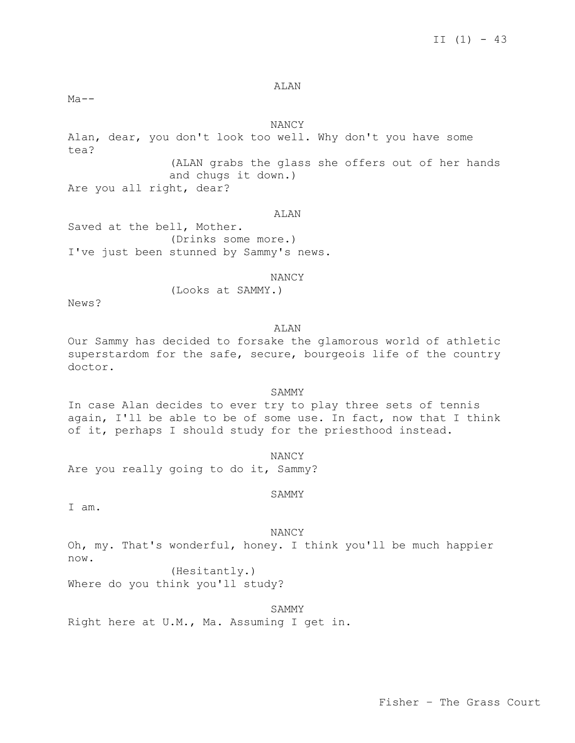ALAN

Ma--

NANCY

Alan, dear, you don't look too well. Why don't you have some tea?

(ALAN grabs the glass she offers out of her hands and chugs it down.)

Are you all right, dear?

ALAN

Saved at the bell, Mother.

(Drinks some more.)

I've just been stunned by Sammy's news.

NANCY

(Looks at SAMMY.)

News?

ALAN

Our Sammy has decided to forsake the glamorous world of athletic superstardom for the safe, secure, bourgeois life of the country doctor.

SAMMY

In case Alan decides to ever try to play three sets of tennis again, I'll be able to be of some use. In fact, now that I think of it, perhaps I should study for the priesthood instead.

NANCY

Are you really going to do it, Sammy?

SAMMY

I am.

NANCY

Oh, my. That's wonderful, honey. I think you'll be much happier now.

(Hesitantly.)

Where do you think you'll study?

SAMMY

Right here at U.M., Ma. Assuming I get in.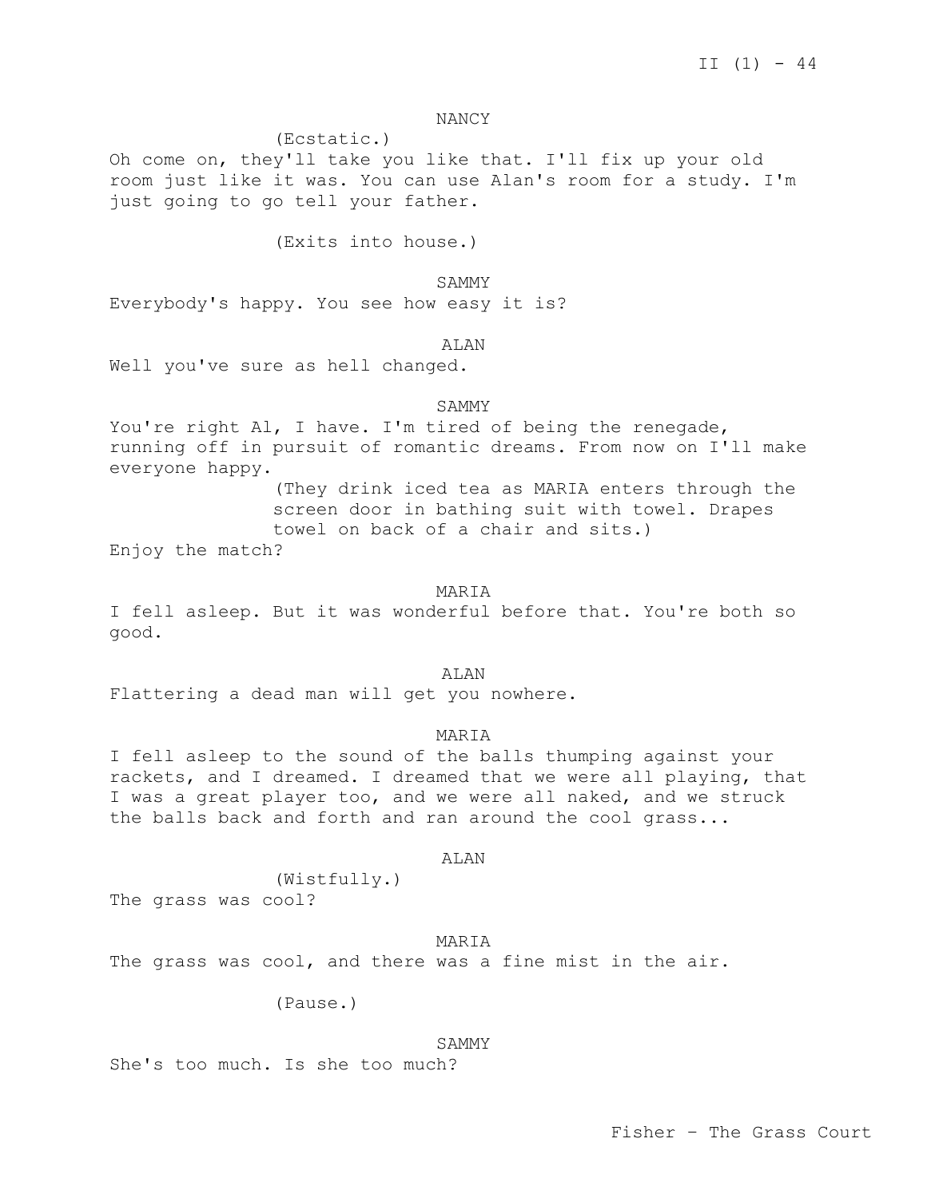NANCY

(Ecstatic.)

Oh come on, they'll take you like that. I'll fix up your old room just like it was. You can use Alan's room for a study. I'm just going to go tell your father.

(Exits into house.)

SAMMY

Everybody's happy. You see how easy it is?

ALAN

Well you've sure as hell changed.

SAMMY

You're right Al, I have. I'm tired of being the renegade, running off in pursuit of romantic dreams. From now on I'll make everyone happy.

(They drink iced tea as MARIA enters through the screen door in bathing suit with towel. Drapes towel on back of a chair and sits.)

Enjoy the match?

MARIA

I fell asleep. But it was wonderful before that. You're both so good.

ALAN

Flattering a dead man will get you nowhere.

MARIA

I fell asleep to the sound of the balls thumping against your rackets, and I dreamed. I dreamed that we were all playing, that I was a great player too, and we were all naked, and we struck the balls back and forth and ran around the cool grass...

ALAN

(Wistfully.)

The grass was cool?

MARIA

The grass was cool, and there was a fine mist in the air.

(Pause.)

SAMMY

She's too much. Is she too much?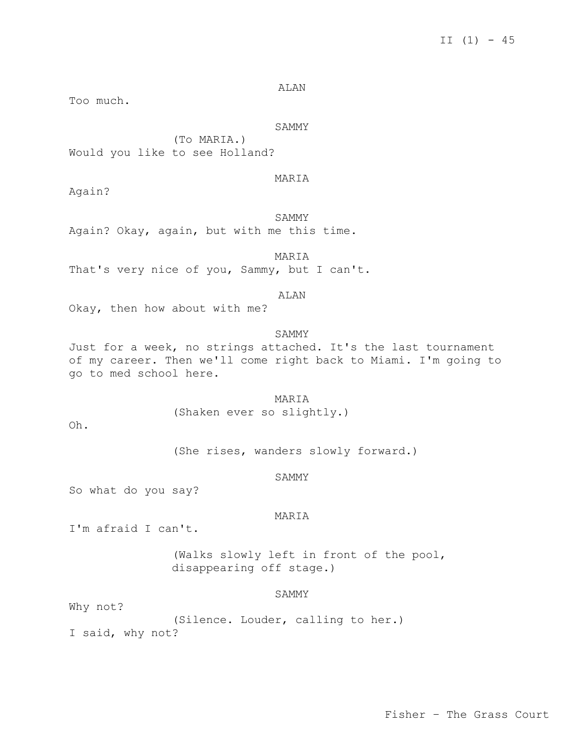ALAN

Too much.

SAMMY

(To MARIA.)

Would you like to see Holland?

MARIA

Again?

SAMMY

Again? Okay, again, but with me this time.

MARIA

That's very nice of you, Sammy, but I can't.

ALAN

Okay, then how about with me?

SAMMY

Just for a week, no strings attached. It's the last tournament of my career. Then we'll come right back to Miami. I'm going to go to med school here.

MARIA

(Shaken ever so slightly.)

Oh.

(She rises, wanders slowly forward.)

SAMMY

So what do you say?

MARIA

I'm afraid I can't.

(Walks slowly left in front of the pool, disappearing off stage.)

SAMMY

Why not?

(Silence. Louder, calling to her.)

I said, why not?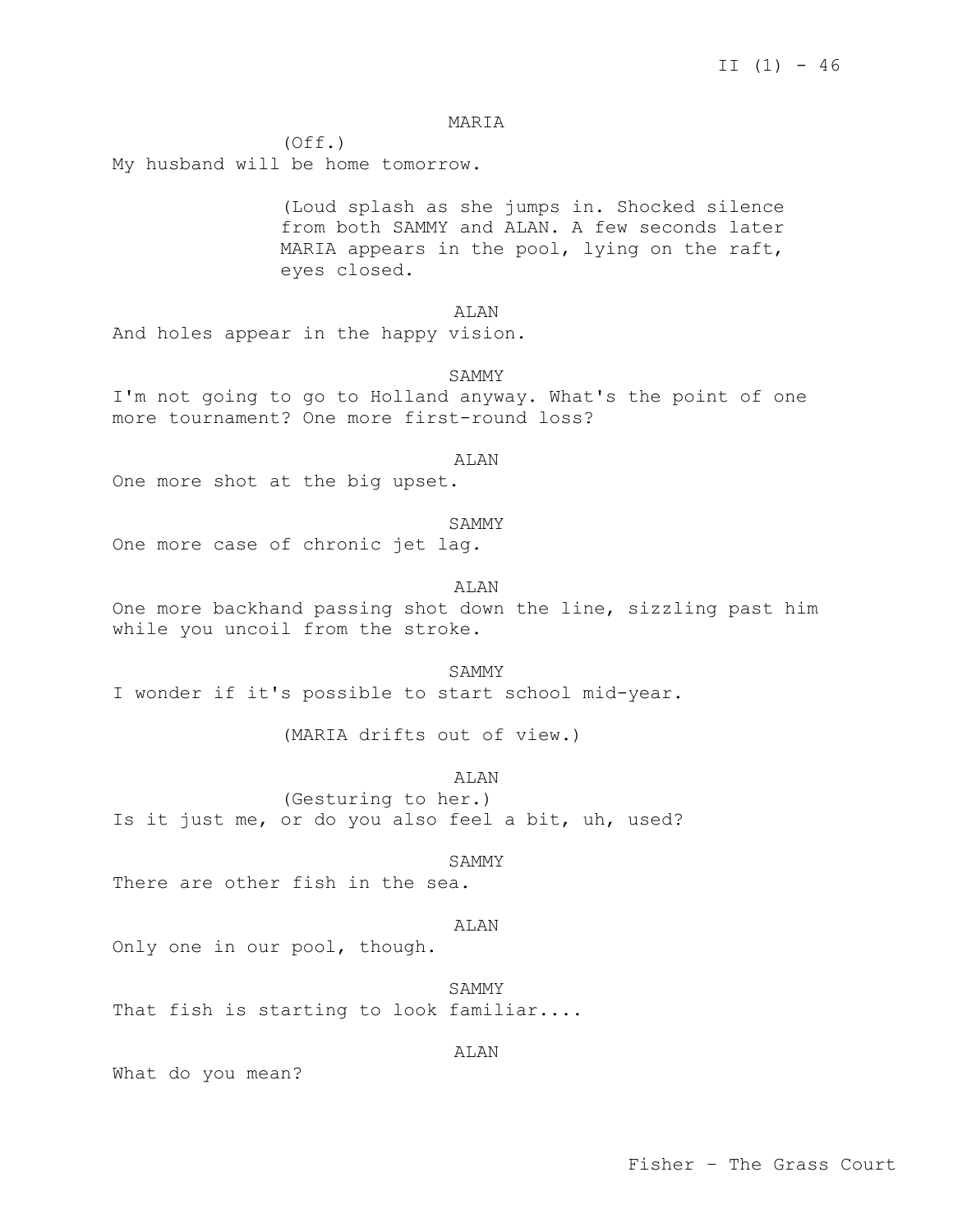MARIA

(Off.)

My husband will be home tomorrow.

(Loud splash as she jumps in. Shocked silence from both SAMMY and ALAN. A few seconds later MARIA appears in the pool, lying on the raft, eyes closed.

ALAN

And holes appear in the happy vision.

SAMMY

I'm not going to go to Holland anyway. What's the point of one more tournament? One more first-round loss?

ALAN

One more shot at the big upset.

SAMMY

One more case of chronic jet lag.

ALAN

One more backhand passing shot down the line, sizzling past him while you uncoil from the stroke.

SAMMY

I wonder if it's possible to start school mid-year.

(MARIA drifts out of view.)

ALAN

(Gesturing to her.)

Is it just me, or do you also feel a bit, uh, used?

SAMMY

There are other fish in the sea.

ALAN

Only one in our pool, though.

SAMMY

That fish is starting to look familiar....

ALAN

What do you mean?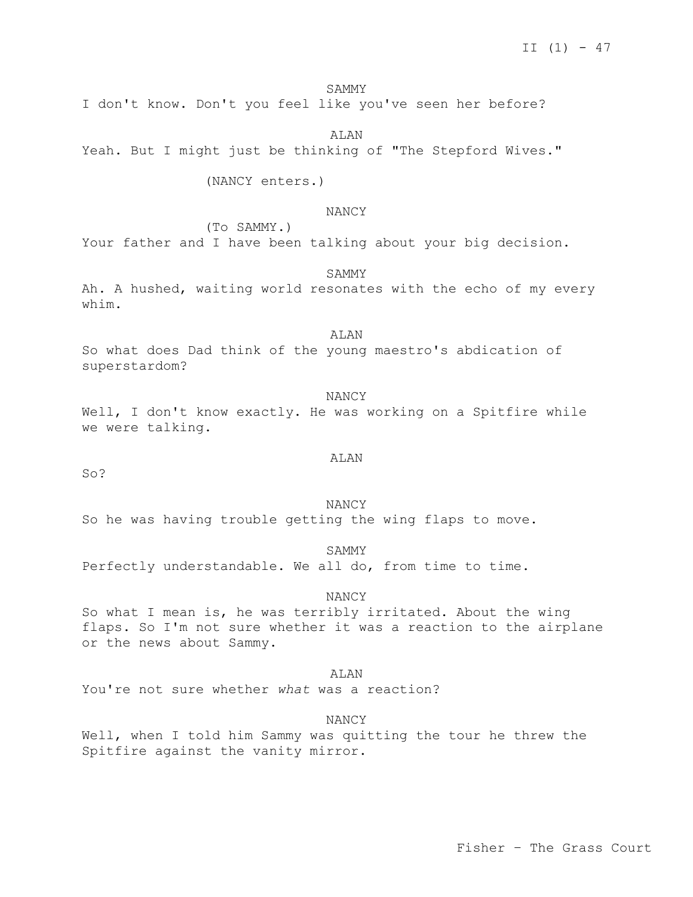SAMMY

I don't know. Don't you feel like you've seen her before?

ALAN

Yeah. But I might just be thinking of "The Stepford Wives."

(NANCY enters.)

NANCY

(To SAMMY.)

Your father and I have been talking about your big decision.

SAMMY

Ah. A hushed, waiting world resonates with the echo of my every whim.

ALAN

So what does Dad think of the young maestro's abdication of superstardom?

NANCY

Well, I don't know exactly. He was working on a Spitfire while we were talking.

ALAN

So?

NANCY

So he was having trouble getting the wing flaps to move.

SAMMY

Perfectly understandable. We all do, from time to time.

NANCY

So what I mean is, he was terribly irritated. About the wing flaps. So I'm not sure whether it was a reaction to the airplane or the news about Sammy.

ALAN

You're not sure whether *what* was a reaction?

NANCY

Well, when I told him Sammy was quitting the tour he threw the Spitfire against the vanity mirror.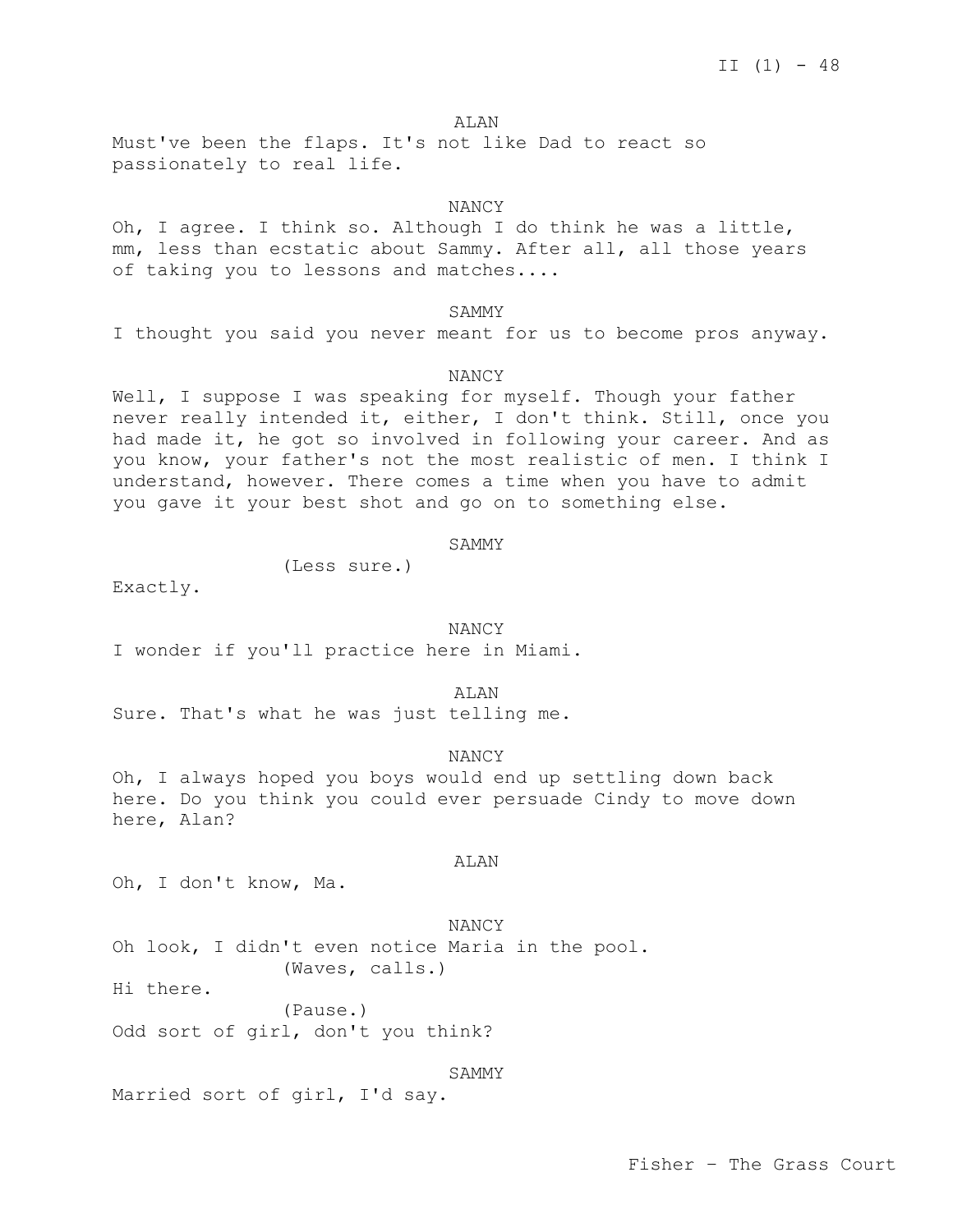ALAN

Must've been the flaps. It's not like Dad to react so passionately to real life.

NANCY

Oh, I agree. I think so. Although I do think he was a little, mm, less than ecstatic about Sammy. After all, all those years of taking you to lessons and matches....

SAMMY

I thought you said you never meant for us to become pros anyway.

NANCY

Well, I suppose I was speaking for myself. Though your father never really intended it, either, I don't think. Still, once you had made it, he got so involved in following your career. And as you know, your father's not the most realistic of men. I think I understand, however. There comes a time when you have to admit you gave it your best shot and go on to something else.

SAMMY

(Less sure.)

Exactly.

NANCY

I wonder if you'll practice here in Miami.

ALAN

Sure. That's what he was just telling me.

NANCY

Oh, I always hoped you boys would end up settling down back here. Do you think you could ever persuade Cindy to move down here, Alan?

ALAN

Oh, I don't know, Ma.

NANCY

Oh look, I didn't even notice Maria in the pool.

(Waves, calls.)

Hi there.

(Pause.)

Odd sort of girl, don't you think?

SAMMY

Married sort of girl, I'd say.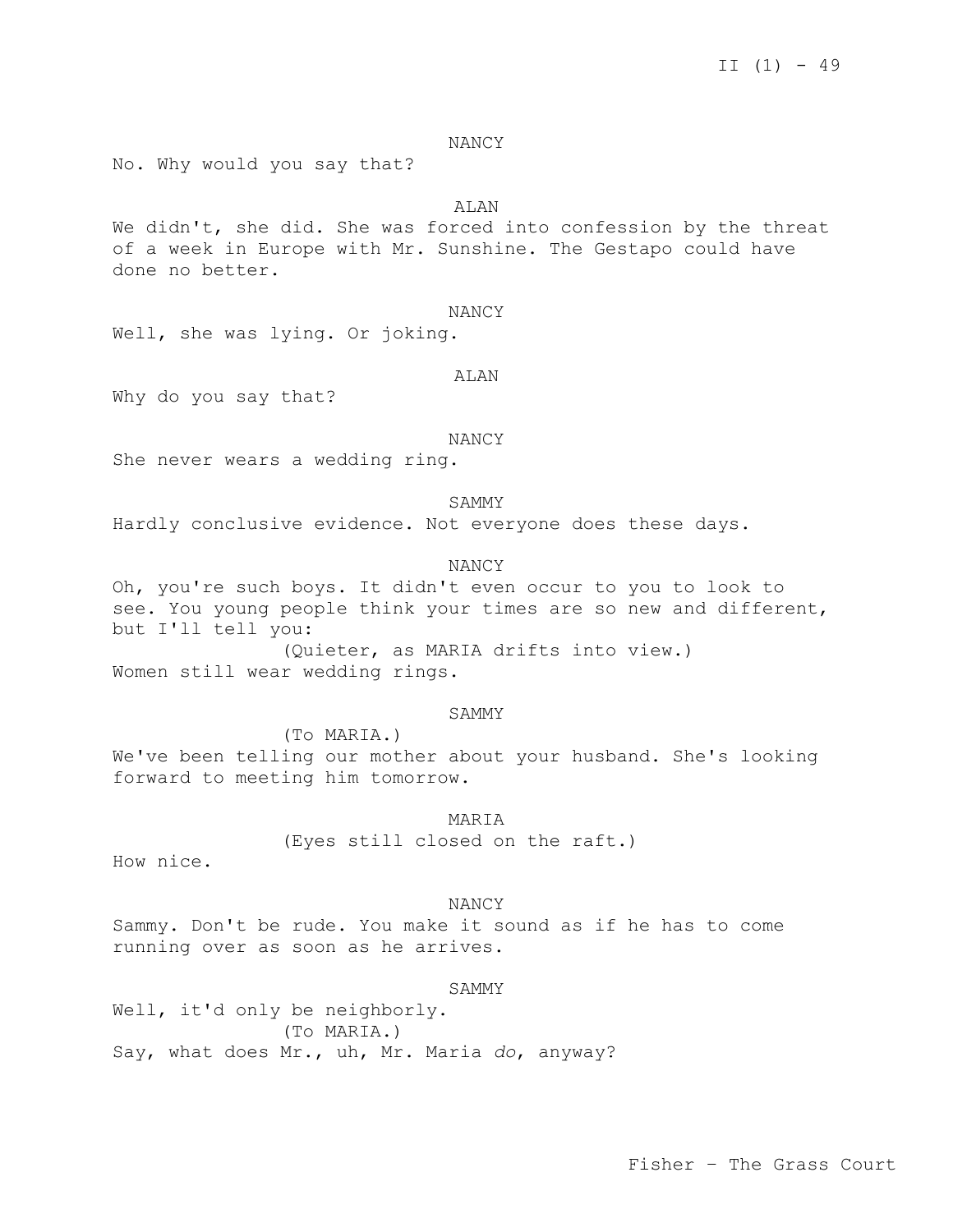NANCY

No. Why would you say that?

ALAN

We didn't, she did. She was forced into confession by the threat of a week in Europe with Mr. Sunshine. The Gestapo could have done no better.

NANCY

Well, she was lying. Or joking.

ALAN

Why do you say that?

NANCY

She never wears a wedding ring.

SAMMY

Hardly conclusive evidence. Not everyone does these days.

NANCY

Oh, you're such boys. It didn't even occur to you to look to see. You young people think your times are so new and different, but I'll tell you:

(Quieter, as MARIA drifts into view.)

Women still wear wedding rings.

SAMMY

(To MARIA.)

We've been telling our mother about your husband. She's looking forward to meeting him tomorrow.

MARIA

(Eyes still closed on the raft.)

How nice.

NANCY

Sammy. Don't be rude. You make it sound as if he has to come running over as soon as he arrives.

SAMMY

Well, it'd only be neighborly.

(To MARIA.)

Say, what does Mr., uh, Mr. Maria *do*, anyway?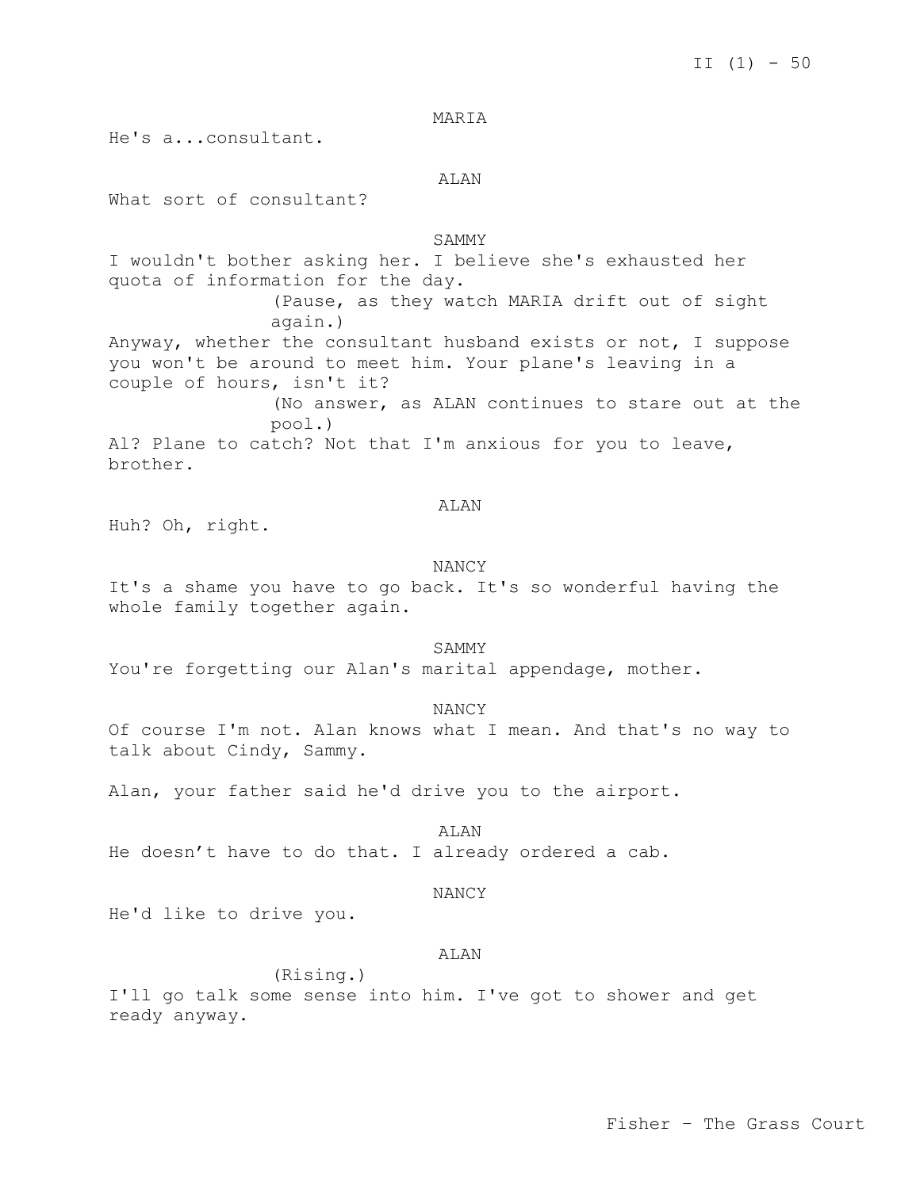MARIA

He's a...consultant.

ALAN

What sort of consultant?

SAMMY

I wouldn't bother asking her. I believe she's exhausted her quota of information for the day.

(Pause, as they watch MARIA drift out of sight again.)

Anyway, whether the consultant husband exists or not, I suppose you won't be around to meet him. Your plane's leaving in a couple of hours, isn't it?

(No answer, as ALAN continues to stare out at the pool.)

Al? Plane to catch? Not that I'm anxious for you to leave, brother.

ALAN

Huh? Oh, right.

NANCY

It's a shame you have to go back. It's so wonderful having the whole family together again.

SAMMY

You're forgetting our Alan's marital appendage, mother.

NANCY

Of course I'm not. Alan knows what I mean. And that's no way to talk about Cindy, Sammy.

Alan, your father said he'd drive you to the airport.

ALAN

He doesn't have to do that. I already ordered a cab.

NANCY

He'd like to drive you.

ALAN

(Rising.)

I'll go talk some sense into him. I've got to shower and get ready anyway.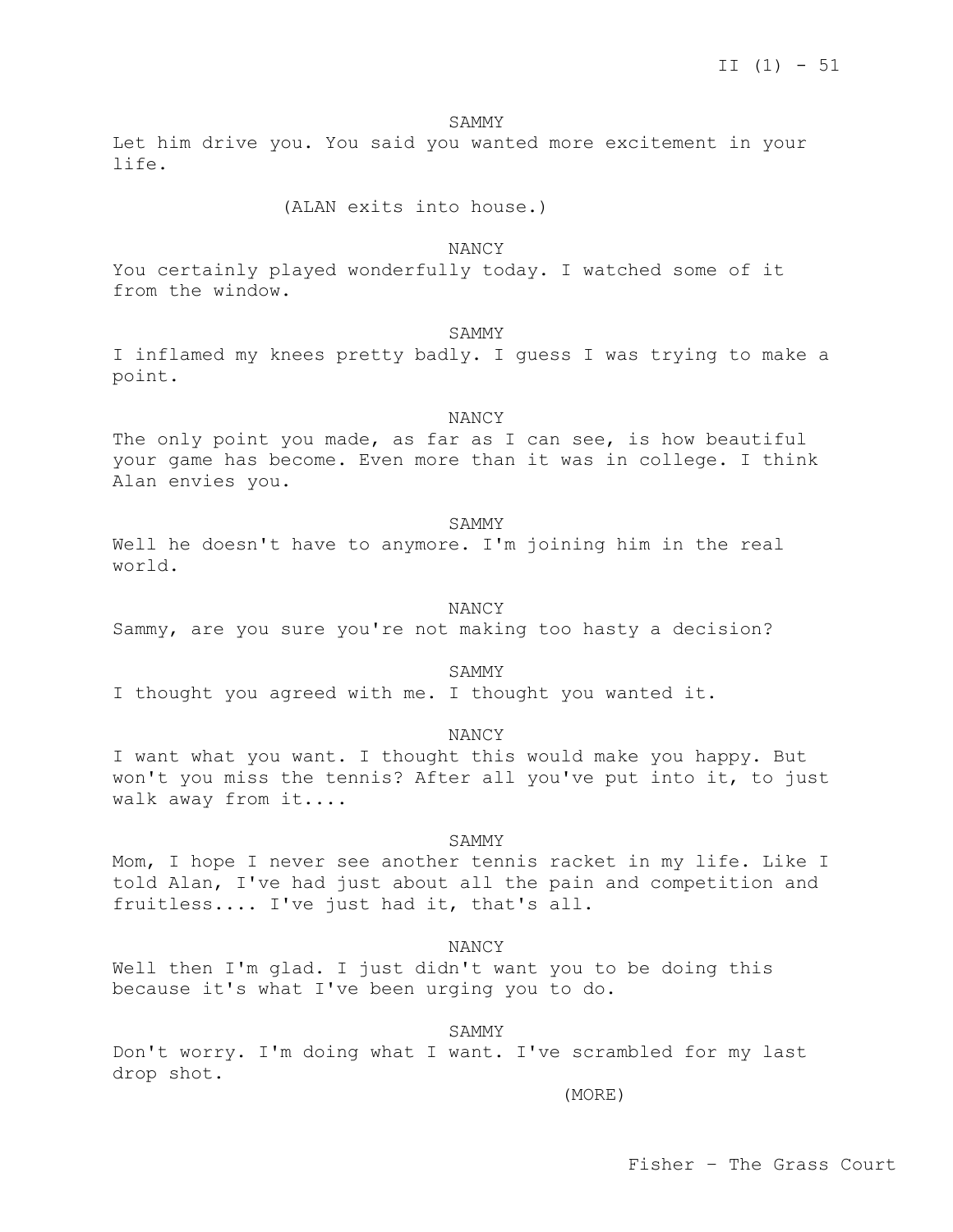SAMMY

Let him drive you. You said you wanted more excitement in your life.

(ALAN exits into house.)

NANCY

You certainly played wonderfully today. I watched some of it from the window.

SAMMY

I inflamed my knees pretty badly. I guess I was trying to make a point.

NANCY

The only point you made, as far as I can see, is how beautiful your game has become. Even more than it was in college. I think Alan envies you.

SAMMY

Well he doesn't have to anymore. I'm joining him in the real world.

NANCY

Sammy, are you sure you're not making too hasty a decision?

SAMMY

I thought you agreed with me. I thought you wanted it.

NANCY

I want what you want. I thought this would make you happy. But won't you miss the tennis? After all you've put into it, to just walk away from it....

SAMMY

Mom, I hope I never see another tennis racket in my life. Like I told Alan, I've had just about all the pain and competition and fruitless.... I've just had it, that's all.

NANCY

Well then I'm glad. I just didn't want you to be doing this because it's what I've been urging you to do.

SAMMY

Don't worry. I'm doing what I want. I've scrambled for my last drop shot.

(MORE)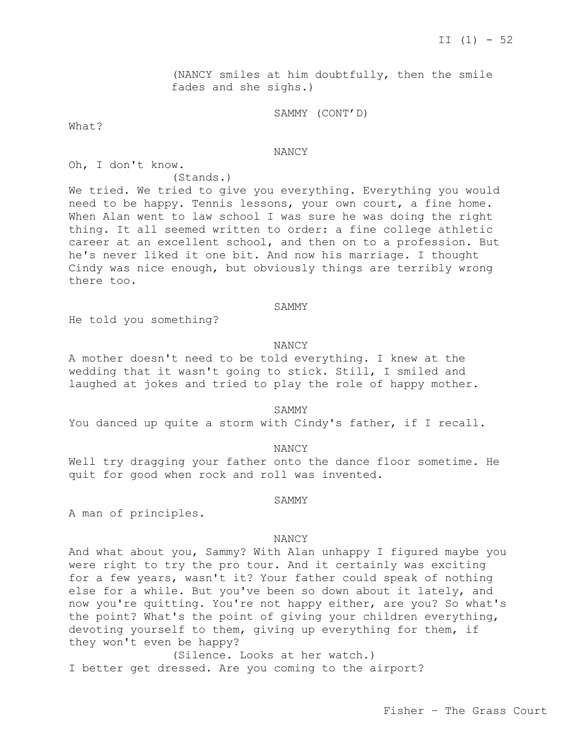(NANCY smiles at him doubtfully, then the smile fades and she sighs.)

SAMMY (CONT'D)

What?

NANCY

Oh, I don't know.

(Stands.)

We tried. We tried to give you everything. Everything you would need to be happy. Tennis lessons, your own court, a fine home. When Alan went to law school I was sure he was doing the right thing. It all seemed written to order: a fine college athletic career at an excellent school, and then on to a profession. But he's never liked it one bit. And now his marriage. I thought Cindy was nice enough, but obviously things are terribly wrong there too.

SAMMY

He told you something?

NANCY

A mother doesn't need to be told everything. I knew at the wedding that it wasn't going to stick. Still, I smiled and laughed at jokes and tried to play the role of happy mother.

SAMMY

You danced up quite a storm with Cindy's father, if I recall.

NANCY

Well try dragging your father onto the dance floor sometime. He quit for good when rock and roll was invented.

SAMMY

A man of principles.

NANCY

And what about you, Sammy? With Alan unhappy I figured maybe you were right to try the pro tour. And it certainly was exciting for a few years, wasn't it? Your father could speak of nothing else for a while. But you've been so down about it lately, and now you're quitting. You're not happy either, are you? So what's the point? What's the point of giving your children everything, devoting yourself to them, giving up everything for them, if they won't even be happy?

(Silence. Looks at her watch.)

I better get dressed. Are you coming to the airport?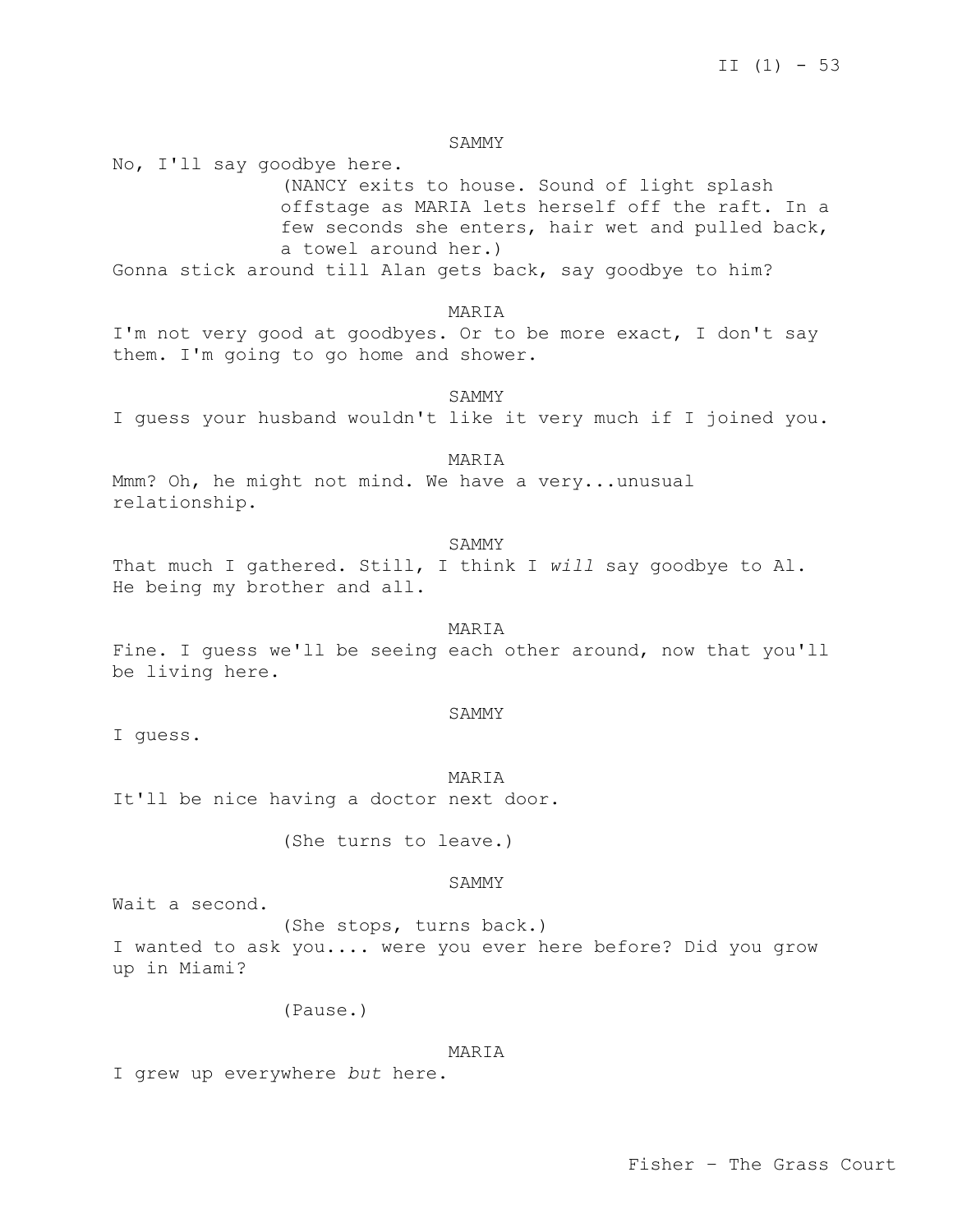SAMMY

No, I'll say goodbye here.

(NANCY exits to house. Sound of light splash offstage as MARIA lets herself off the raft. In a few seconds she enters, hair wet and pulled back, a towel around her.)

Gonna stick around till Alan gets back, say goodbye to him?

MARIA

I'm not very good at goodbyes. Or to be more exact, I don't say them. I'm going to go home and shower.

SAMMY

I guess your husband wouldn't like it very much if I joined you.

MARIA

Mmm? Oh, he might not mind. We have a very...unusual relationship.

SAMMY

That much I gathered. Still, I think I *will* say goodbye to Al. He being my brother and all.

MARIA

Fine. I guess we'll be seeing each other around, now that you'll be living here.

SAMMY

I guess.

MARIA

It'll be nice having a doctor next door.

(She turns to leave.)

SAMMY

Wait a second.

(She stops, turns back.)

I wanted to ask you.... were you ever here before? Did you grow up in Miami?

(Pause.)

MARIA

I grew up everywhere *but* here.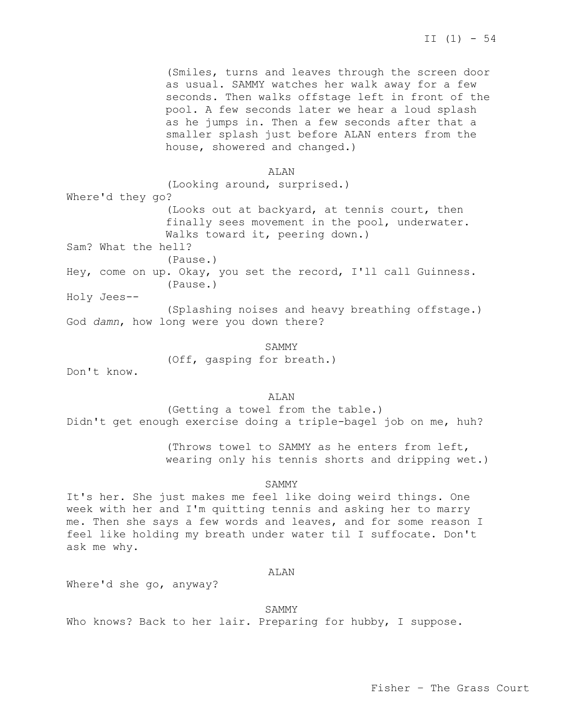(Smiles, turns and leaves through the screen door as usual. SAMMY watches her walk away for a few seconds. Then walks offstage left in front of the pool. A few seconds later we hear a loud splash as he jumps in. Then a few seconds after that a smaller splash just before ALAN enters from the house, showered and changed.)

ALAN

(Looking around, surprised.)

Where'd they go?

(Looks out at backyard, at tennis court, then finally sees movement in the pool, underwater. Walks toward it, peering down.)

Sam? What the hell?

(Pause.)

Hey, come on up. Okay, you set the record, I'll call Guinness.

(Pause.)

Holy Jees--

(Splashing noises and heavy breathing offstage.)

God *damn*, how long were you down there?

SAMMY

(Off, gasping for breath.)

Don't know.

ALAN

(Getting a towel from the table.)

Didn't get enough exercise doing a triple-bagel job on me, huh?

(Throws towel to SAMMY as he enters from left, wearing only his tennis shorts and dripping wet.)

SAMMY

It's her. She just makes me feel like doing weird things. One week with her and I'm quitting tennis and asking her to marry me. Then she says a few words and leaves, and for some reason I feel like holding my breath under water til I suffocate. Don't ask me why.

ALAN

Where'd she go, anyway?

SAMMY

Who knows? Back to her lair. Preparing for hubby, I suppose.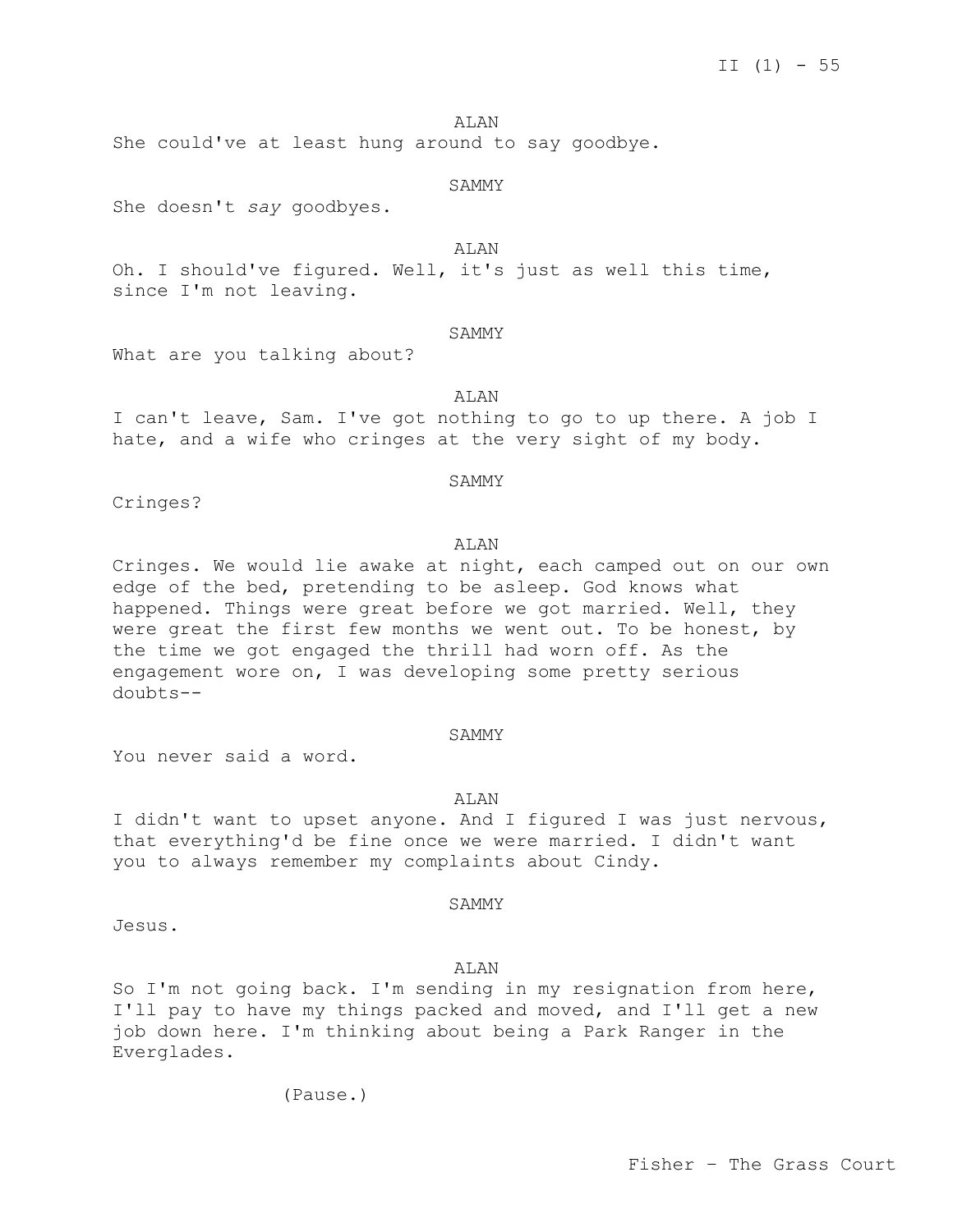ALAN

She could've at least hung around to say goodbye.

SAMMY

She doesn't *say* goodbyes.

ALAN

Oh. I should've figured. Well, it's just as well this time, since I'm not leaving.

SAMMY

What are you talking about?

ALAN

I can't leave, Sam. I've got nothing to go to up there. A job I hate, and a wife who cringes at the very sight of my body.

SAMMY

Cringes?

ALAN

Cringes. We would lie awake at night, each camped out on our own edge of the bed, pretending to be asleep. God knows what happened. Things were great before we got married. Well, they were great the first few months we went out. To be honest, by the time we got engaged the thrill had worn off. As the engagement wore on, I was developing some pretty serious doubts--

SAMMY

You never said a word.

ALAN

I didn't want to upset anyone. And I figured I was just nervous, that everything'd be fine once we were married. I didn't want you to always remember my complaints about Cindy.

SAMMY

Jesus.

ALAN

So I'm not going back. I'm sending in my resignation from here, I'll pay to have my things packed and moved, and I'll get a new job down here. I'm thinking about being a Park Ranger in the Everglades.

(Pause.)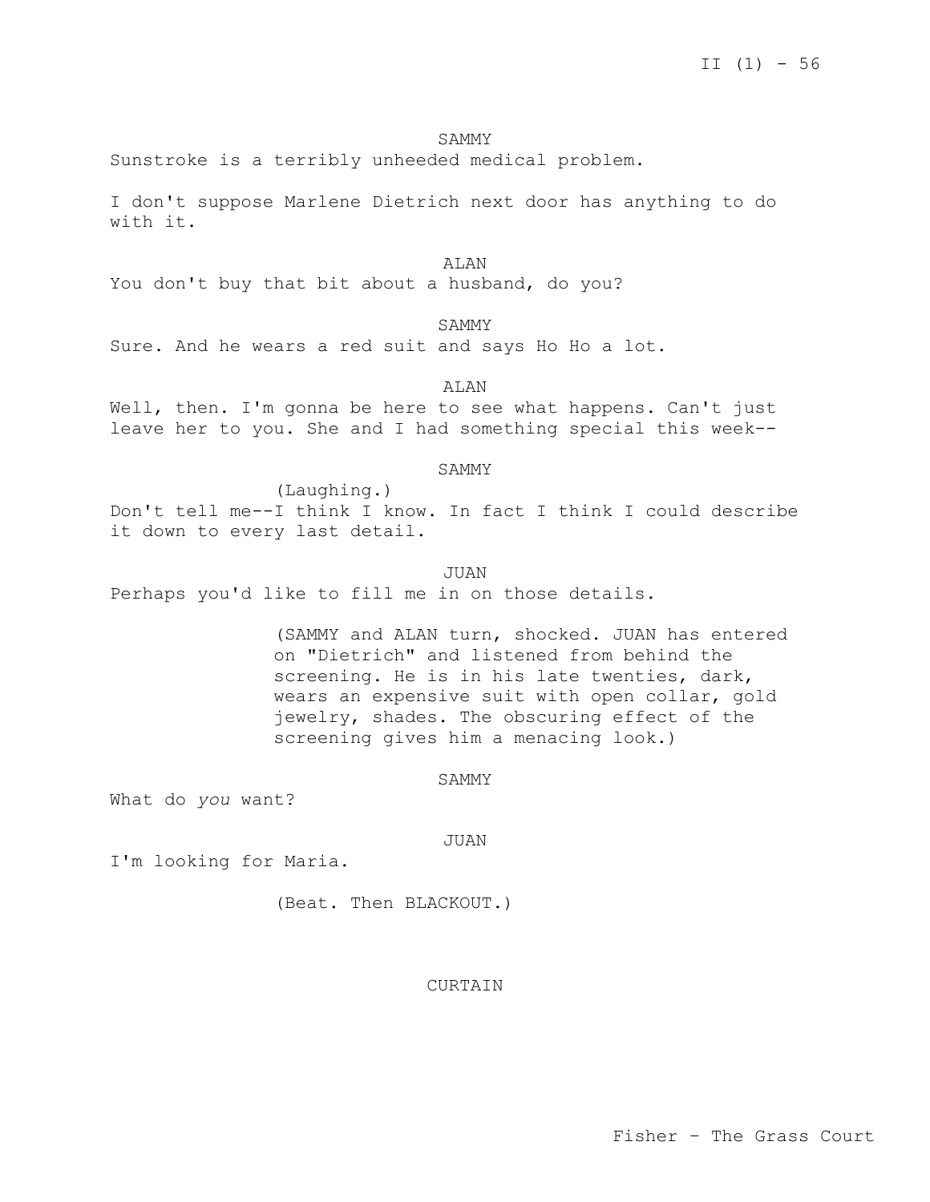SAMMY

Sunstroke is a terribly unheeded medical problem.

I don't suppose Marlene Dietrich next door has anything to do with it.

ALAN

You don't buy that bit about a husband, do you?

SAMMY

Sure. And he wears a red suit and says Ho Ho a lot.

ALAN

Well, then. I'm gonna be here to see what happens. Can't just leave her to you. She and I had something special this week--

SAMMY

(Laughing.)

Don't tell me--I think I know. In fact I think I could describe it down to every last detail.

JUAN

Perhaps you'd like to fill me in on those details.

(SAMMY and ALAN turn, shocked. JUAN has entered on "Dietrich" and listened from behind the screening. He is in his late twenties, dark, wears an expensive suit with open collar, gold jewelry, shades. The obscuring effect of the screening gives him a menacing look.)

SAMMY

What do *you* want?

JUAN

I'm looking for Maria.

(Beat. Then BLACKOUT.)

CURTAIN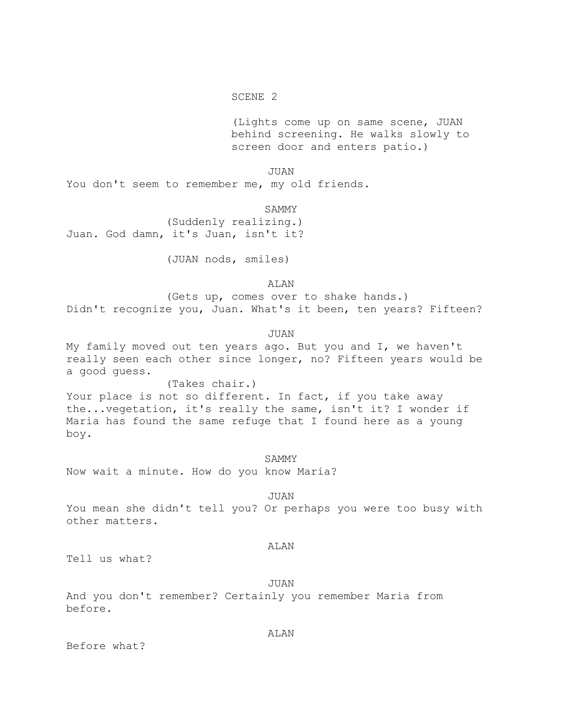SCENE 2

(Lights come up on same scene, JUAN behind screening. He walks slowly to screen door and enters patio.)

JUAN

You don't seem to remember me, my old friends.

SAMMY

(Suddenly realizing.)

Juan. God damn, it's Juan, isn't it?

(JUAN nods, smiles)

ALAN

(Gets up, comes over to shake hands.)

Didn't recognize you, Juan. What's it been, ten years? Fifteen?

JUAN

My family moved out ten years ago. But you and I, we haven't really seen each other since longer, no? Fifteen years would be a good guess.

(Takes chair.)

Your place is not so different. In fact, if you take away the...vegetation, it's really the same, isn't it? I wonder if Maria has found the same refuge that I found here as a young boy.

SAMMY

Now wait a minute. How do you know Maria?

JUAN

You mean she didn't tell you? Or perhaps you were too busy with other matters.

ALAN

Tell us what?

JUAN

And you don't remember? Certainly you remember Maria from before.

ALAN

Before what?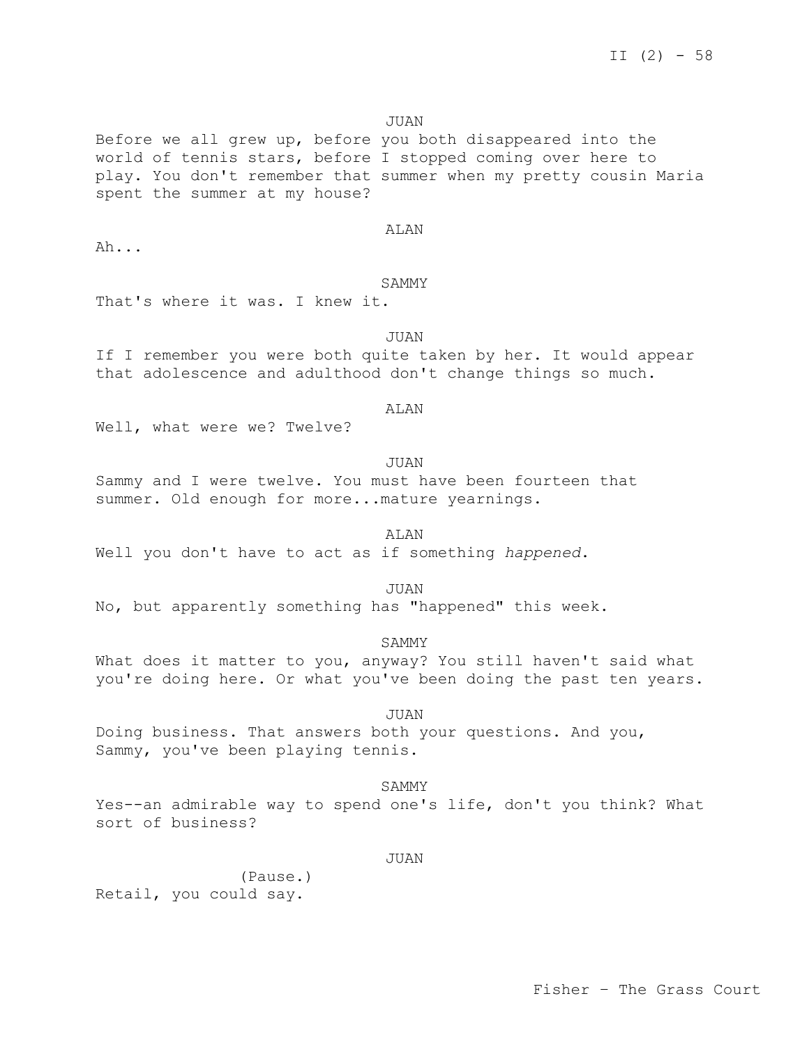JUAN

Before we all grew up, before you both disappeared into the world of tennis stars, before I stopped coming over here to play. You don't remember that summer when my pretty cousin Maria spent the summer at my house?

ALAN

Ah...

SAMMY

That's where it was. I knew it.

JUAN

If I remember you were both quite taken by her. It would appear that adolescence and adulthood don't change things so much.

ALAN

Well, what were we? Twelve?

JUAN

Sammy and I were twelve. You must have been fourteen that summer. Old enough for more...mature yearnings.

ALAN

Well you don't have to act as if something *happened*.

JUAN

No, but apparently something has "happened" this week.

SAMMY

What does it matter to you, anyway? You still haven't said what you're doing here. Or what you've been doing the past ten years.

JUAN

Doing business. That answers both your questions. And you, Sammy, you've been playing tennis.

SAMMY

Yes--an admirable way to spend one's life, don't you think? What sort of business?

JUAN

(Pause.)

Retail, you could say.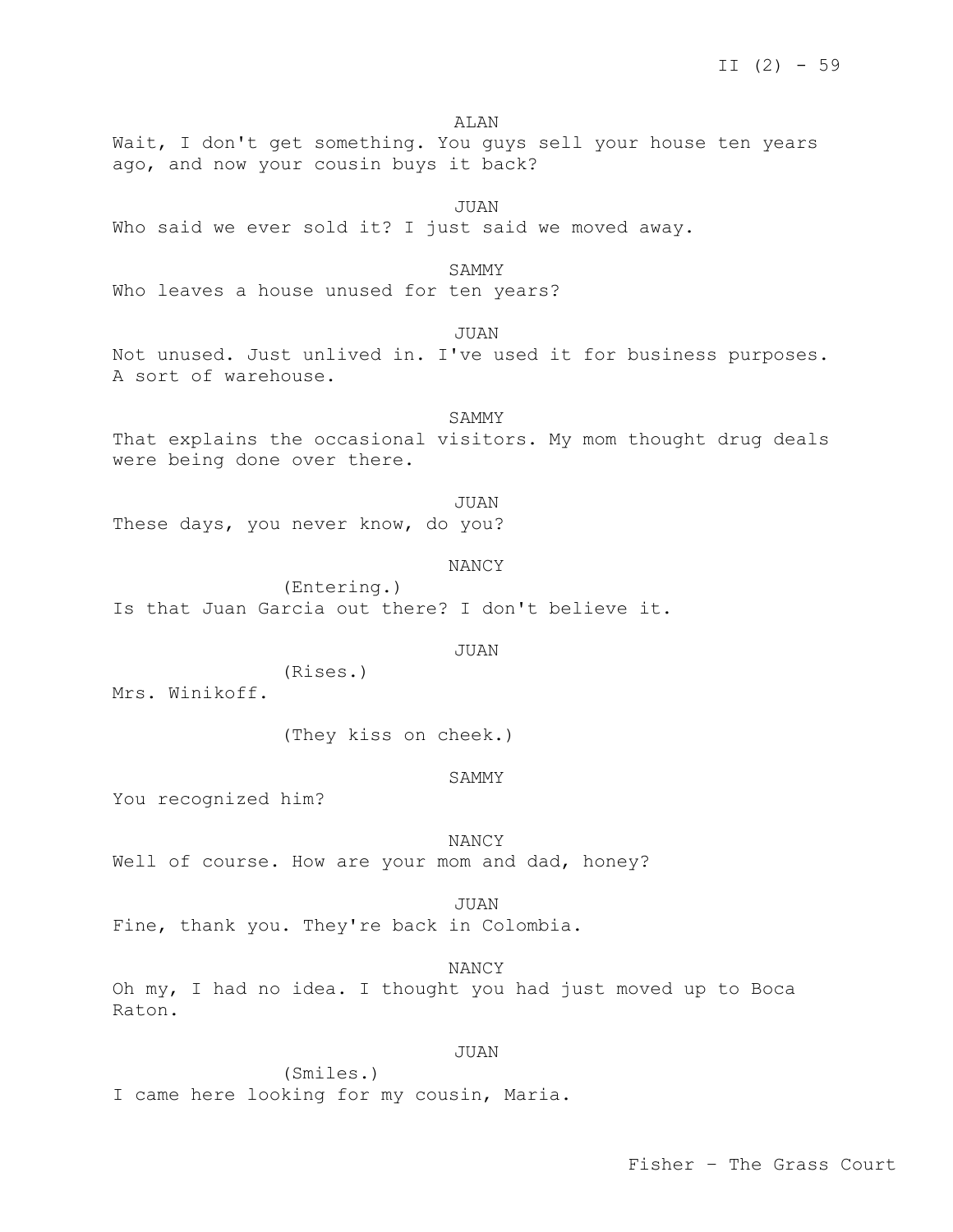ALAN

Wait, I don't get something. You guys sell your house ten years ago, and now your cousin buys it back?

JUAN

Who said we ever sold it? I just said we moved away.

SAMMY

Who leaves a house unused for ten years?

JUAN

Not unused. Just unlived in. I've used it for business purposes. A sort of warehouse.

SAMMY

That explains the occasional visitors. My mom thought drug deals were being done over there.

JUAN

These days, you never know, do you?

NANCY

(Entering.)

Is that Juan Garcia out there? I don't believe it.

JUAN

(Rises.)

Mrs. Winikoff.

(They kiss on cheek.)

SAMMY

You recognized him?

NANCY

Well of course. How are your mom and dad, honey?

JUAN

Fine, thank you. They're back in Colombia.

NANCY

Oh my, I had no idea. I thought you had just moved up to Boca Raton.

JUAN

(Smiles.)

I came here looking for my cousin, Maria.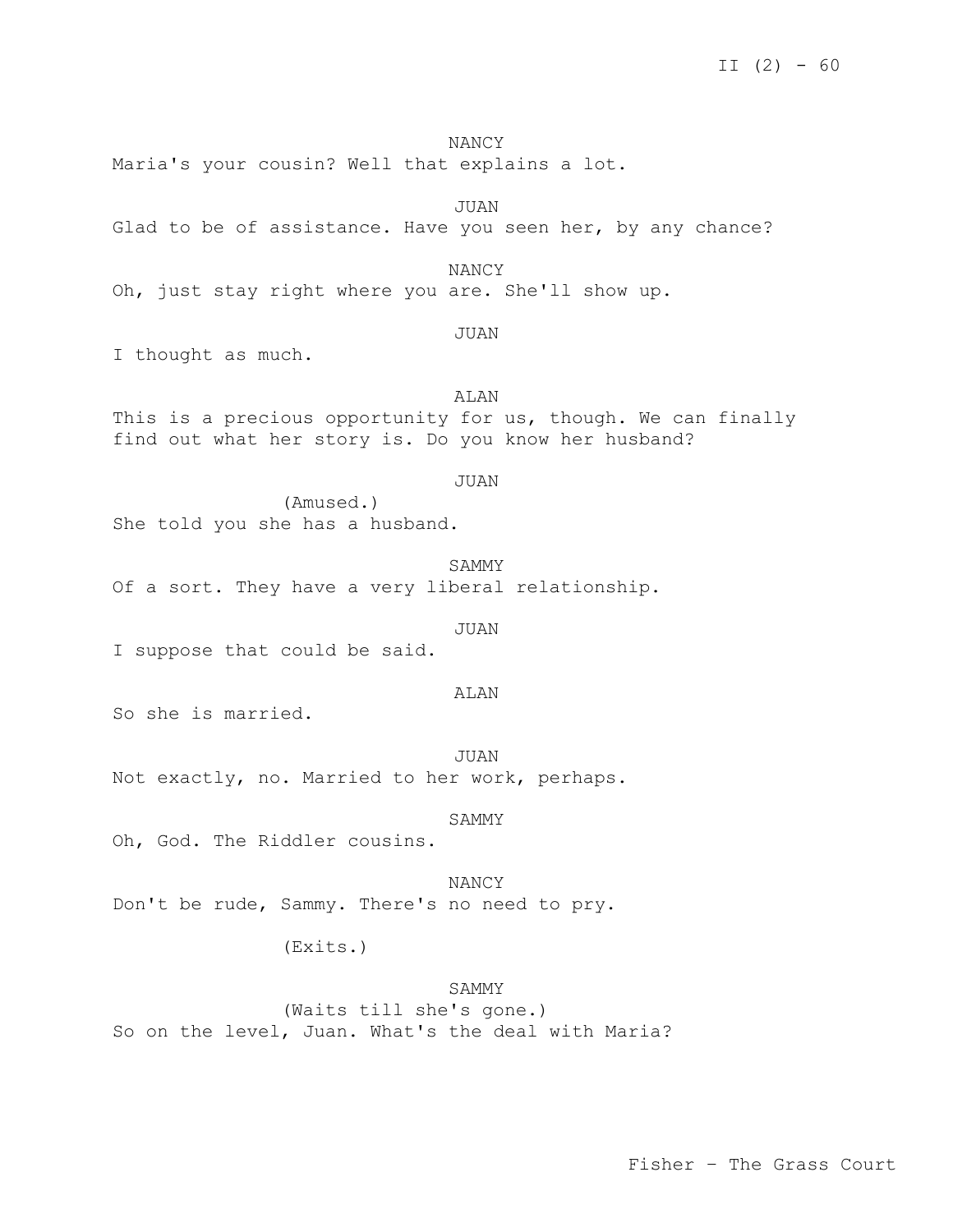NANCY

Maria's your cousin? Well that explains a lot.

JUAN

Glad to be of assistance. Have you seen her, by any chance?

NANCY

Oh, just stay right where you are. She'll show up.

JUAN

I thought as much.

ALAN

This is a precious opportunity for us, though. We can finally find out what her story is. Do you know her husband?

JUAN

(Amused.)

She told you she has a husband.

SAMMY

Of a sort. They have a very liberal relationship.

JUAN

I suppose that could be said.

ALAN

So she is married.

JUAN

Not exactly, no. Married to her work, perhaps.

SAMMY

Oh, God. The Riddler cousins.

NANCY

Don't be rude, Sammy. There's no need to pry.

(Exits.)

SAMMY

(Waits till she's gone.)

So on the level, Juan. What's the deal with Maria?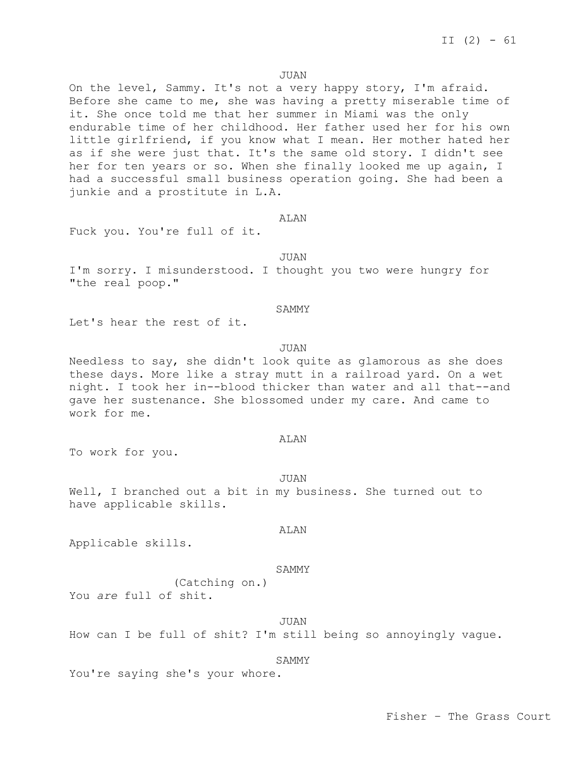JUAN

On the level, Sammy. It's not a very happy story, I'm afraid. Before she came to me, she was having a pretty miserable time of it. She once told me that her summer in Miami was the only endurable time of her childhood. Her father used her for his own little girlfriend, if you know what I mean. Her mother hated her as if she were just that. It's the same old story. I didn't see her for ten years or so. When she finally looked me up again, I had a successful small business operation going. She had been a junkie and a prostitute in L.A.

ALAN

Fuck you. You're full of it.

JUAN

I'm sorry. I misunderstood. I thought you two were hungry for "the real poop."

SAMMY

Let's hear the rest of it.

JUAN

Needless to say, she didn't look quite as glamorous as she does these days. More like a stray mutt in a railroad yard. On a wet night. I took her in--blood thicker than water and all that--and gave her sustenance. She blossomed under my care. And came to work for me.

ALAN

To work for you.

JUAN

Well, I branched out a bit in my business. She turned out to have applicable skills.

ALAN

Applicable skills.

SAMMY

(Catching on.)

You *are* full of shit.

JUAN

How can I be full of shit? I'm still being so annoyingly vague.

SAMMY

You're saying she's your whore.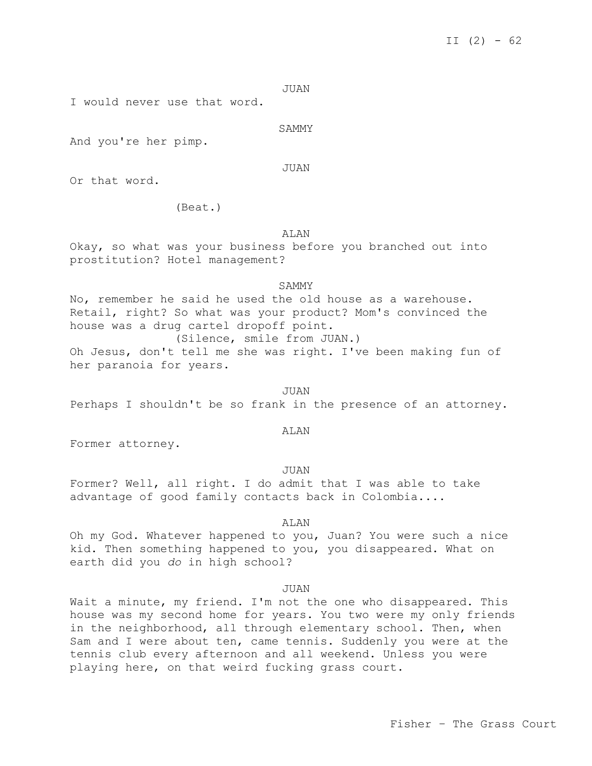JUAN

I would never use that word.

SAMMY

And you're her pimp.

JUAN

Or that word.

(Beat.)

ALAN

Okay, so what was your business before you branched out into prostitution? Hotel management?

SAMMY

No, remember he said he used the old house as a warehouse. Retail, right? So what was your product? Mom's convinced the house was a drug cartel dropoff point.

(Silence, smile from JUAN.)

Oh Jesus, don't tell me she was right. I've been making fun of her paranoia for years.

JUAN

Perhaps I shouldn't be so frank in the presence of an attorney.

ALAN

Former attorney.

JUAN

Former? Well, all right. I do admit that I was able to take advantage of good family contacts back in Colombia....

ALAN

Oh my God. Whatever happened to you, Juan? You were such a nice kid. Then something happened to you, you disappeared. What on earth did you *do* in high school?

JUAN

Wait a minute, my friend. I'm not the one who disappeared. This house was my second home for years. You two were my only friends in the neighborhood, all through elementary school. Then, when Sam and I were about ten, came tennis. Suddenly you were at the tennis club every afternoon and all weekend. Unless you were playing here, on that weird fucking grass court.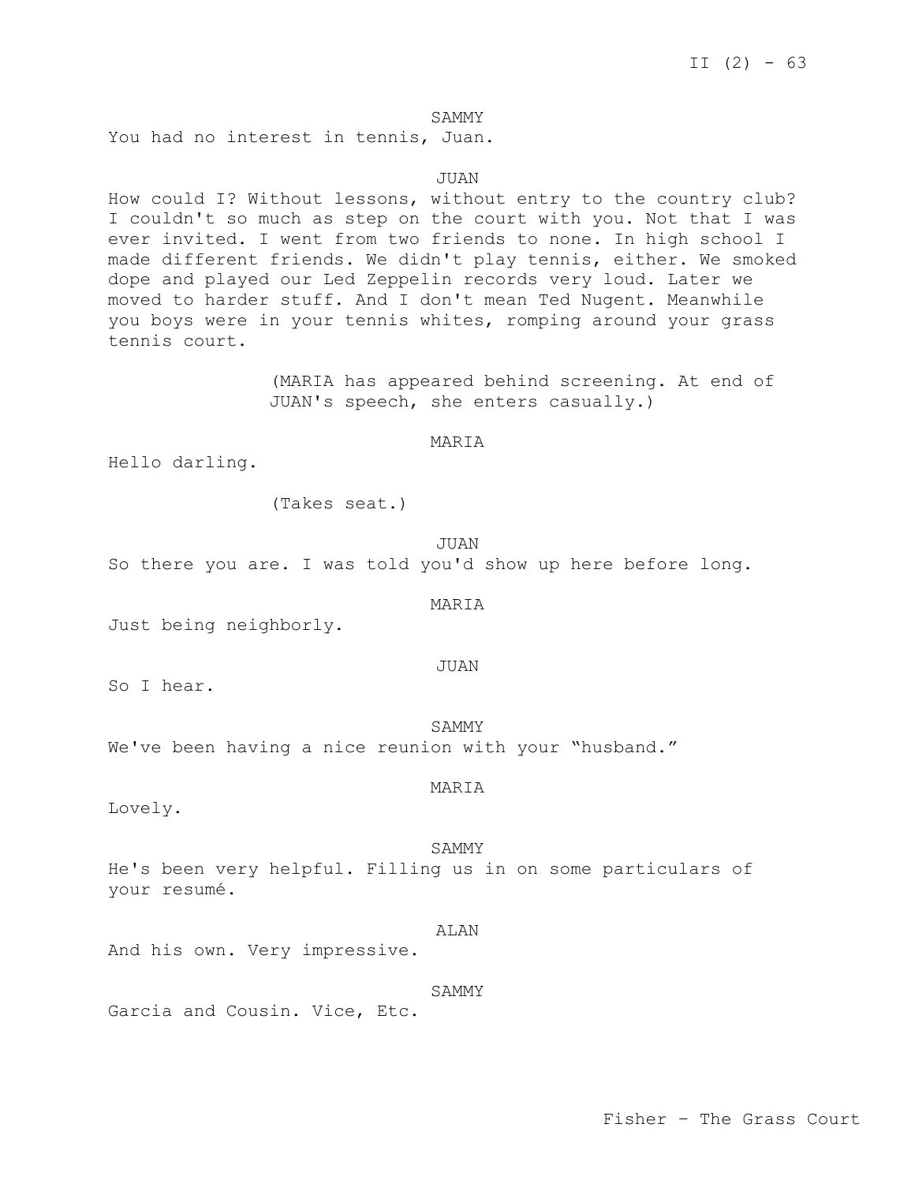SAMMY

You had no interest in tennis, Juan.

JUAN

How could I? Without lessons, without entry to the country club? I couldn't so much as step on the court with you. Not that I was ever invited. I went from two friends to none. In high school I made different friends. We didn't play tennis, either. We smoked dope and played our Led Zeppelin records very loud. Later we moved to harder stuff. And I don't mean Ted Nugent. Meanwhile you boys were in your tennis whites, romping around your grass tennis court.

(MARIA has appeared behind screening. At end of JUAN's speech, she enters casually.)

MARIA

Hello darling.

(Takes seat.)

JUAN

So there you are. I was told you'd show up here before long.

MARIA

Just being neighborly.

JUAN

So I hear.

SAMMY

We've been having a nice reunion with your "husband."

MARIA

Lovely.

SAMMY

He's been very helpful. Filling us in on some particulars of your resumé.

ALAN

And his own. Very impressive.

SAMMY

Garcia and Cousin. Vice, Etc.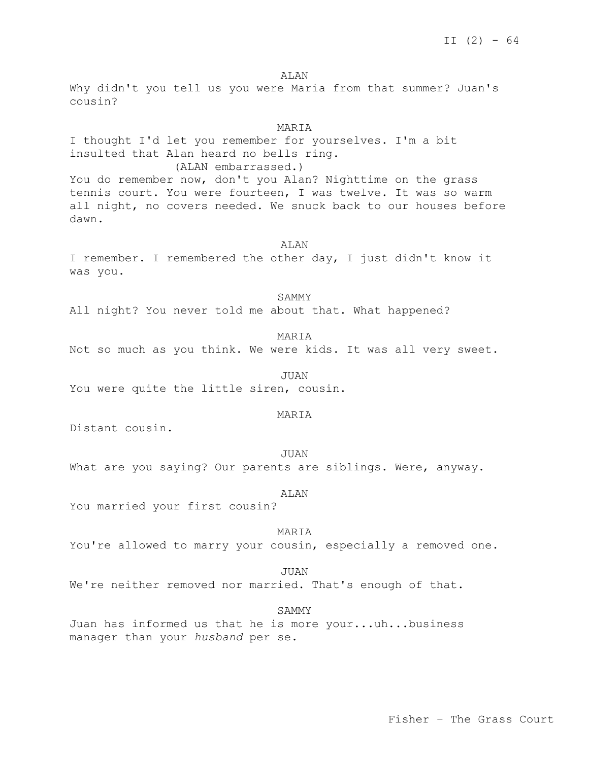ALAN

Why didn't you tell us you were Maria from that summer? Juan's cousin?

MARIA

I thought I'd let you remember for yourselves. I'm a bit insulted that Alan heard no bells ring.

(ALAN embarrassed.)

You do remember now, don't you Alan? Nighttime on the grass tennis court. You were fourteen, I was twelve. It was so warm all night, no covers needed. We snuck back to our houses before dawn.

ALAN

I remember. I remembered the other day, I just didn't know it was you.

SAMMY

All night? You never told me about that. What happened?

MARIA

Not so much as you think. We were kids. It was all very sweet.

JUAN

You were quite the little siren, cousin.

MARIA

Distant cousin.

JUAN

What are you saying? Our parents are siblings. Were, anyway.

ALAN

You married your first cousin?

MARIA

You're allowed to marry your cousin, especially a removed one.

JUAN

We're neither removed nor married. That's enough of that.

SAMMY

Juan has informed us that he is more your...uh...business manager than your *husband* per se.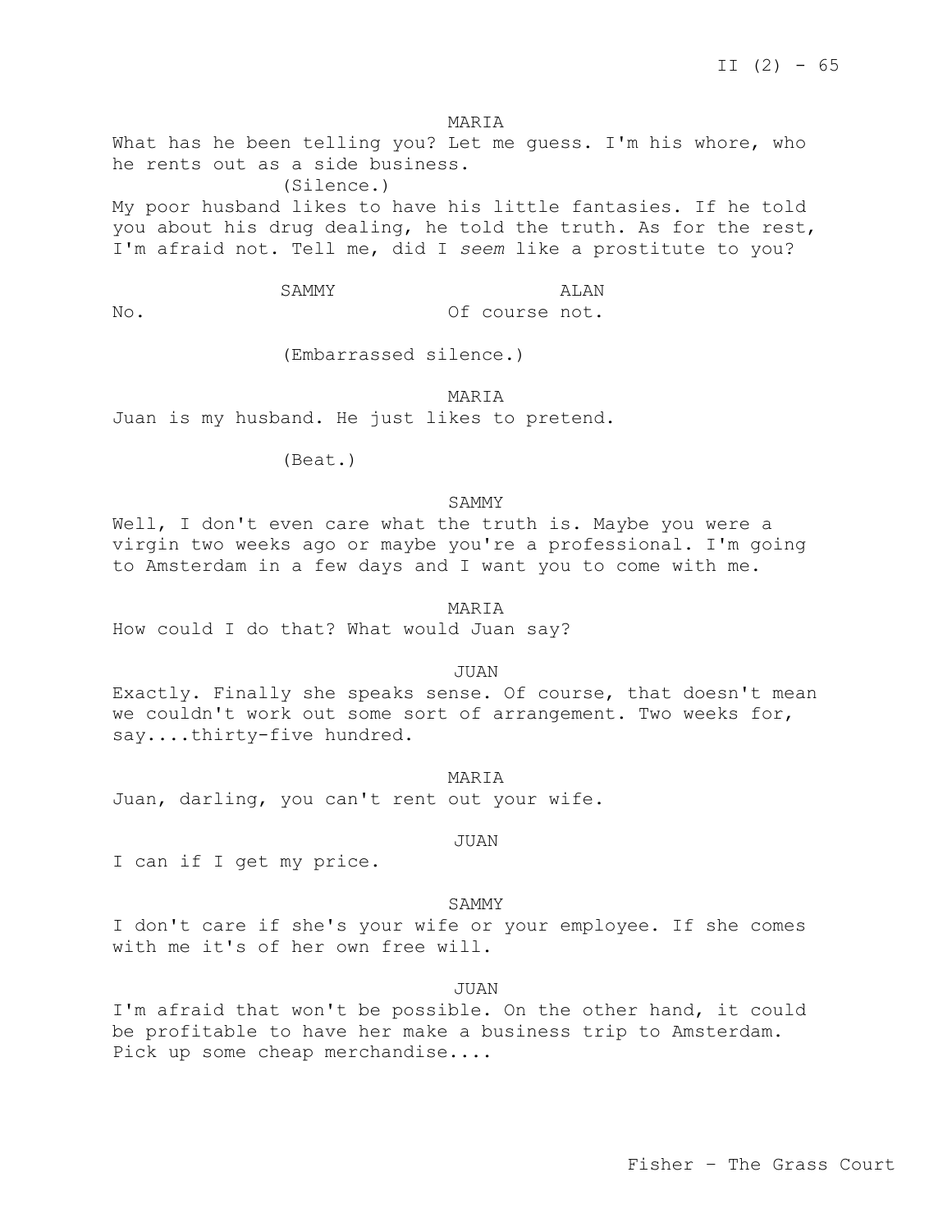MARIA

What has he been telling you? Let me guess. I'm his whore, who he rents out as a side business.

(Silence.)

My poor husband likes to have his little fantasies. If he told you about his drug dealing, he told the truth. As for the rest, I'm afraid not. Tell me, did I *seem* like a prostitute to you?

| SAMMY | ALAN |
| --- | --- |
| No. | Of course not. |

(Embarrassed silence.)

MARIA

Juan is my husband. He just likes to pretend.

(Beat.)

SAMMY

Well, I don't even care what the truth is. Maybe you were a virgin two weeks ago or maybe you're a professional. I'm going to Amsterdam in a few days and I want you to come with me.

MARIA

How could I do that? What would Juan say?

JUAN

Exactly. Finally she speaks sense. Of course, that doesn't mean we couldn't work out some sort of arrangement. Two weeks for, say....thirty-five hundred.

MARIA

Juan, darling, you can't rent out your wife.

JUAN

I can if I get my price.

SAMMY

I don't care if she's your wife or your employee. If she comes with me it's of her own free will.

JUAN

I'm afraid that won't be possible. On the other hand, it could be profitable to have her make a business trip to Amsterdam. Pick up some cheap merchandise....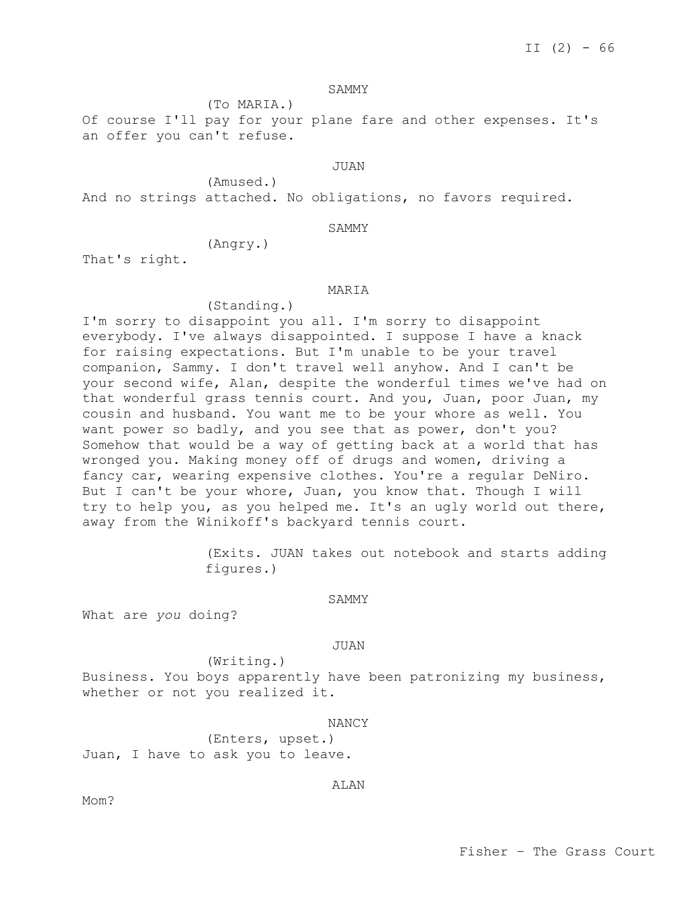SAMMY

(To MARIA.)

Of course I'll pay for your plane fare and other expenses. It's an offer you can't refuse.

JUAN

(Amused.)

And no strings attached. No obligations, no favors required.

SAMMY

(Angry.)

That's right.

MARIA

(Standing.)

I'm sorry to disappoint you all. I'm sorry to disappoint everybody. I've always disappointed. I suppose I have a knack for raising expectations. But I'm unable to be your travel companion, Sammy. I don't travel well anyhow. And I can't be your second wife, Alan, despite the wonderful times we've had on that wonderful grass tennis court. And you, Juan, poor Juan, my cousin and husband. You want me to be your whore as well. You want power so badly, and you see that as power, don't you? Somehow that would be a way of getting back at a world that has wronged you. Making money off of drugs and women, driving a fancy car, wearing expensive clothes. You're a regular DeNiro. But I can't be your whore, Juan, you know that. Though I will try to help you, as you helped me. It's an ugly world out there, away from the Winikoff's backyard tennis court.

(Exits. JUAN takes out notebook and starts adding figures.)

SAMMY

What are *you* doing?

JUAN

(Writing.)

Business. You boys apparently have been patronizing my business, whether or not you realized it.

NANCY

(Enters, upset.)

Juan, I have to ask you to leave.

ALAN

Mom?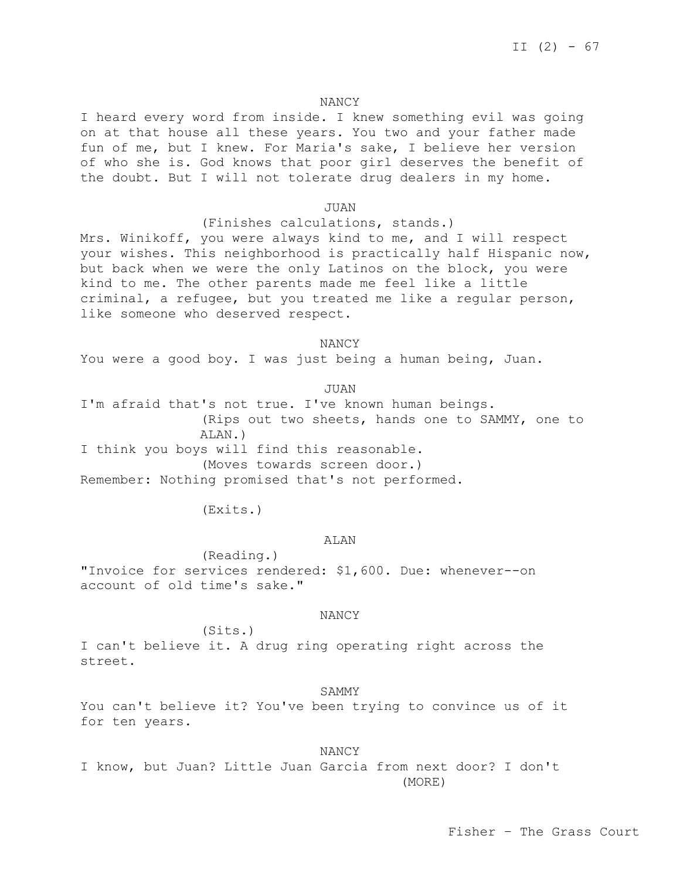NANCY

I heard every word from inside. I knew something evil was going on at that house all these years. You two and your father made fun of me, but I knew. For Maria's sake, I believe her version of who she is. God knows that poor girl deserves the benefit of the doubt. But I will not tolerate drug dealers in my home.

JUAN

(Finishes calculations, stands.)

Mrs. Winikoff, you were always kind to me, and I will respect your wishes. This neighborhood is practically half Hispanic now, but back when we were the only Latinos on the block, you were kind to me. The other parents made me feel like a little criminal, a refugee, but you treated me like a regular person, like someone who deserved respect.

NANCY

You were a good boy. I was just being a human being, Juan.

JUAN

I'm afraid that's not true. I've known human beings.

(Rips out two sheets, hands one to SAMMY, one to ALAN.)

I think you boys will find this reasonable.

(Moves towards screen door.)

Remember: Nothing promised that's not performed.

(Exits.)

ALAN

(Reading.)

"Invoice for services rendered: $1,600. Due: whenever--on account of old time's sake."

NANCY

(Sits.)

I can't believe it. A drug ring operating right across the street.

SAMMY

You can't believe it? You've been trying to convince us of it for ten years.

NANCY

I know, but Juan? Little Juan Garcia from next door? I don't

(MORE)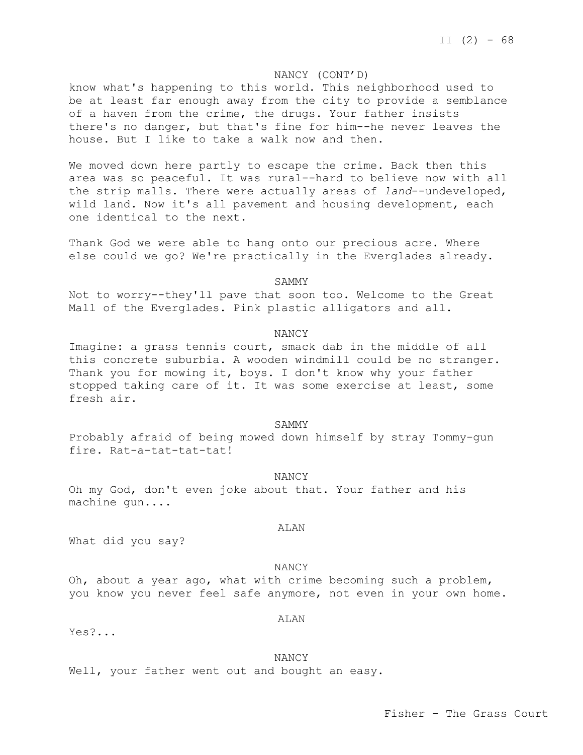NANCY (CONT'D)

know what's happening to this world. This neighborhood used to be at least far enough away from the city to provide a semblance of a haven from the crime, the drugs. Your father insists there's no danger, but that's fine for him--he never leaves the house. But I like to take a walk now and then.

We moved down here partly to escape the crime. Back then this area was so peaceful. It was rural--hard to believe now with all the strip malls. There were actually areas of *land*--undeveloped, wild land. Now it's all pavement and housing development, each one identical to the next.

Thank God we were able to hang onto our precious acre. Where else could we go? We're practically in the Everglades already.

SAMMY

Not to worry--they'll pave that soon too. Welcome to the Great Mall of the Everglades. Pink plastic alligators and all.

NANCY

Imagine: a grass tennis court, smack dab in the middle of all this concrete suburbia. A wooden windmill could be no stranger. Thank you for mowing it, boys. I don't know why your father stopped taking care of it. It was some exercise at least, some fresh air.

SAMMY

Probably afraid of being mowed down himself by stray Tommy-gun fire. Rat-a-tat-tat-tat!

NANCY

Oh my God, don't even joke about that. Your father and his machine gun....

ALAN

What did you say?

NANCY

Oh, about a year ago, what with crime becoming such a problem, you know you never feel safe anymore, not even in your own home.

ALAN

Yes?...

NANCY

Well, your father went out and bought an easy.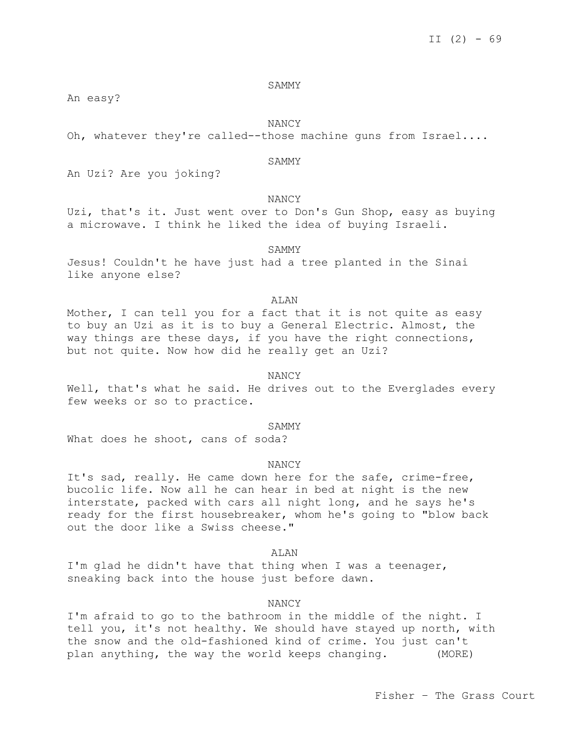SAMMY

An easy?

NANCY

Oh, whatever they're called--those machine guns from Israel....

SAMMY

An Uzi? Are you joking?

NANCY

Uzi, that's it. Just went over to Don's Gun Shop, easy as buying a microwave. I think he liked the idea of buying Israeli.

SAMMY

Jesus! Couldn't he have just had a tree planted in the Sinai like anyone else?

ALAN

Mother, I can tell you for a fact that it is not quite as easy to buy an Uzi as it is to buy a General Electric. Almost, the way things are these days, if you have the right connections, but not quite. Now how did he really get an Uzi?

NANCY

Well, that's what he said. He drives out to the Everglades every few weeks or so to practice.

SAMMY

What does he shoot, cans of soda?

NANCY

It's sad, really. He came down here for the safe, crime-free, bucolic life. Now all he can hear in bed at night is the new interstate, packed with cars all night long, and he says he's ready for the first housebreaker, whom he's going to "blow back out the door like a Swiss cheese."

ALAN

I'm glad he didn't have that thing when I was a teenager, sneaking back into the house just before dawn.

NANCY

I'm afraid to go to the bathroom in the middle of the night. I tell you, it's not healthy. We should have stayed up north, with the snow and the old-fashioned kind of crime. You just can't plan anything, the way the world keeps changing. (MORE)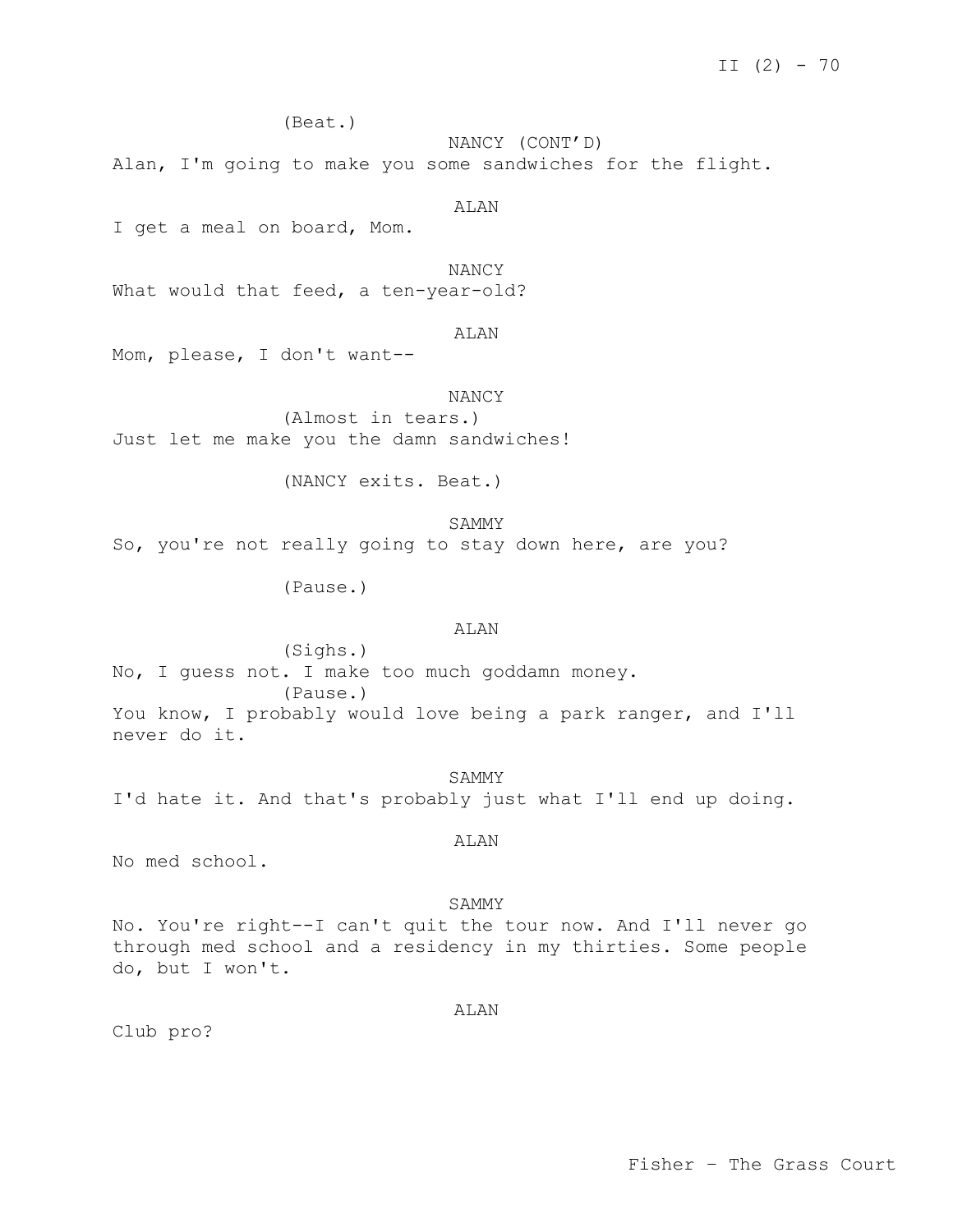(Beat.)

NANCY (CONT'D)

Alan, I'm going to make you some sandwiches for the flight.

ALAN

I get a meal on board, Mom.

NANCY

What would that feed, a ten-year-old?

ALAN

Mom, please, I don't want--

NANCY

(Almost in tears.)

Just let me make you the damn sandwiches!

(NANCY exits. Beat.)

SAMMY

So, you're not really going to stay down here, are you?

(Pause.)

ALAN

(Sighs.)

No, I guess not. I make too much goddamn money.

(Pause.)

You know, I probably would love being a park ranger, and I'll never do it.

SAMMY

I'd hate it. And that's probably just what I'll end up doing.

ALAN

No med school.

SAMMY

No. You're right--I can't quit the tour now. And I'll never go through med school and a residency in my thirties. Some people do, but I won't.

ALAN

Club pro?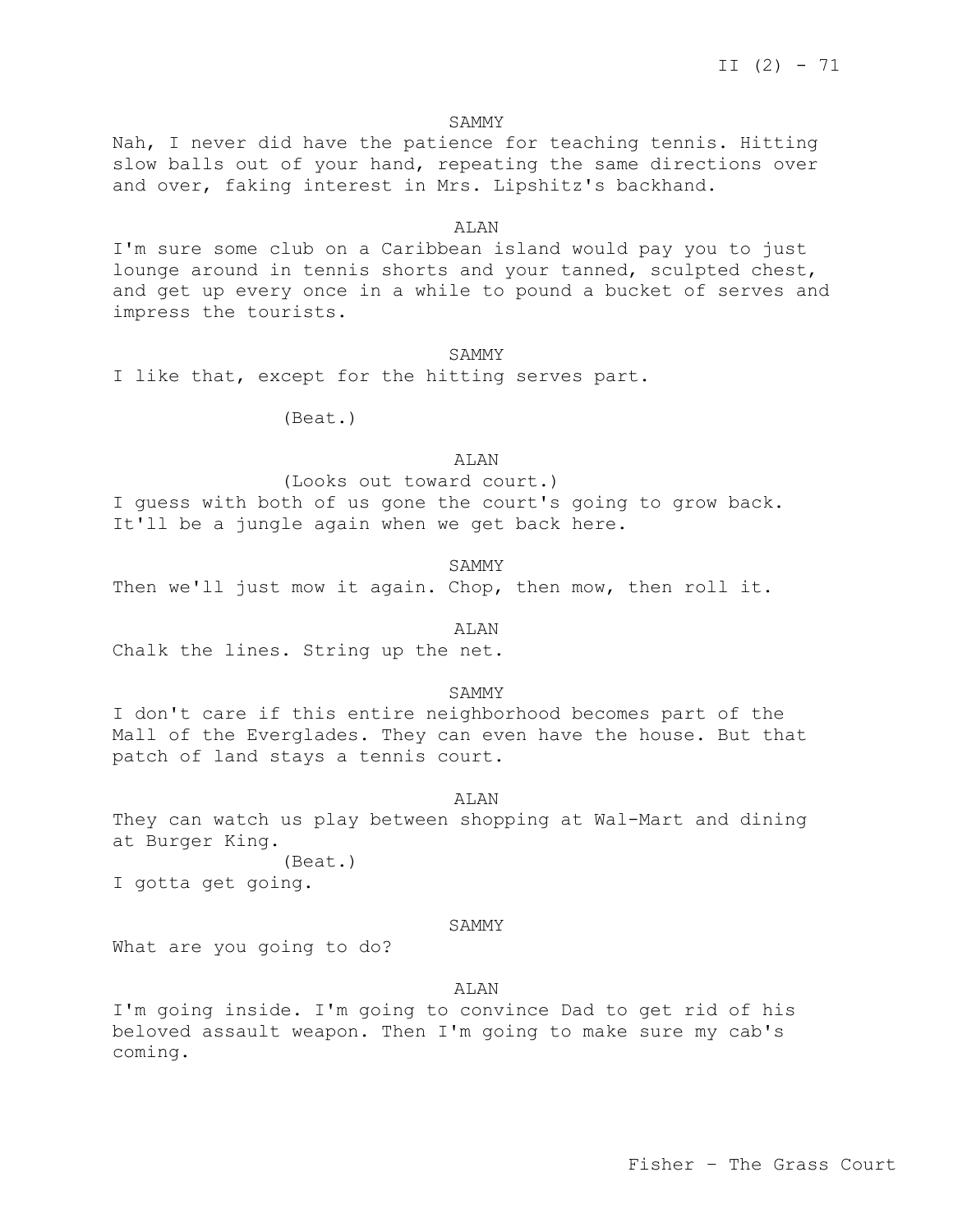SAMMY

Nah, I never did have the patience for teaching tennis. Hitting slow balls out of your hand, repeating the same directions over and over, faking interest in Mrs. Lipshitz's backhand.

ALAN

I'm sure some club on a Caribbean island would pay you to just lounge around in tennis shorts and your tanned, sculpted chest, and get up every once in a while to pound a bucket of serves and impress the tourists.

SAMMY

I like that, except for the hitting serves part.

(Beat.)

ALAN

(Looks out toward court.)

I guess with both of us gone the court's going to grow back. It'll be a jungle again when we get back here.

SAMMY

Then we'll just mow it again. Chop, then mow, then roll it.

ALAN

Chalk the lines. String up the net.

SAMMY

I don't care if this entire neighborhood becomes part of the Mall of the Everglades. They can even have the house. But that patch of land stays a tennis court.

ALAN

They can watch us play between shopping at Wal-Mart and dining at Burger King.

(Beat.)

I gotta get going.

SAMMY

What are you going to do?

ALAN

I'm going inside. I'm going to convince Dad to get rid of his beloved assault weapon. Then I'm going to make sure my cab's coming.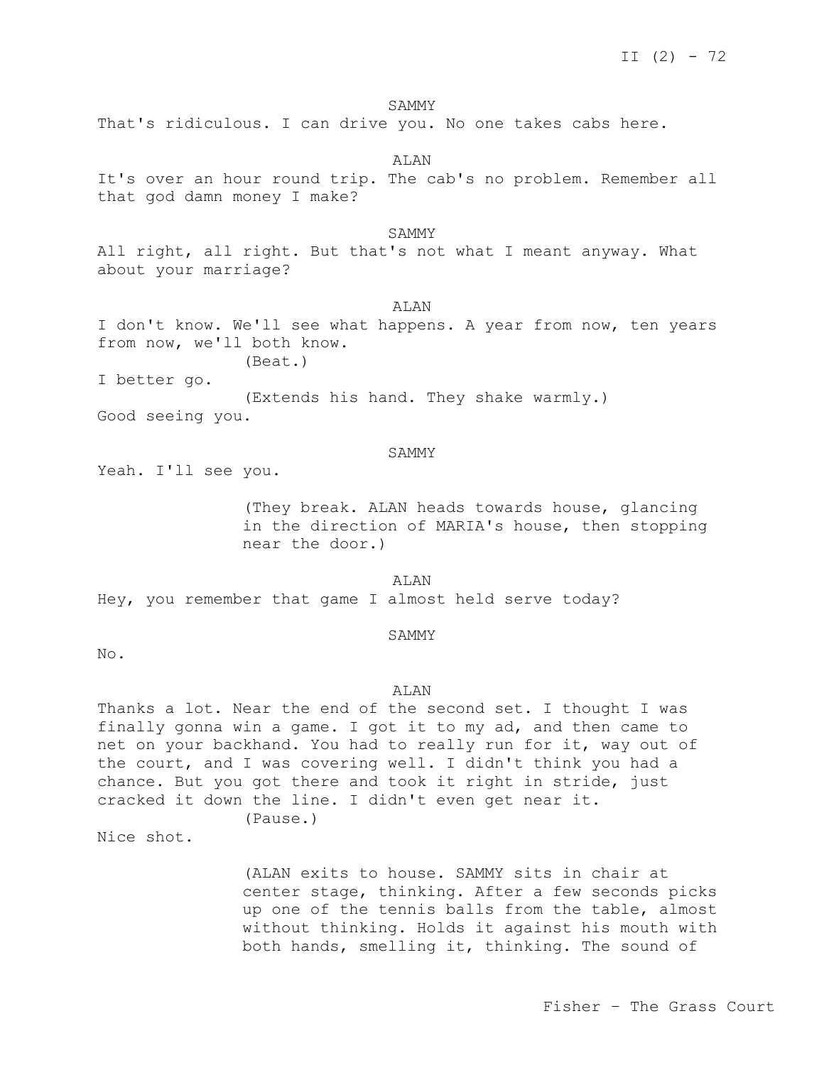SAMMY

That's ridiculous. I can drive you. No one takes cabs here.

ALAN

It's over an hour round trip. The cab's no problem. Remember all that god damn money I make?

SAMMY

All right, all right. But that's not what I meant anyway. What about your marriage?

ALAN

I don't know. We'll see what happens. A year from now, ten years from now, we'll both know.

(Beat.)

I better go.

(Extends his hand. They shake warmly.)

Good seeing you.

SAMMY

Yeah. I'll see you.

(They break. ALAN heads towards house, glancing in the direction of MARIA's house, then stopping near the door.)

ALAN

Hey, you remember that game I almost held serve today?

SAMMY

No.

ALAN

Thanks a lot. Near the end of the second set. I thought I was finally gonna win a game. I got it to my ad, and then came to net on your backhand. You had to really run for it, way out of the court, and I was covering well. I didn't think you had a chance. But you got there and took it right in stride, just cracked it down the line. I didn't even get near it.

(Pause.)

Nice shot.

(ALAN exits to house. SAMMY sits in chair at center stage, thinking. After a few seconds picks up one of the tennis balls from the table, almost without thinking. Holds it against his mouth with both hands, smelling it, thinking. The sound of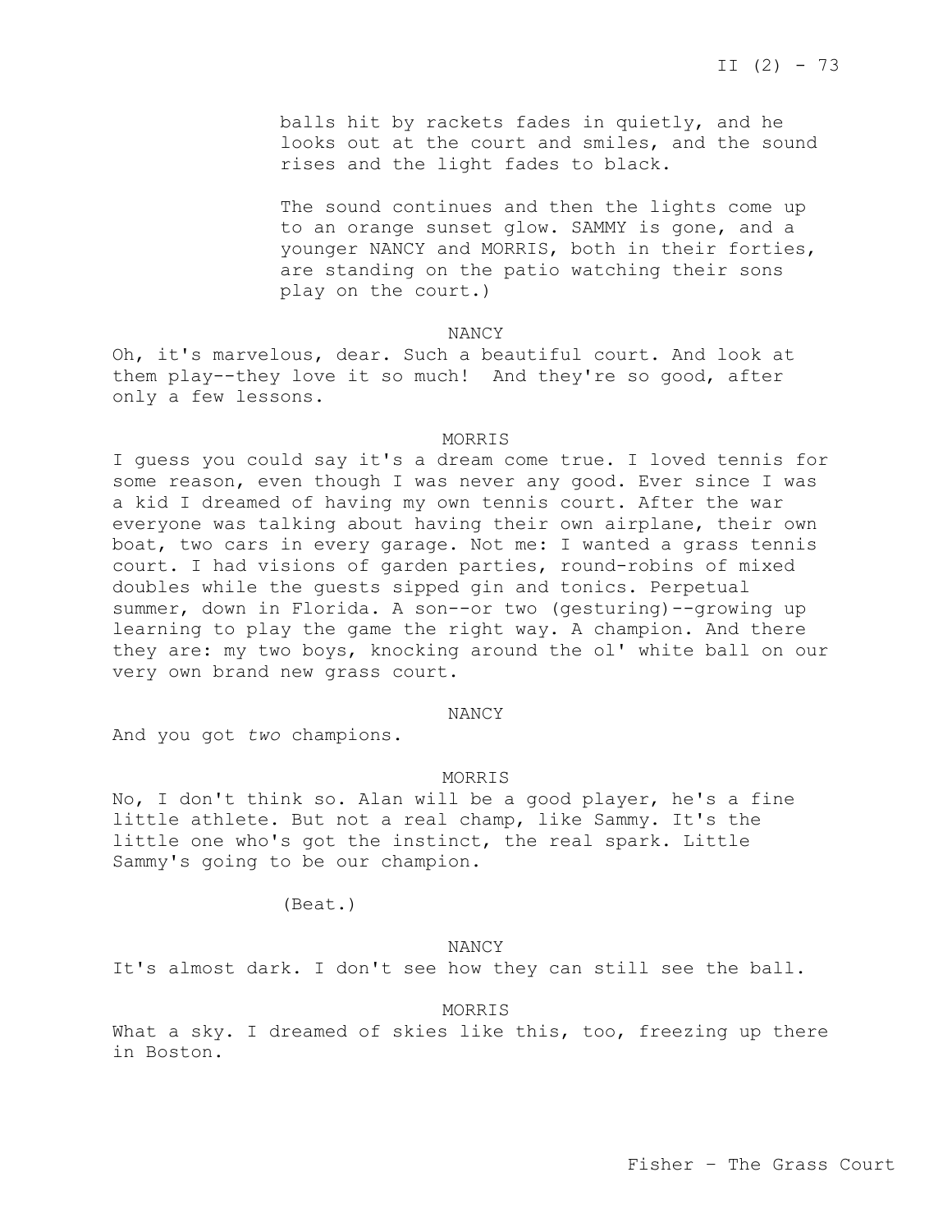balls hit by rackets fades in quietly, and he looks out at the court and smiles, and the sound rises and the light fades to black.

The sound continues and then the lights come up to an orange sunset glow. SAMMY is gone, and a younger NANCY and MORRIS, both in their forties, are standing on the patio watching their sons play on the court.)

NANCY

Oh, it's marvelous, dear. Such a beautiful court. And look at them play--they love it so much! And they're so good, after only a few lessons.

MORRIS

I guess you could say it's a dream come true. I loved tennis for some reason, even though I was never any good. Ever since I was a kid I dreamed of having my own tennis court. After the war everyone was talking about having their own airplane, their own boat, two cars in every garage. Not me: I wanted a grass tennis court. I had visions of garden parties, round-robins of mixed doubles while the guests sipped gin and tonics. Perpetual summer, down in Florida. A son--or two (gesturing)--growing up learning to play the game the right way. A champion. And there they are: my two boys, knocking around the ol' white ball on our very own brand new grass court.

NANCY

And you got *two* champions.

MORRIS

No, I don't think so. Alan will be a good player, he's a fine little athlete. But not a real champ, like Sammy. It's the little one who's got the instinct, the real spark. Little Sammy's going to be our champion.

(Beat.)

NANCY

It's almost dark. I don't see how they can still see the ball.

MORRIS

What a sky. I dreamed of skies like this, too, freezing up there in Boston.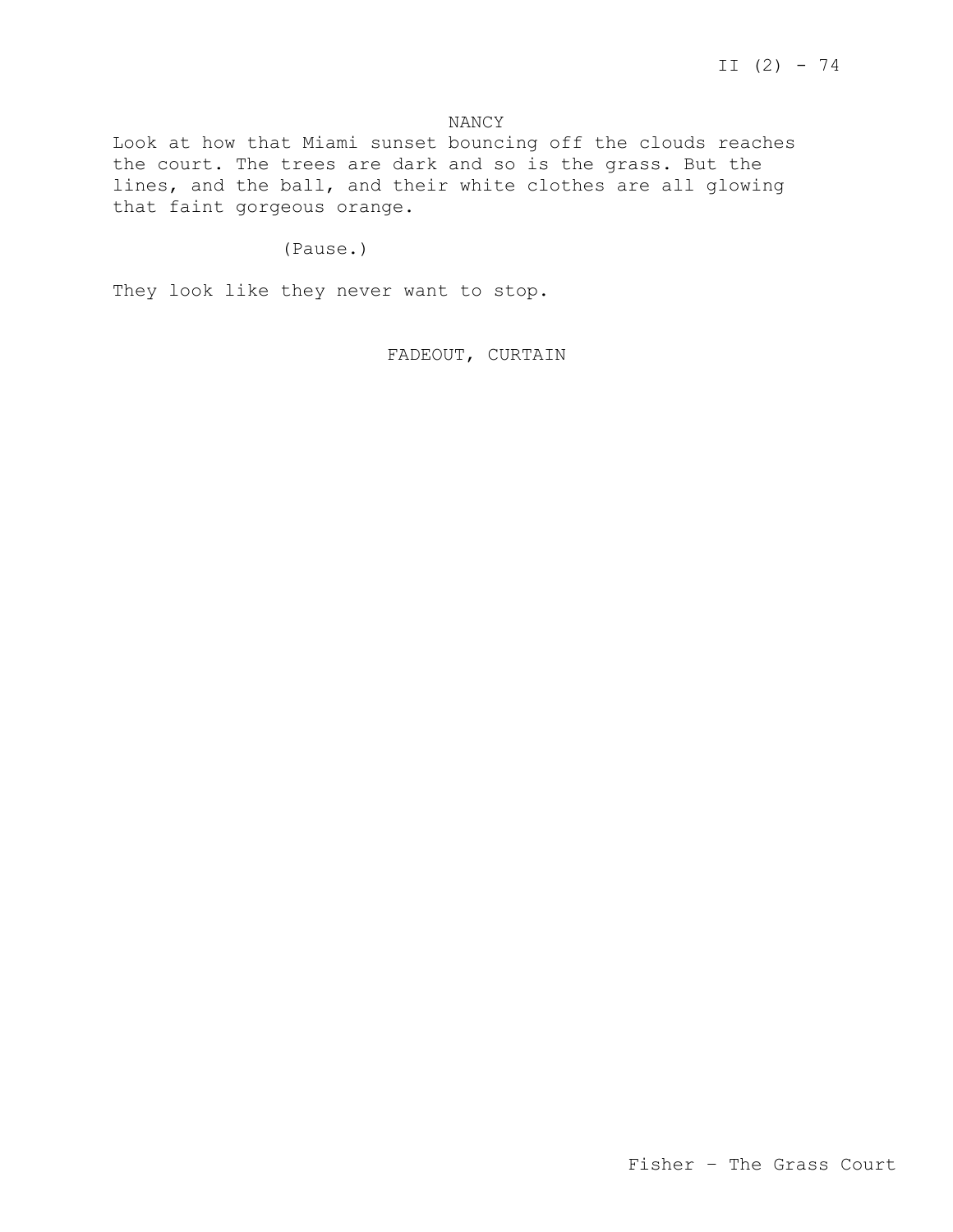NANCY

Look at how that Miami sunset bouncing off the clouds reaches the court. The trees are dark and so is the grass. But the lines, and the ball, and their white clothes are all glowing that faint gorgeous orange.

(Pause.)

They look like they never want to stop.

FADEOUT, CURTAIN